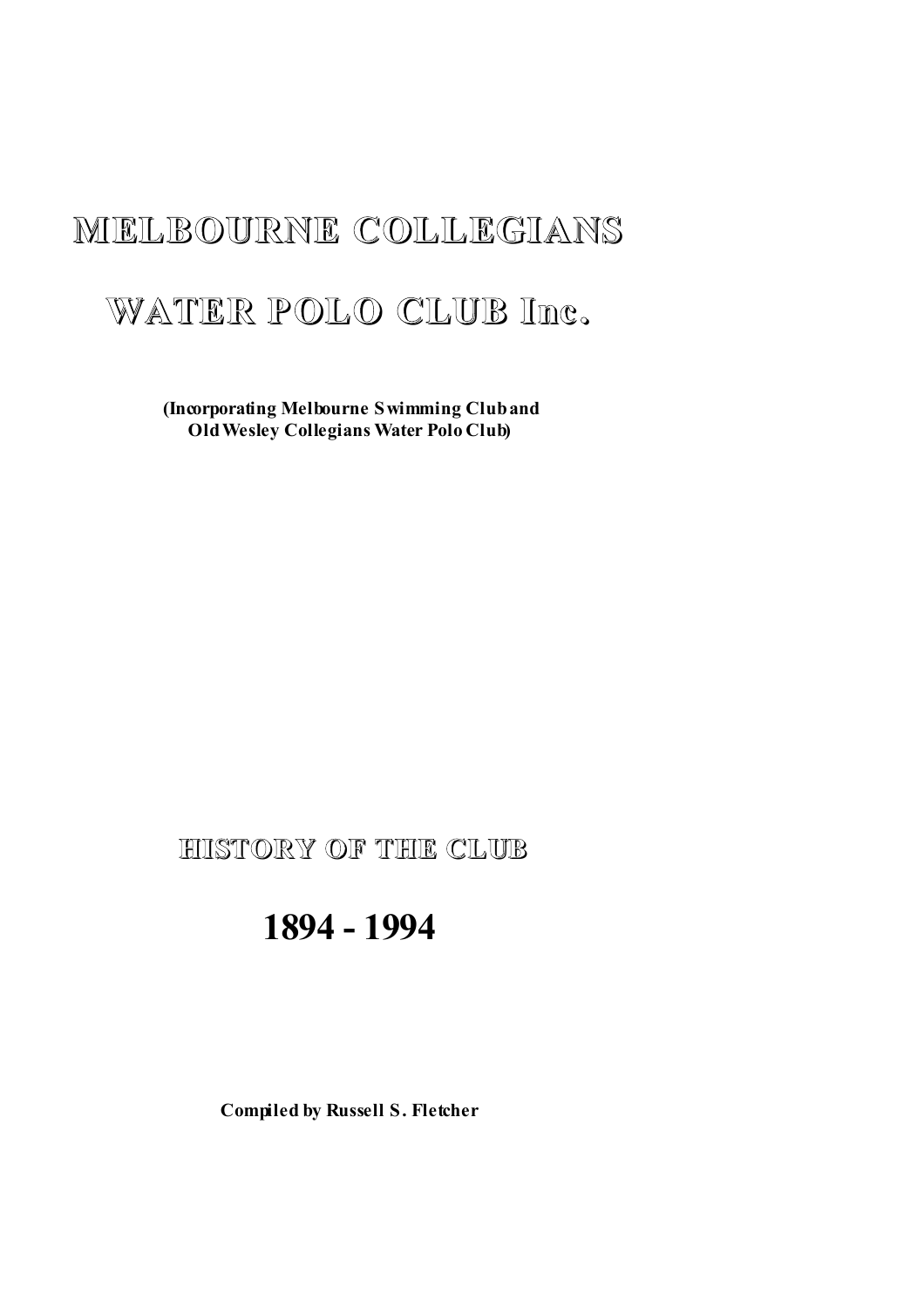# MELBOURNE COLLEGIANS

# WATER POLO CLUB Inc.

**(Incorporating Melbourne Swimming Club and Old Wesley Collegians Water Polo Club)**

## HISTORY OF THE CLUB

# 1894 - 1994

**Compiled by Russell S. Fletcher**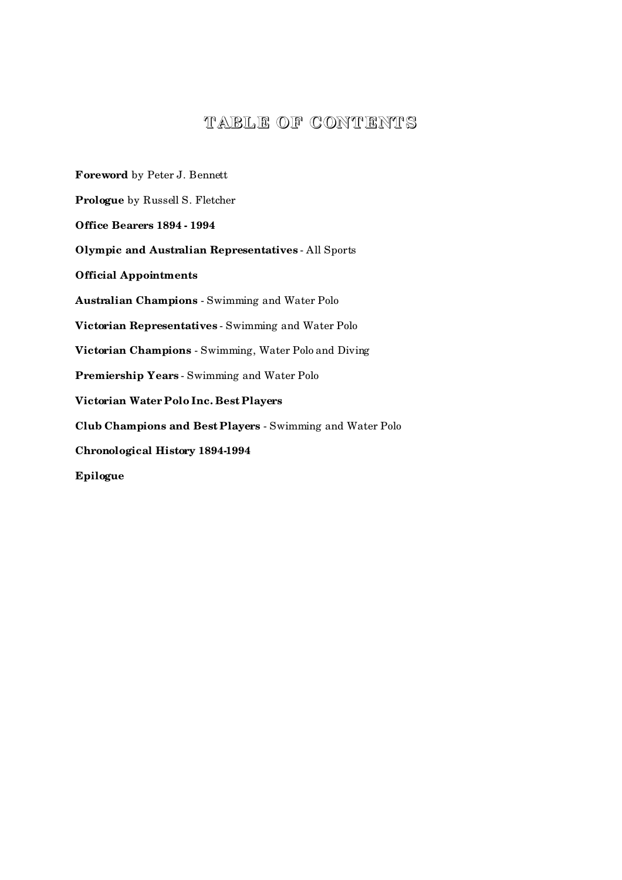# TABLE OF CONTENTS

**Foreword** by Peter J. Bennett

**Prologue** by Russell S. Fletcher

**Office Bearers 1894 - 1994**

**Olympic and Australian Representatives** - All Sports

**Official Appointments**

**Australian Champions** - Swimming and Water Polo

**Victorian Representatives** - Swimming and Water Polo

**Victorian Champions** - Swimming, Water Polo and Diving

**Premiership Years** - Swimming and Water Polo

**Victorian Water Polo Inc. Best Players**

**Club Champions and Best Players** - Swimming and Water Polo

**Chronological History 1894-1994**

**Epilogue**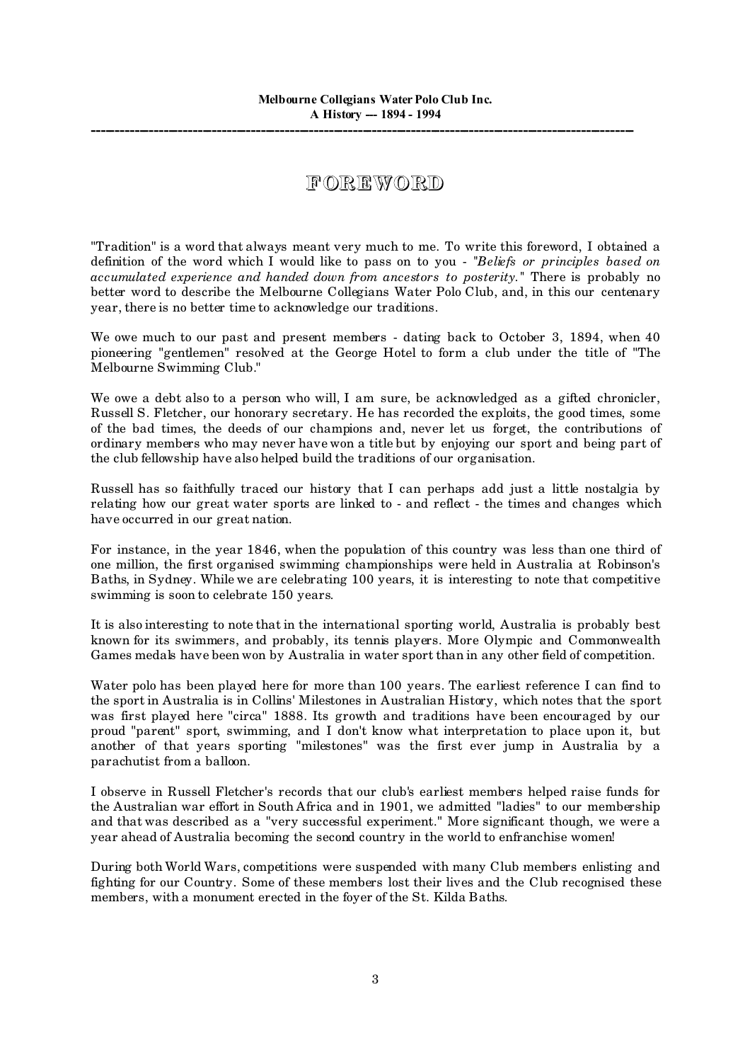# FOREWORD

"Tradition" is a word that always meant very much to me. To write this foreword, I obtained a definition of the word which I would like to pass on to you - "*Beliefs or principles based on accumulated experience and handed down from ancestors to posterity.*" There is probably no better word to describe the Melbourne Collegians Water Polo Club, and, in this our centenary year, there is no better time to acknowledge our traditions.

We owe much to our past and present members - dating back to October 3, 1894, when 40 pioneering "gentlemen" resolved at the George Hotel to form a club under the title of "The Melbourne Swimming Club."

We owe a debt also to a person who will, I am sure, be acknowledged as a gifted chronicler, Russell S. Fletcher, our honorary secretary. He has recorded the exploits, the good times, some of the bad times, the deeds of our champions and, never let us forget, the contributions of ordinary members who may never have won a title but by enjoying our sport and being part of the club fellowship have also helped build the traditions of our organisation.

Russell has so faithfully traced our history that I can perhaps add just a little nostalgia by relating how our great water sports are linked to - and reflect - the times and changes which have occurred in our great nation.

For instance, in the year 1846, when the population of this country was less than one third of one million, the first organised swimming championships were held in Australia at Robinson's Baths, in Sydney. While we are celebrating 100 years, it is interesting to note that competitive swimming is soon to celebrate 150 years.

It is also interesting to note that in the international sporting world, Australia is probably best known for its swimmers, and probably, its tennis players. More Olympic and Commonwealth Games medals have been won by Australia in water sport than in any other field of competition.

Water polo has been played here for more than 100 years. The earliest reference I can find to the sport in Australia is in Collins' Milestones in Australian History, which notes that the sport was first played here "circa" 1888. Its growth and traditions have been encouraged by our proud "parent" sport, swimming, and I don't know what interpretation to place upon it, but another of that years sporting "milestones" was the first ever jump in Australia by a parachutist from a balloon.

I observe in Russell Fletcher's records that our club's earliest members helped raise funds for the Australian war effort in South Africa and in 1901, we admitted "ladies" to our membership and that was described as a "very successful experiment." More significant though, we were a year ahead of Australia becoming the second country in the world to enfranchise women!

During both World Wars, competitions were suspended with many Club members enlisting and fighting for our Country. Some of these members lost their lives and the Club recognised these members, with a monument erected in the foyer of the St. Kilda Baths.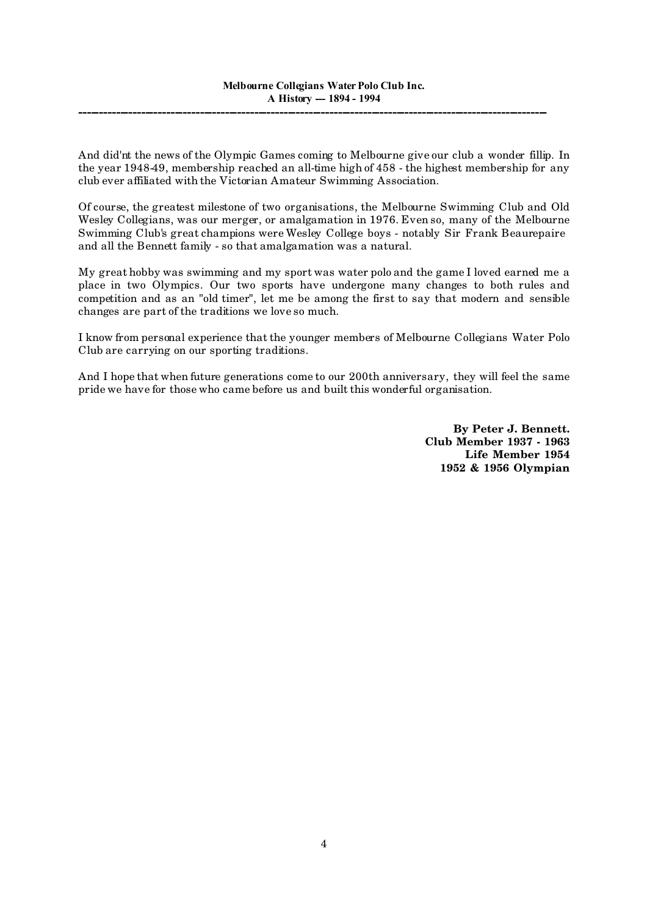And did'nt the news of the Olympic Games coming to Melbourne give our club a wonder fillip. In the year 1948-49, membership reached an all-time high of 458 - the highest membership for any club ever affiliated with the Victorian Amateur Swimming Association.

Of course, the greatest milestone of two organisations, the Melbourne Swimming Club and Old Wesley Collegians, was our merger, or amalgamation in 1976. Even so, many of the Melbourne Swimming Club's great champions were Wesley College boys - notably Sir Frank Beaurepaire and all the Bennett family - so that amalgamation was a natural.

My great hobby was swimming and my sport was water polo and the game I loved earned me a place in two Olympics. Our two sports have undergone many changes to both rules and competition and as an "old timer", let me be among the first to say that modern and sensible changes are part of the traditions we love so much.

I know from personal experience that the younger members of Melbourne Collegians Water Polo Club are carrying on our sporting traditions.

And I hope that when future generations come to our 200th anniversary, they will feel the same pride we have for those who came before us and built this wonderful organisation.

**By Peter J. Bennett.**
**Club Member 1937 - 1963**
**Life Member 1954**
**1952 & 1956 Olympian**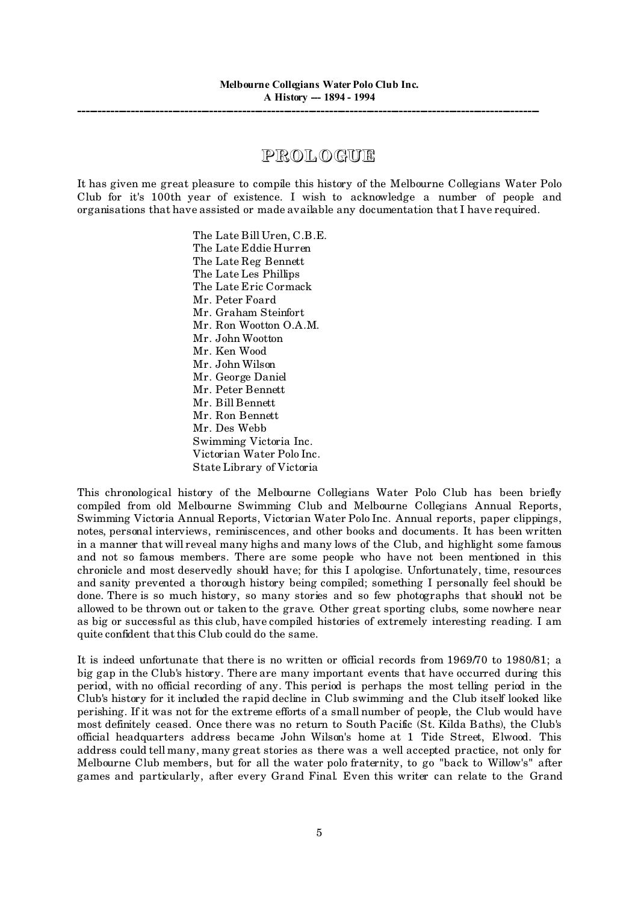# PROLOGUE

It has given me great pleasure to compile this history of the Melbourne Collegians Water Polo Club for it's 100th year of existence. I wish to acknowledge a number of people and organisations that have assisted or made available any documentation that I have required.

The Late Bill Uren, C.B.E.
The Late Eddie Hurren
The Late Reg Bennett
The Late Les Phillips
The Late Eric Cormack
Mr. Peter Foard
Mr. Graham Steinfort
Mr. Ron Wootton O.A.M.
Mr. John Wootton
Mr. Ken Wood
Mr. John Wilson
Mr. George Daniel
Mr. Peter Bennett
Mr. Bill Bennett
Mr. Ron Bennett
Mr. Des Webb
Swimming Victoria Inc.
Victorian Water Polo Inc.
State Library of Victoria

This chronological history of the Melbourne Collegians Water Polo Club has been briefly compiled from old Melbourne Swimming Club and Melbourne Collegians Annual Reports, Swimming Victoria Annual Reports, Victorian Water Polo Inc. Annual reports, paper clippings, notes, personal interviews, reminiscences, and other books and documents. It has been written in a manner that will reveal many highs and many lows of the Club, and highlight some famous and not so famous members. There are some people who have not been mentioned in this chronicle and most deservedly should have; for this I apologise. Unfortunately, time, resources and sanity prevented a thorough history being compiled; something I personally feel should be done. There is so much history, so many stories and so few photographs that should not be allowed to be thrown out or taken to the grave. Other great sporting clubs, some nowhere near as big or successful as this club, have compiled histories of extremely interesting reading. I am quite confident that this Club could do the same.

It is indeed unfortunate that there is no written or official records from 1969/70 to 1980/81; a big gap in the Club's history. There are many important events that have occurred during this period, with no official recording of any. This period is perhaps the most telling period in the Club's history for it included the rapid decline in Club swimming and the Club itself looked like perishing. If it was not for the extreme efforts of a small number of people, the Club would have most definitely ceased. Once there was no return to South Pacific (St. Kilda Baths), the Club's official headquarters address became John Wilson's home at 1 Tide Street, Elwood. This address could tell many, many great stories as there was a well accepted practice, not only for Melbourne Club members, but for all the water polo fraternity, to go "back to Willow's" after games and particularly, after every Grand Final. Even this writer can relate to the Grand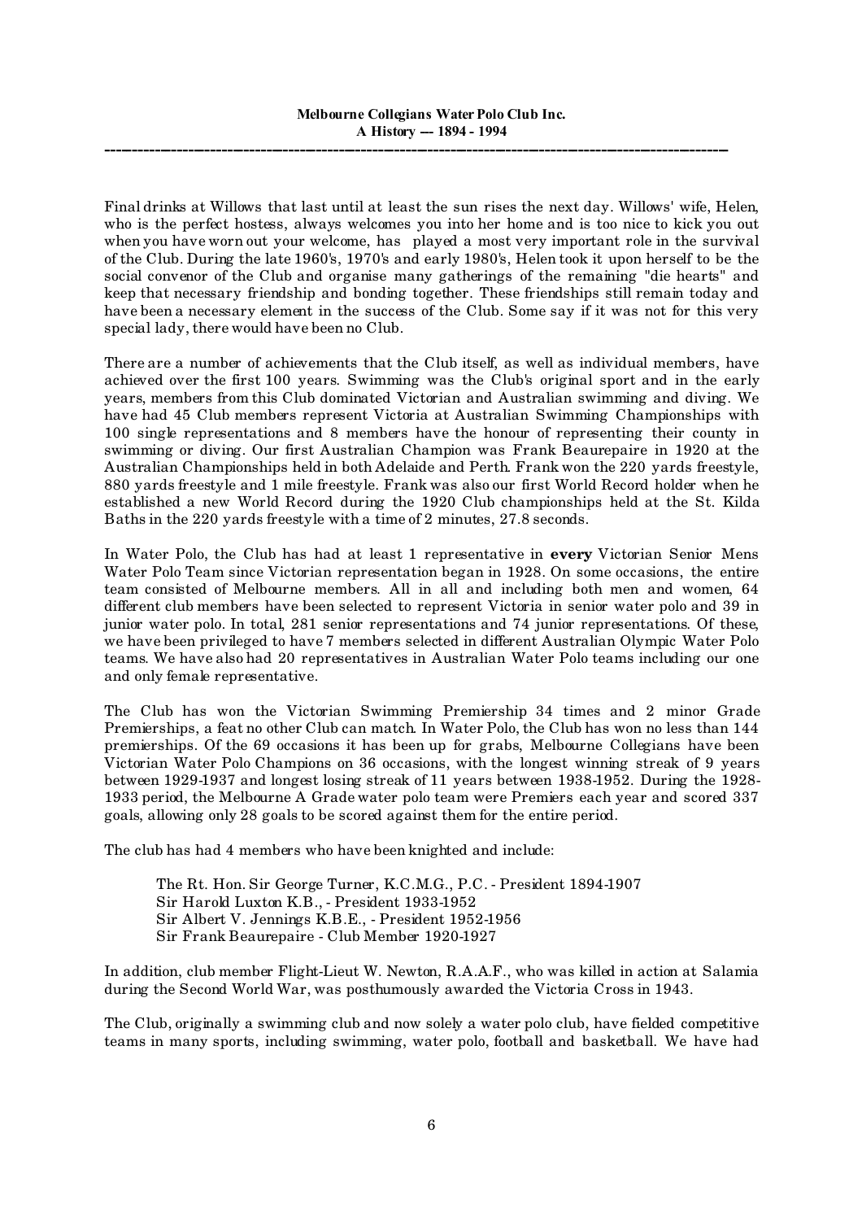Final drinks at Willows that last until at least the sun rises the next day. Willows' wife, Helen, who is the perfect hostess, always welcomes you into her home and is too nice to kick you out when you have worn out your welcome, has played a most very important role in the survival of the Club. During the late 1960's, 1970's and early 1980's, Helen took it upon herself to be the social convenor of the Club and organise many gatherings of the remaining "die hearts" and keep that necessary friendship and bonding together. These friendships still remain today and have been a necessary element in the success of the Club. Some say if it was not for this very special lady, there would have been no Club.

There are a number of achievements that the Club itself, as well as individual members, have achieved over the first 100 years. Swimming was the Club's original sport and in the early years, members from this Club dominated Victorian and Australian swimming and diving. We have had 45 Club members represent Victoria at Australian Swimming Championships with 100 single representations and 8 members have the honour of representing their county in swimming or diving. Our first Australian Champion was Frank Beaurepaire in 1920 at the Australian Championships held in both Adelaide and Perth. Frank won the 220 yards freestyle, 880 yards freestyle and 1 mile freestyle. Frank was also our first World Record holder when he established a new World Record during the 1920 Club championships held at the St. Kilda Baths in the 220 yards freestyle with a time of 2 minutes, 27.8 seconds.

In Water Polo, the Club has had at least 1 representative in **every** Victorian Senior Mens Water Polo Team since Victorian representation began in 1928. On some occasions, the entire team consisted of Melbourne members. All in all and including both men and women, 64 different club members have been selected to represent Victoria in senior water polo and 39 in junior water polo. In total, 281 senior representations and 74 junior representations. Of these, we have been privileged to have 7 members selected in different Australian Olympic Water Polo teams. We have also had 20 representatives in Australian Water Polo teams including our one and only female representative.

The Club has won the Victorian Swimming Premiership 34 times and 2 minor Grade Premierships, a feat no other Club can match. In Water Polo, the Club has won no less than 144 premierships. Of the 69 occasions it has been up for grabs, Melbourne Collegians have been Victorian Water Polo Champions on 36 occasions, with the longest winning streak of 9 years between 1929-1937 and longest losing streak of 11 years between 1938-1952. During the 1928-1933 period, the Melbourne A Grade water polo team were Premiers each year and scored 337 goals, allowing only 28 goals to be scored against them for the entire period.

The club has had 4 members who have been knighted and include:

The Rt. Hon. Sir George Turner, K.C.M.G., P.C. - President 1894-1907
Sir Harold Luxton K.B., - President 1933-1952
Sir Albert V. Jennings K.B.E., - President 1952-1956
Sir Frank Beaurepaire - Club Member 1920-1927

In addition, club member Flight-Lieut W. Newton, R.A.A.F., who was killed in action at Salamia during the Second World War, was posthumously awarded the Victoria Cross in 1943.

The Club, originally a swimming club and now solely a water polo club, have fielded competitive teams in many sports, including swimming, water polo, football and basketball. We have had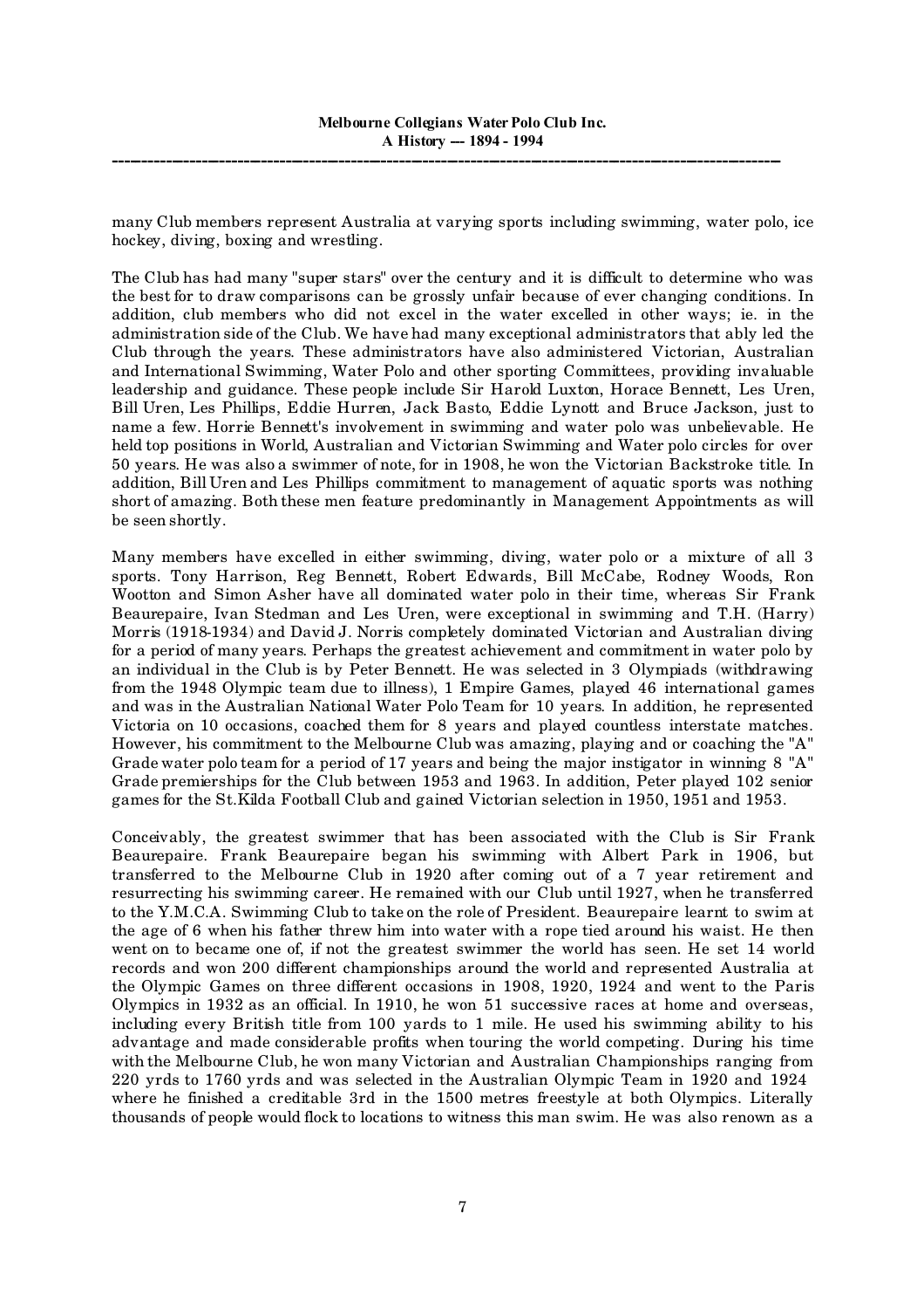many Club members represent Australia at varying sports including swimming, water polo, ice hockey, diving, boxing and wrestling.

The Club has had many "super stars" over the century and it is difficult to determine who was the best for to draw comparisons can be grossly unfair because of ever changing conditions. In addition, club members who did not excel in the water excelled in other ways; ie. in the administration side of the Club. We have had many exceptional administrators that ably led the Club through the years. These administrators have also administered Victorian, Australian and International Swimming, Water Polo and other sporting Committees, providing invaluable leadership and guidance. These people include Sir Harold Luxton, Horace Bennett, Les Uren, Bill Uren, Les Phillips, Eddie Hurren, Jack Basto, Eddie Lynott and Bruce Jackson, just to name a few. Horrie Bennett's involvement in swimming and water polo was unbelievable. He held top positions in World, Australian and Victorian Swimming and Water polo circles for over 50 years. He was also a swimmer of note, for in 1908, he won the Victorian Backstroke title. In addition, Bill Uren and Les Phillips commitment to management of aquatic sports was nothing short of amazing. Both these men feature predominantly in Management Appointments as will be seen shortly.

Many members have excelled in either swimming, diving, water polo or a mixture of all 3 sports. Tony Harrison, Reg Bennett, Robert Edwards, Bill McCabe, Rodney Woods, Ron Wootton and Simon Asher have all dominated water polo in their time, whereas Sir Frank Beaurepaire, Ivan Stedman and Les Uren, were exceptional in swimming and T.H. (Harry) Morris (1918-1934) and David J. Norris completely dominated Victorian and Australian diving for a period of many years. Perhaps the greatest achievement and commitment in water polo by an individual in the Club is by Peter Bennett. He was selected in 3 Olympiads (withdrawing from the 1948 Olympic team due to illness), 1 Empire Games, played 46 international games and was in the Australian National Water Polo Team for 10 years. In addition, he represented Victoria on 10 occasions, coached them for 8 years and played countless interstate matches. However, his commitment to the Melbourne Club was amazing, playing and or coaching the "A" Grade water polo team for a period of 17 years and being the major instigator in winning 8 "A" Grade premierships for the Club between 1953 and 1963. In addition, Peter played 102 senior games for the St.Kilda Football Club and gained Victorian selection in 1950, 1951 and 1953.

Conceivably, the greatest swimmer that has been associated with the Club is Sir Frank Beaurepaire. Frank Beaurepaire began his swimming with Albert Park in 1906, but transferred to the Melbourne Club in 1920 after coming out of a 7 year retirement and resurrecting his swimming career. He remained with our Club until 1927, when he transferred to the Y.M.C.A. Swimming Club to take on the role of President. Beaurepaire learnt to swim at the age of 6 when his father threw him into water with a rope tied around his waist. He then went on to became one of, if not the greatest swimmer the world has seen. He set 14 world records and won 200 different championships around the world and represented Australia at the Olympic Games on three different occasions in 1908, 1920, 1924 and went to the Paris Olympics in 1932 as an official. In 1910, he won 51 successive races at home and overseas, including every British title from 100 yards to 1 mile. He used his swimming ability to his advantage and made considerable profits when touring the world competing. During his time with the Melbourne Club, he won many Victorian and Australian Championships ranging from 220 yrds to 1760 yrds and was selected in the Australian Olympic Team in 1920 and 1924 where he finished a creditable 3rd in the 1500 metres freestyle at both Olympics. Literally thousands of people would flock to locations to witness this man swim. He was also renown as a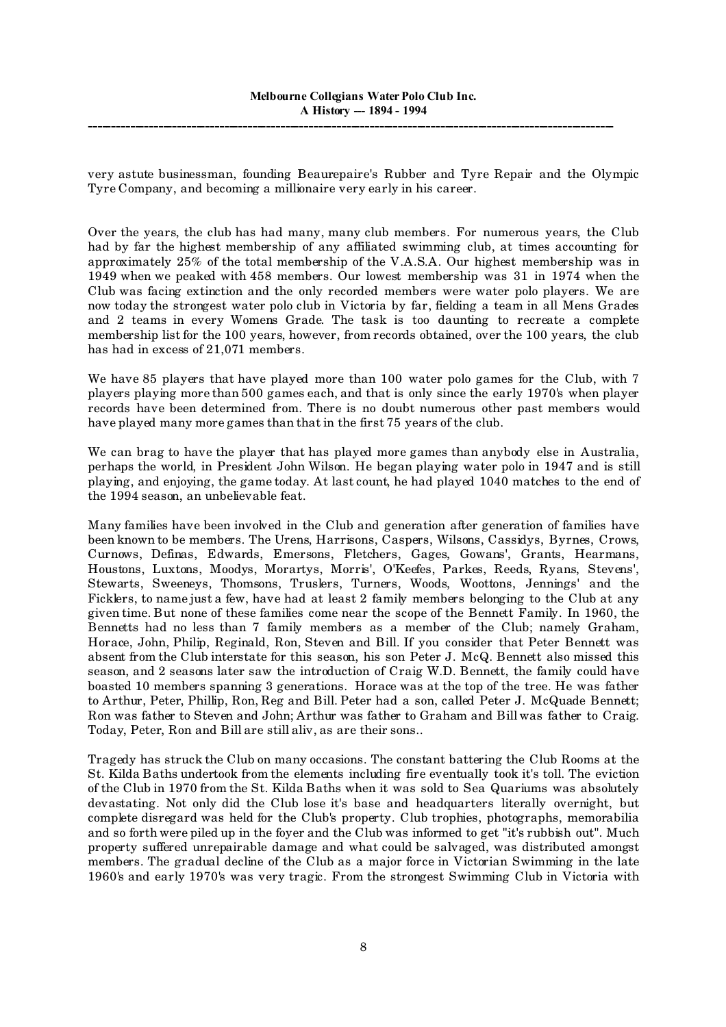very astute businessman, founding Beaurepaire's Rubber and Tyre Repair and the Olympic Tyre Company, and becoming a millionaire very early in his career.

Over the years, the club has had many, many club members. For numerous years, the Club had by far the highest membership of any affiliated swimming club, at times accounting for approximately 25% of the total membership of the V.A.S.A. Our highest membership was in 1949 when we peaked with 458 members. Our lowest membership was 31 in 1974 when the Club was facing extinction and the only recorded members were water polo players. We are now today the strongest water polo club in Victoria by far, fielding a team in all Mens Grades and 2 teams in every Womens Grade. The task is too daunting to recreate a complete membership list for the 100 years, however, from records obtained, over the 100 years, the club has had in excess of 21,071 members.

We have 85 players that have played more than 100 water polo games for the Club, with 7 players playing more than 500 games each, and that is only since the early 1970's when player records have been determined from. There is no doubt numerous other past members would have played many more games than that in the first 75 years of the club.

We can brag to have the player that has played more games than anybody else in Australia, perhaps the world, in President John Wilson. He began playing water polo in 1947 and is still playing, and enjoying, the game today. At last count, he had played 1040 matches to the end of the 1994 season, an unbelievable feat.

Many families have been involved in the Club and generation after generation of families have been known to be members. The Urens, Harrisons, Caspers, Wilsons, Cassidys, Byrnes, Crows, Curnows, Definas, Edwards, Emersons, Fletchers, Gages, Gowans', Grants, Hearmans, Houstons, Luxtons, Moodys, Morartys, Morris', O'Keefes, Parkes, Reeds, Ryans, Stevens', Stewarts, Sweeneys, Thomsons, Truslers, Turners, Woods, Woottons, Jennings' and the Ficklers, to name just a few, have had at least 2 family members belonging to the Club at any given time. But none of these families come near the scope of the Bennett Family. In 1960, the Bennetts had no less than 7 family members as a member of the Club; namely Graham, Horace, John, Philip, Reginald, Ron, Steven and Bill. If you consider that Peter Bennett was absent from the Club interstate for this season, his son Peter J. McQ. Bennett also missed this season, and 2 seasons later saw the introduction of Craig W.D. Bennett, the family could have boasted 10 members spanning 3 generations. Horace was at the top of the tree. He was father to Arthur, Peter, Phillip, Ron, Reg and Bill. Peter had a son, called Peter J. McQuade Bennett; Ron was father to Steven and John; Arthur was father to Graham and Bill was father to Craig. Today, Peter, Ron and Bill are still aliv, as are their sons..

Tragedy has struck the Club on many occasions. The constant battering the Club Rooms at the St. Kilda Baths undertook from the elements including fire eventually took it's toll. The eviction of the Club in 1970 from the St. Kilda Baths when it was sold to Sea Quariums was absolutely devastating. Not only did the Club lose it's base and headquarters literally overnight, but complete disregard was held for the Club's property. Club trophies, photographs, memorabilia and so forth were piled up in the foyer and the Club was informed to get "it's rubbish out". Much property suffered unrepairable damage and what could be salvaged, was distributed amongst members. The gradual decline of the Club as a major force in Victorian Swimming in the late 1960's and early 1970's was very tragic. From the strongest Swimming Club in Victoria with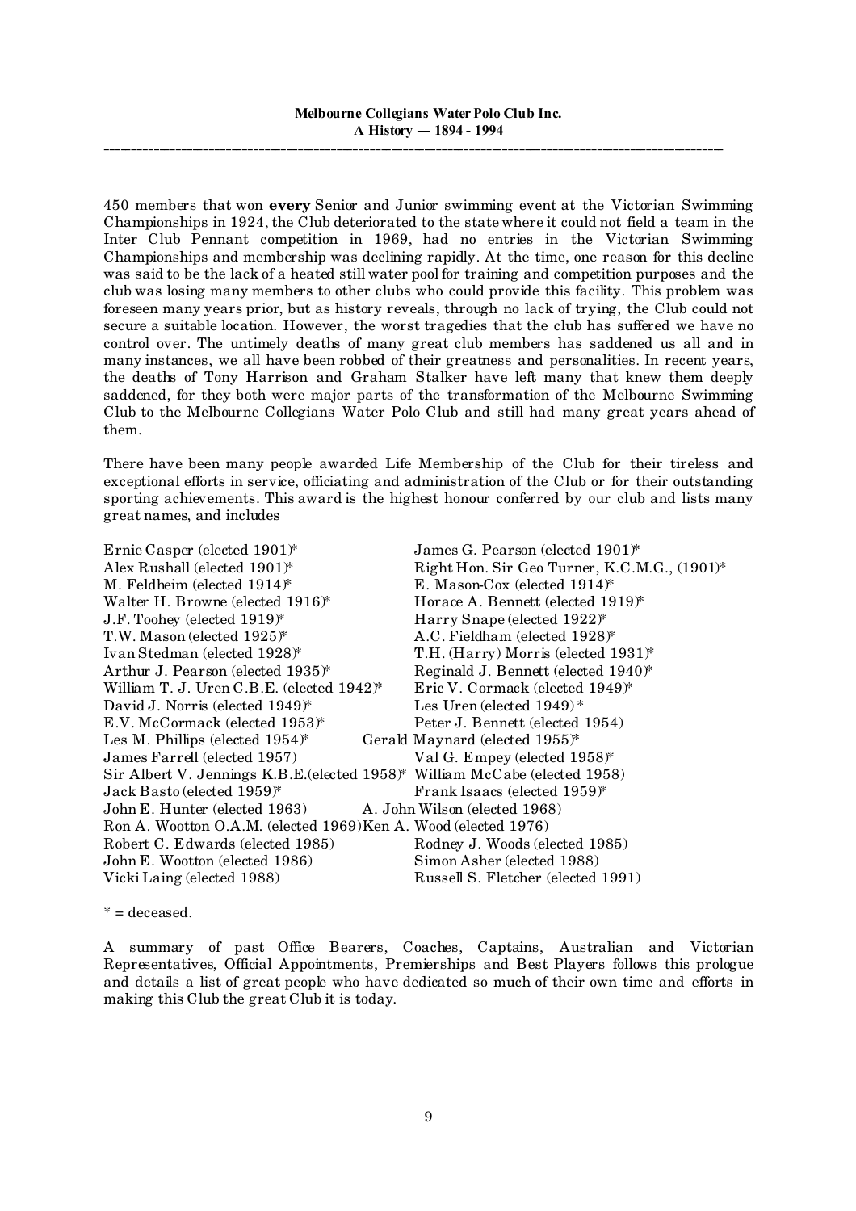450 members that won **every** Senior and Junior swimming event at the Victorian Swimming Championships in 1924, the Club deteriorated to the state where it could not field a team in the Inter Club Pennant competition in 1969, had no entries in the Victorian Swimming Championships and membership was declining rapidly. At the time, one reason for this decline was said to be the lack of a heated still water pool for training and competition purposes and the club was losing many members to other clubs who could provide this facility. This problem was foreseen many years prior, but as history reveals, through no lack of trying, the Club could not secure a suitable location. However, the worst tragedies that the club has suffered we have no control over. The untimely deaths of many great club members has saddened us all and in many instances, we all have been robbed of their greatness and personalities. In recent years, the deaths of Tony Harrison and Graham Stalker have left many that knew them deeply saddened, for they both were major parts of the transformation of the Melbourne Swimming Club to the Melbourne Collegians Water Polo Club and still had many great years ahead of them.

There have been many people awarded Life Membership of the Club for their tireless and exceptional efforts in service, officiating and administration of the Club or for their outstanding sporting achievements. This award is the highest honour conferred by our club and lists many great names, and includes

Ernie Casper (elected 1901)*
James G. Pearson (elected 1901)*
Alex Rushall (elected 1901)*
Right Hon. Sir Geo Turner, K.C.M.G., (1901)*
M. Feldheim (elected 1914)*
E. Mason-Cox (elected 1914)*
Walter H. Browne (elected 1916)*
Horace A. Bennett (elected 1919)*
J.F. Toohey (elected 1919)*
Harry Snape (elected 1922)*
T.W. Mason (elected 1925)*
A.C. Fieldham (elected 1928)*
Ivan Stedman (elected 1928)*
T.H. (Harry) Morris (elected 1931)*
Arthur J. Pearson (elected 1935)*
Reginald J. Bennett (elected 1940)*
William T. J. Uren C.B.E. (elected 1942)*
Eric V. Cormack (elected 1949)*
David J. Norris (elected 1949)*
Les Uren (elected 1949) *
E.V. McCormack (elected 1953)*
Peter J. Bennett (elected 1954)
Les M. Phillips (elected 1954)*
Gerald Maynard (elected 1955)*
James Farrell (elected 1957)
Val G. Empey (elected 1958)*
Sir Albert V. Jennings K.B.E.(elected 1958)*
William McCabe (elected 1958)
Jack Basto (elected 1959)*
Frank Isaacs (elected 1959)*
John E. Hunter (elected 1963)
A. John Wilson (elected 1968)
Ron A. Wootton O.A.M. (elected 1969)
Ken A. Wood (elected 1976)
Robert C. Edwards (elected 1985)
Rodney J. Woods (elected 1985)
John E. Wootton (elected 1986)
Simon Asher (elected 1988)
Vicki Laing (elected 1988)
Russell S. Fletcher (elected 1991)

* = deceased.

A summary of past Office Bearers, Coaches, Captains, Australian and Victorian Representatives, Official Appointments, Premierships and Best Players follows this prologue and details a list of great people who have dedicated so much of their own time and efforts in making this Club the great Club it is today.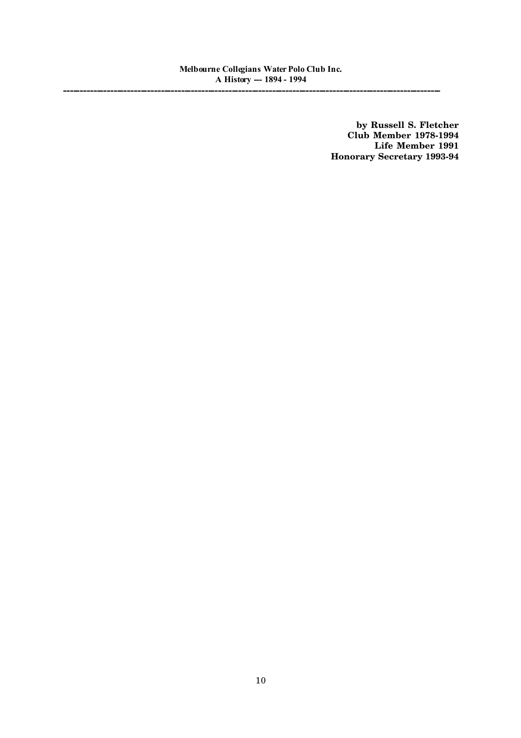**by Russell S. Fletcher**
**Club Member 1978-1994**
**Life Member 1991**
**Honorary Secretary 1993-94**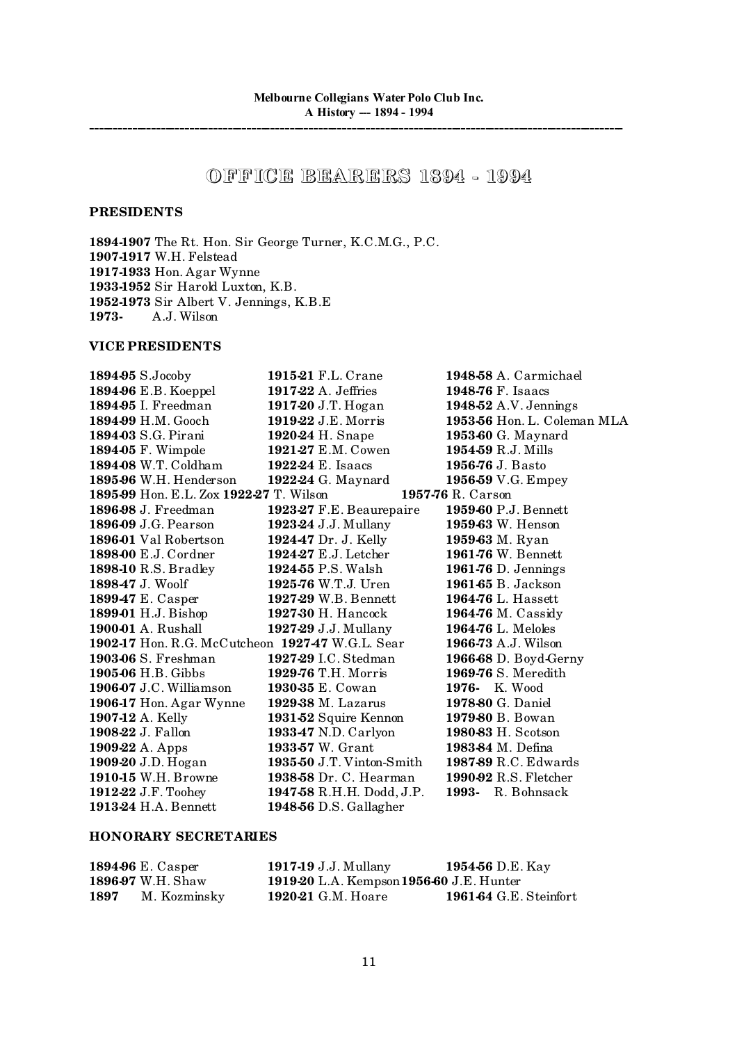# OFFICE BEARERS 1894 - 1994

## PRESIDENTS

**1894-1907** The Rt. Hon. Sir George Turner, K.C.M.G., P.C.
**1907-1917** W.H. Felstead
**1917-1933** Hon. Agar Wynne
**1933-1952** Sir Harold Luxton, K.B.
**1952-1973** Sir Albert V. Jennings, K.B.E
**1973-** A.J. Wilson

## VICE PRESIDENTS

**1894-95** S.Jocoby
**1894-96** E.B. Koeppel
**1894-95** I. Freedman
**1894-99** H.M. Gooch
**1894-03** S.G. Pirani
**1894-05** F. Wimpole
**1894-08** W.T. Coldham
**1895-96** W.H. Henderson
**1895-99** Hon. E.L. Zox
**1896-98** J. Freedman
**1896-09** J.G. Pearson
**1896-01** Val Robertson
**1898-00** E.J. Cordner
**1898-10** R.S. Bradley
**1898-47** J. Woolf
**1899-47** E. Casper
**1899-01** H.J. Bishop
**1900-01** A. Rushall
**1902-17** Hon. R.G. McCutcheon
**1903-06** S. Freshman
**1905-06** H.B. Gibbs
**1906-07** J.C. Williamson
**1906-17** Hon. Agar Wynne
**1907-12** A. Kelly
**1908-22** J. Fallon
**1909-22** A. Apps
**1909-20** J.D. Hogan
**1910-15** W.H. Browne
**1912-22** J.F. Toohey
**1913-24** H.A. Bennett
**1915-21** F.L. Crane
**1917-22** A. Jeffries
**1917-20** J.T. Hogan
**1919-22** J.E. Morris
**1920-24** H. Snape
**1921-27** E.M. Cowen
**1922-24** E. Isaacs
**1922-24** G. Maynard
**1922-27** T. Wilson
**1923-27** F.E. Beaurepaire
**1923-24** J.J. Mullany
**1924-47** Dr. J. Kelly
**1924-27** E.J. Letcher
**1924-55** P.S. Walsh
**1925-76** W.T.J. Uren
**1927-29** W.B. Bennett
**1927-30** H. Hancock
**1927-29** J.J. Mullany
**1927-47** W.G.L. Sear
**1927-29** I.C. Stedman
**1929-76** T.H. Morris
**1930-35** E. Cowan
**1929-38** M. Lazarus
**1931-52** Squire Kennon
**1933-47** N.D. Carlyon
**1933-57** W. Grant
**1935-50** J.T. Vinton-Smith
**1938-58** Dr. C. Hearman
**1947-58** R.H.H. Dodd, J.P.
**1948-56** D.S. Gallagher
**1948-58** A. Carmichael
**1948-76** F. Isaacs
**1948-52** A.V. Jennings
**1953-56** Hon. L. Coleman MLA
**1953-60** G. Maynard
**1954-59** R.J. Mills
**1956-76** J. Basto
**1956-59** V.G. Empey
**1957-76** R. Carson
**1959-60** P.J. Bennett
**1959-63** W. Henson
**1959-63** M. Ryan
**1961-76** W. Bennett
**1961-76** D. Jennings
**1961-65** B. Jackson
**1964-76** L. Hassett
**1964-76** M. Cassidy
**1964-76** L. Meloles
**1966-73** A.J. Wilson
**1966-68** D. Boyd-Gerny
**1969-76** S. Meredith
**1976-** K. Wood
**1978-80** G. Daniel
**1979-80** B. Bowan
**1980-83** H. Scotson
**1983-84** M. Defina
**1987-89** R.C. Edwards
**1990-92** R.S. Fletcher
**1993-** R. Bohnsack

## HONORARY SECRETARIES

**1894-96** E. Casper
**1896-97** W.H. Shaw
**1897** M. Kozminsky
**1917-19** J.J. Mullany
**1919-20** L.A. Kempson
**1920-21** G.M. Hoare
**1954-56** D.E. Kay
**1956-60** J.E. Hunter
**1961-64** G.E. Steinfort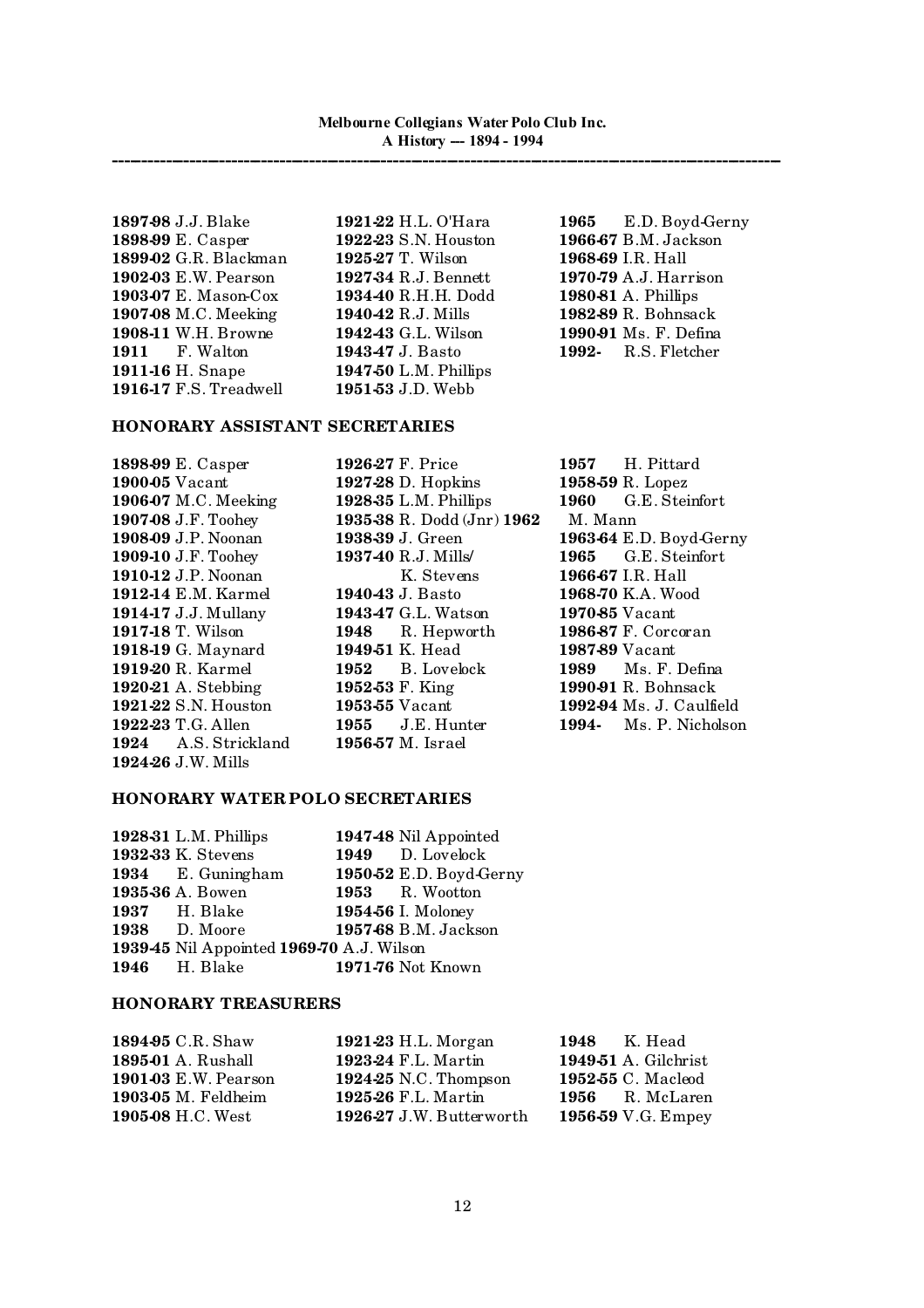**1897-98** J.J. Blake
**1898-99** E. Casper
**1899-02** G.R. Blackman
**1902-03** E.W. Pearson
**1903-07** E. Mason-Cox
**1907-08** M.C. Meeking
**1908-11** W.H. Browne
**1911** F. Walton
**1911-16** H. Snape
**1916-17** F.S. Treadwell
**1921-22** H.L. O'Hara
**1922-23** S.N. Houston
**1925-27** T. Wilson
**1927-34** R.J. Bennett
**1934-40** R.H.H. Dodd
**1940-42** R.J. Mills
**1942-43** G.L. Wilson
**1943-47** J. Basto
**1947-50** L.M. Phillips
**1951-53** J.D. Webb
**1965** E.D. Boyd-Gerny
**1966-67** B.M. Jackson
**1968-69** I.R. Hall
**1970-79** A.J. Harrison
**1980-81** A. Phillips
**1982-89** R. Bohnsack
**1990-91** Ms. F. Defina
**1992-** R.S. Fletcher

## HONORARY ASSISTANT SECRETARIES

**1898-99** E. Casper
**1900-05** Vacant
**1906-07** M.C. Meeking
**1907-08** J.F. Toohey
**1908-09** J.P. Noonan
**1909-10** J.F. Toohey
**1910-12** J.P. Noonan
**1912-14** E.M. Karmel
**1914-17** J.J. Mullany
**1917-18** T. Wilson
**1918-19** G. Maynard
**1919-20** R. Karmel
**1920-21** A. Stebbing
**1921-22** S.N. Houston
**1922-23** T.G. Allen
**1924** A.S. Strickland
**1924-26** J.W. Mills
**1926-27** F. Price
**1927-28** D. Hopkins
**1928-35** L.M. Phillips
**1935-38** R. Dodd (Jnr)
**1938-39** J. Green
**1937-40** R.J. Mills/ K. Stevens
**1940-43** J. Basto
**1943-47** G.L. Watson
**1948** R. Hepworth
**1949-51** K. Head
**1952** B. Lovelock
**1952-53** F. King
**1953-55** Vacant
**1955** J.E. Hunter
**1956-57** M. Israel
**1957** H. Pittard
**1958-59** R. Lopez
**1960** G.E. Steinfort
**1962** M. Mann
**1963-64** E.D. Boyd-Gerny
**1965** G.E. Steinfort
**1966-67** I.R. Hall
**1968-70** K.A. Wood
**1970-85** Vacant
**1986-87** F. Corcoran
**1987-89** Vacant
**1989** Ms. F. Defina
**1990-91** R. Bohnsack
**1992-94** Ms. J. Caulfield
**1994-** Ms. P. Nicholson

## HONORARY WATER POLO SECRETARIES

**1928-31** L.M. Phillips
**1932-33** K. Stevens
**1934** E. Guningham
**1935-36** A. Bowen
**1937** H. Blake
**1938** D. Moore
**1939-45** Nil Appointed
**1946** H. Blake
**1947-48** Nil Appointed
**1949** D. Lovelock
**1950-52** E.D. Boyd-Gerny
**1953** R. Wootton
**1954-56** I. Moloney
**1957-68** B.M. Jackson
**1969-70** A.J. Wilson
**1971-76** Not Known

## HONORARY TREASURERS

**1894-95** C.R. Shaw
**1895-01** A. Rushall
**1901-03** E.W. Pearson
**1903-05** M. Feldheim
**1905-08** H.C. West
**1921-23** H.L. Morgan
**1923-24** F.L. Martin
**1924-25** N.C. Thompson
**1925-26** F.L. Martin
**1926-27** J.W. Butterworth
**1948** K. Head
**1949-51** A. Gilchrist
**1952-55** C. Macleod
**1956** R. McLaren
**1956-59** V.G. Empey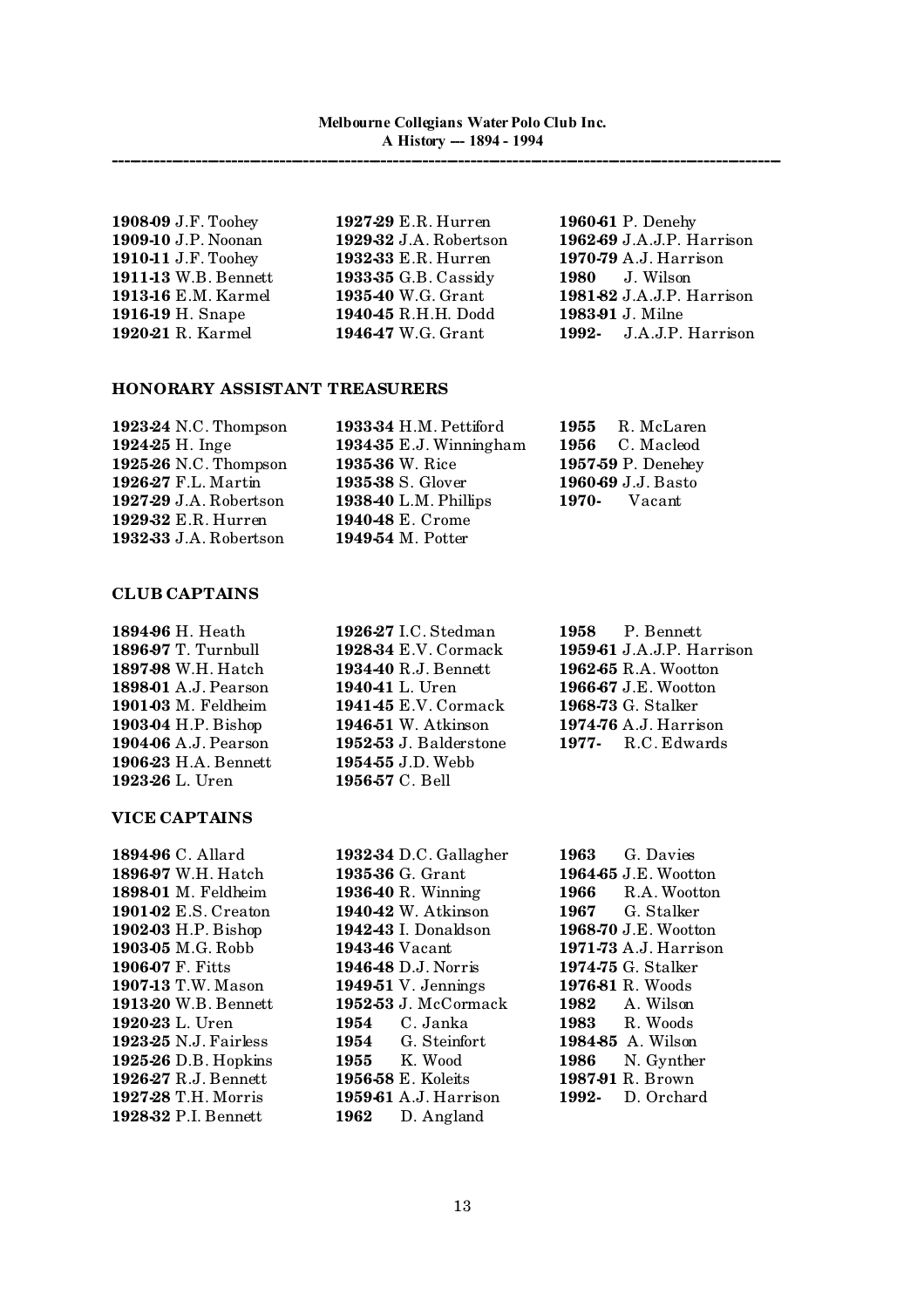**1908-09** J.F. Toohey
**1909-10** J.P. Noonan
**1910-11** J.F. Toohey
**1911-13** W.B. Bennett
**1913-16** E.M. Karmel
**1916-19** H. Snape
**1920-21** R. Karmel
**1927-29** E.R. Hurren
**1929-32** J.A. Robertson
**1932-33** E.R. Hurren
**1933-35** G.B. Cassidy
**1935-40** W.G. Grant
**1940-45** R.H.H. Dodd
**1946-47** W.G. Grant
**1960-61** P. Denehy
**1962-69** J.A.J.P. Harrison
**1970-79** A.J. Harrison
**1980** J. Wilson
**1981-82** J.A.J.P. Harrison
**1983-91** J. Milne
**1992-** J.A.J.P. Harrison

## HONORARY ASSISTANT TREASURERS

**1923-24** N.C. Thompson
**1924-25** H. Inge
**1925-26** N.C. Thompson
**1926-27** F.L. Martin
**1927-29** J.A. Robertson
**1929-32** E.R. Hurren
**1932-33** J.A. Robertson
**1933-34** H.M. Pettiford
**1934-35** E.J. Winningham
**1935-36** W. Rice
**1935-38** S. Glover
**1938-40** L.M. Phillips
**1940-48** E. Crome
**1949-54** M. Potter
**1955** R. McLaren
**1956** C. Macleod
**1957-59** P. Denehey
**1960-69** J.J. Basto
**1970-** Vacant

## CLUB CAPTAINS

**1894-96** H. Heath
**1896-97** T. Turnbull
**1897-98** W.H. Hatch
**1898-01** A.J. Pearson
**1901-03** M. Feldheim
**1903-04** H.P. Bishop
**1904-06** A.J. Pearson
**1906-23** H.A. Bennett
**1923-26** L. Uren
**1926-27** I.C. Stedman
**1928-34** E.V. Cormack
**1934-40** R.J. Bennett
**1940-41** L. Uren
**1941-45** E.V. Cormack
**1946-51** W. Atkinson
**1952-53** J. Balderstone
**1954-55** J.D. Webb
**1956-57** C. Bell
**1958** P. Bennett
**1959-61** J.A.J.P. Harrison
**1962-65** R.A. Wootton
**1966-67** J.E. Wootton
**1968-73** G. Stalker
**1974-76** A.J. Harrison
**1977-** R.C. Edwards

## VICE CAPTAINS

**1894-96** C. Allard
**1896-97** W.H. Hatch
**1898-01** M. Feldheim
**1901-02** E.S. Creaton
**1902-03** H.P. Bishop
**1903-05** M.G. Robb
**1906-07** F. Fitts
**1907-13** T.W. Mason
**1913-20** W.B. Bennett
**1920-23** L. Uren
**1923-25** N.J. Fairless
**1925-26** D.B. Hopkins
**1926-27** R.J. Bennett
**1927-28** T.H. Morris
**1928-32** P.I. Bennett
**1932-34** D.C. Gallagher
**1935-36** G. Grant
**1936-40** R. Winning
**1940-42** W. Atkinson
**1942-43** I. Donaldson
**1943-46** Vacant
**1946-48** D.J. Norris
**1949-51** V. Jennings
**1952-53** J. McCormack
**1954** C. Janka
**1954** G. Steinfort
**1955** K. Wood
**1956-58** E. Koleits
**1959-61** A.J. Harrison
**1962** D. Angland
**1963** G. Davies
**1964-65** J.E. Wootton
**1966** R.A. Wootton
**1967** G. Stalker
**1968-70** J.E. Wootton
**1971-73** A.J. Harrison
**1974-75** G. Stalker
**1976-81** R. Woods
**1982** A. Wilson
**1983** R. Woods
**1984-85** A. Wilson
**1986** N. Gynther
**1987-91** R. Brown
**1992-** D. Orchard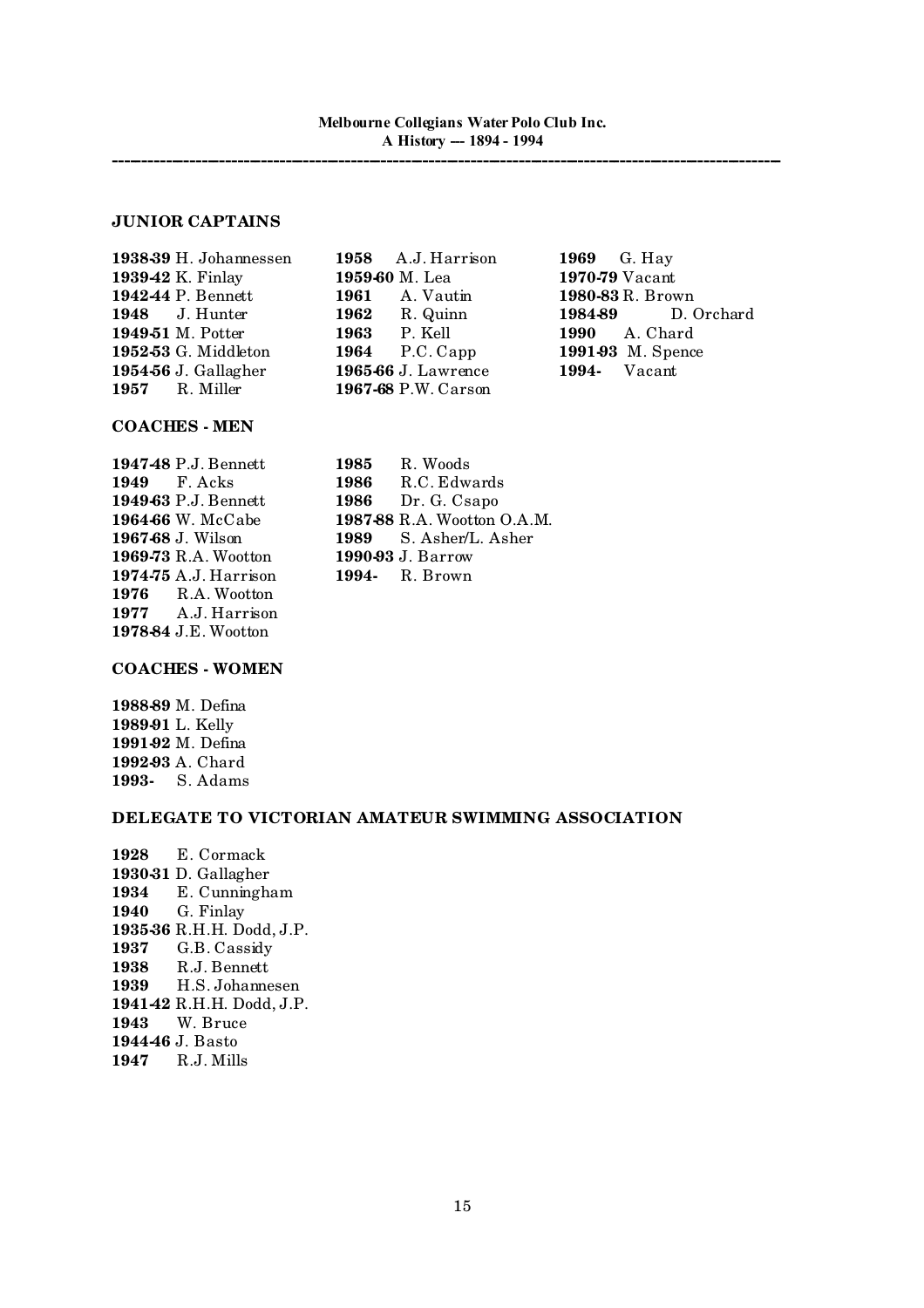## JUNIOR CAPTAINS

**1938-39** H. Johannessen
**1939-42** K. Finlay
**1942-44** P. Bennett
**1948** J. Hunter
**1949-51** M. Potter
**1952-53** G. Middleton
**1954-56** J. Gallagher
**1957** R. Miller
**1958** A.J. Harrison
**1959-60** M. Lea
**1961** A. Vautin
**1962** R. Quinn
**1963** P. Kell
**1964** P.C. Capp
**1965-66** J. Lawrence
**1967-68** P.W. Carson
**1969** G. Hay
**1970-79** Vacant
**1980-83** R. Brown
**1984-89** D. Orchard
**1990** A. Chard
**1991-93** M. Spence
**1994-** Vacant

## COACHES - MEN

**1947-48** P.J. Bennett
**1949** F. Acks
**1949-63** P.J. Bennett
**1964-66** W. McCabe
**1967-68** J. Wilson
**1969-73** R.A. Wootton
**1974-75** A.J. Harrison
**1976** R.A. Wootton
**1977** A.J. Harrison
**1978-84** J.E. Wootton
**1985** R. Woods
**1986** R.C. Edwards
**1986** Dr. G. Csapo
**1987-88** R.A. Wootton O.A.M.
**1989** S. Asher/L. Asher
**1990-93** J. Barrow
**1994-** R. Brown

## COACHES - WOMEN

**1988-89** M. Defina
**1989-91** L. Kelly
**1991-92** M. Defina
**1992-93** A. Chard
**1993-** S. Adams

## DELEGATE TO VICTORIAN AMATEUR SWIMMING ASSOCIATION

**1928** E. Cormack
**1930-31** D. Gallagher
**1934** E. Cunningham
**1940** G. Finlay
**1935-36** R.H.H. Dodd, J.P.
**1937** G.B. Cassidy
**1938** R.J. Bennett
**1939** H.S. Johannesen
**1941-42** R.H.H. Dodd, J.P.
**1943** W. Bruce
**1944-46** J. Basto
**1947** R.J. Mills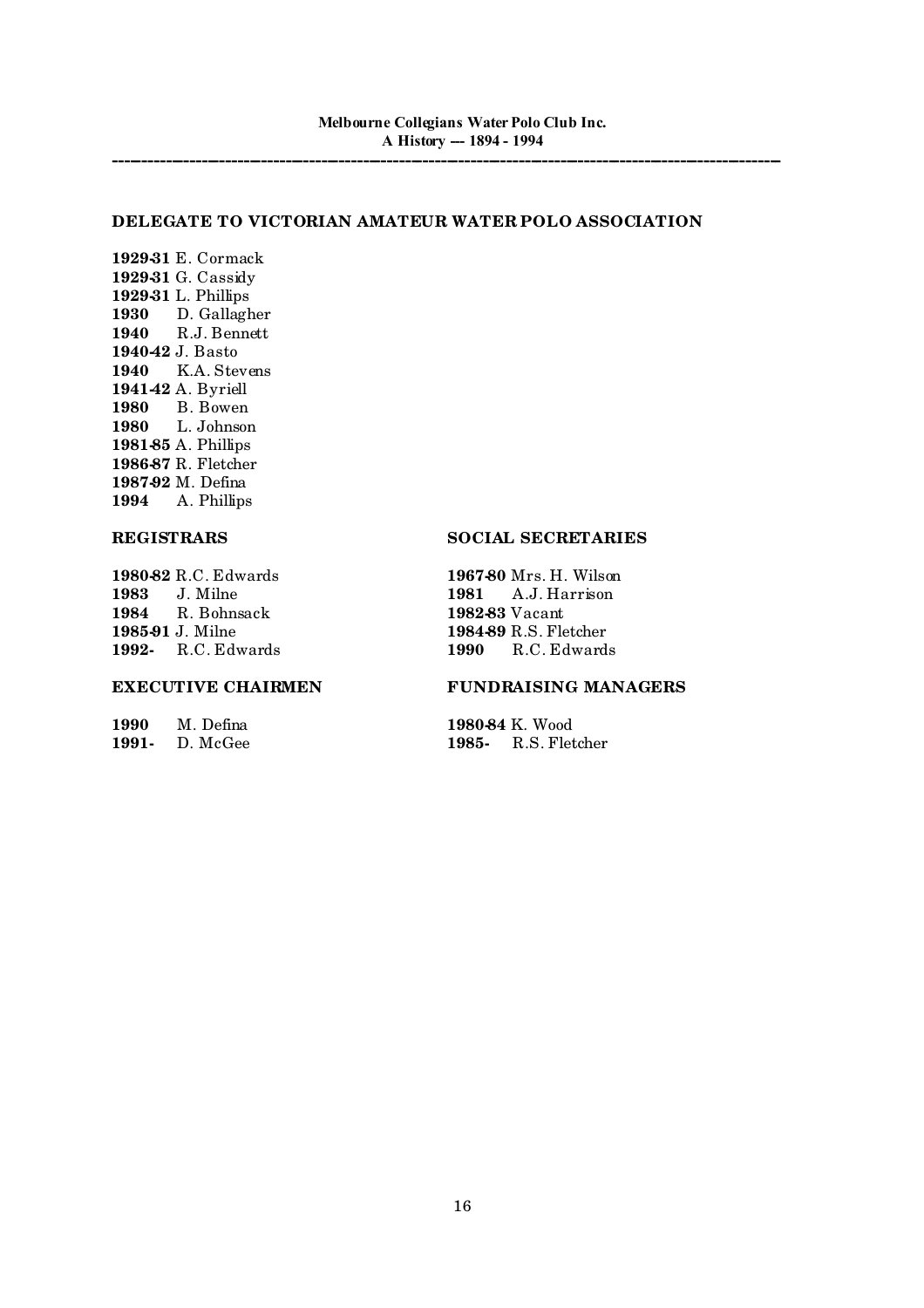## DELEGATE TO VICTORIAN AMATEUR WATER POLO ASSOCIATION

**1929-31** E. Cormack
**1929-31** G. Cassidy
**1929-31** L. Phillips
**1930** D. Gallagher
**1940** R.J. Bennett
**1940-42** J. Basto
**1940** K.A. Stevens
**1941-42** A. Byriell
**1980** B. Bowen
**1980** L. Johnson
**1981-85** A. Phillips
**1986-87** R. Fletcher
**1987-92** M. Defina
**1994** A. Phillips

## REGISTRARS

**1980-82** R.C. Edwards
**1983** J. Milne
**1984** R. Bohnsack
**1985-91** J. Milne
**1992-** R.C. Edwards

## SOCIAL SECRETARIES

**1967-80** Mrs. H. Wilson
**1981** A.J. Harrison
**1982-83** Vacant
**1984-89** R.S. Fletcher
**1990** R.C. Edwards

## EXECUTIVE CHAIRMEN

**1990** M. Defina
**1991-** D. McGee

## FUNDRAISING MANAGERS

**1980-84** K. Wood
**1985-** R.S. Fletcher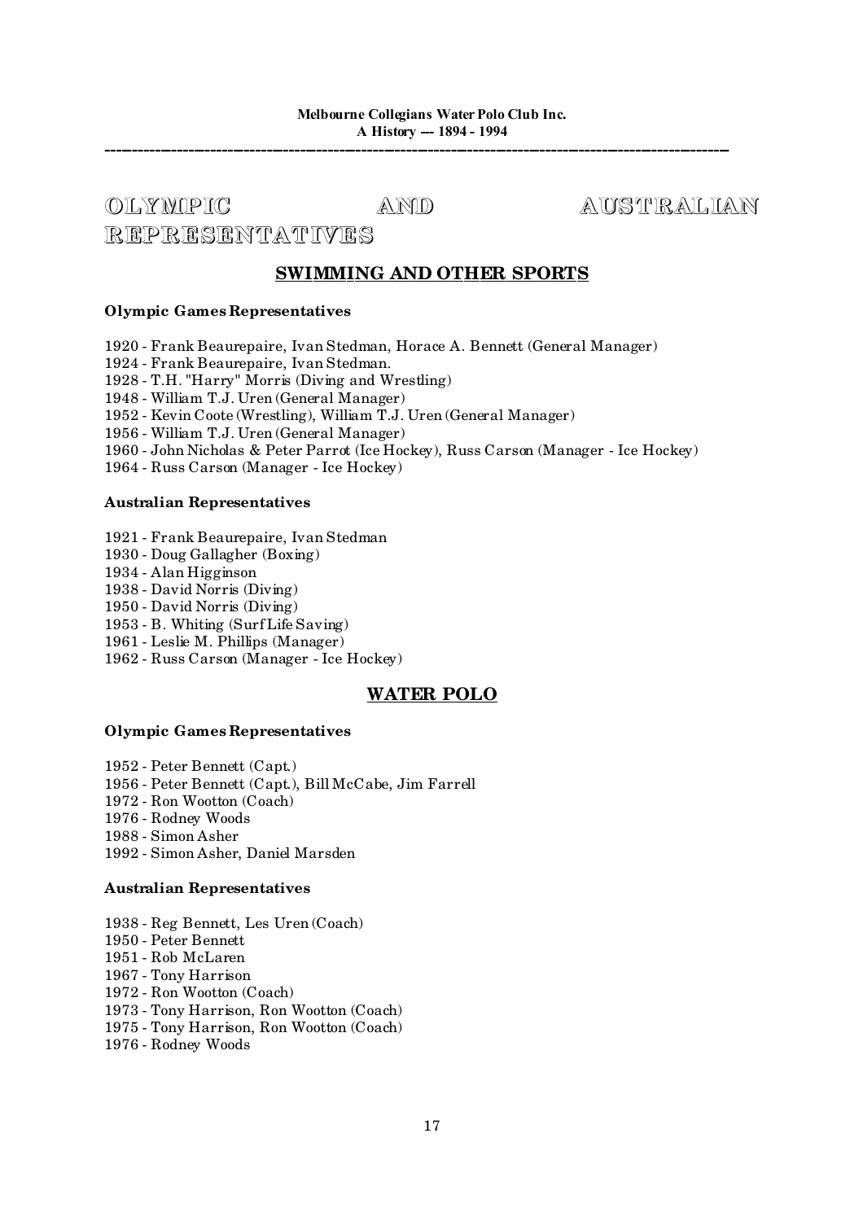# OLYMPIC AND AUSTRALIAN REPRESENTATIVES

## SWIMMING AND OTHER SPORTS

**Olympic Games Representatives**

1920 - Frank Beaurepaire, Ivan Stedman, Horace A. Bennett (General Manager)
1924 - Frank Beaurepaire, Ivan Stedman.
1928 - T.H. "Harry" Morris (Diving and Wrestling)
1948 - William T.J. Uren (General Manager)
1952 - Kevin Coote (Wrestling), William T.J. Uren (General Manager)
1956 - William T.J. Uren (General Manager)
1960 - John Nicholas & Peter Parrot (Ice Hockey), Russ Carson (Manager - Ice Hockey)
1964 - Russ Carson (Manager - Ice Hockey)

**Australian Representatives**

1921 - Frank Beaurepaire, Ivan Stedman
1930 - Doug Gallagher (Boxing)
1934 - Alan Higginson
1938 - David Norris (Diving)
1950 - David Norris (Diving)
1953 - B. Whiting (Surf Life Saving)
1961 - Leslie M. Phillips (Manager)
1962 - Russ Carson (Manager - Ice Hockey)

## WATER POLO

**Olympic Games Representatives**

1952 - Peter Bennett (Capt.)
1956 - Peter Bennett (Capt.), Bill McCabe, Jim Farrell
1972 - Ron Wootton (Coach)
1976 - Rodney Woods
1988 - Simon Asher
1992 - Simon Asher, Daniel Marsden

**Australian Representatives**

1938 - Reg Bennett, Les Uren (Coach)
1950 - Peter Bennett
1951 - Rob McLaren
1967 - Tony Harrison
1972 - Ron Wootton (Coach)
1973 - Tony Harrison, Ron Wootton (Coach)
1975 - Tony Harrison, Ron Wootton (Coach)
1976 - Rodney Woods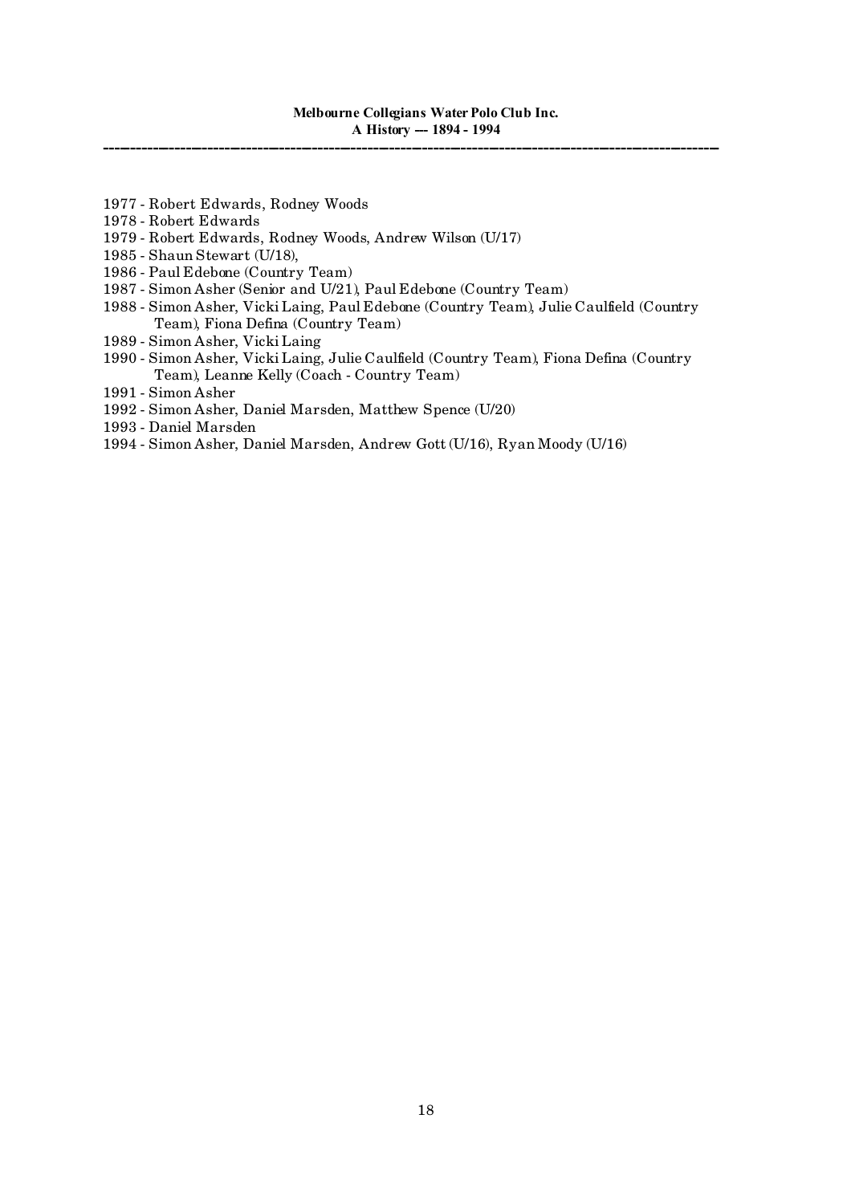1977 - Robert Edwards, Rodney Woods
1978 - Robert Edwards
1979 - Robert Edwards, Rodney Woods, Andrew Wilson (U/17)
1985 - Shaun Stewart (U/18),
1986 - Paul Edebone (Country Team)
1987 - Simon Asher (Senior and U/21), Paul Edebone (Country Team)
1988 - Simon Asher, Vicki Laing, Paul Edebone (Country Team), Julie Caulfield (Country Team), Fiona Defina (Country Team)
1989 - Simon Asher, Vicki Laing
1990 - Simon Asher, Vicki Laing, Julie Caulfield (Country Team), Fiona Defina (Country Team), Leanne Kelly (Coach - Country Team)
1991 - Simon Asher
1992 - Simon Asher, Daniel Marsden, Matthew Spence (U/20)
1993 - Daniel Marsden
1994 - Simon Asher, Daniel Marsden, Andrew Gott (U/16), Ryan Moody (U/16)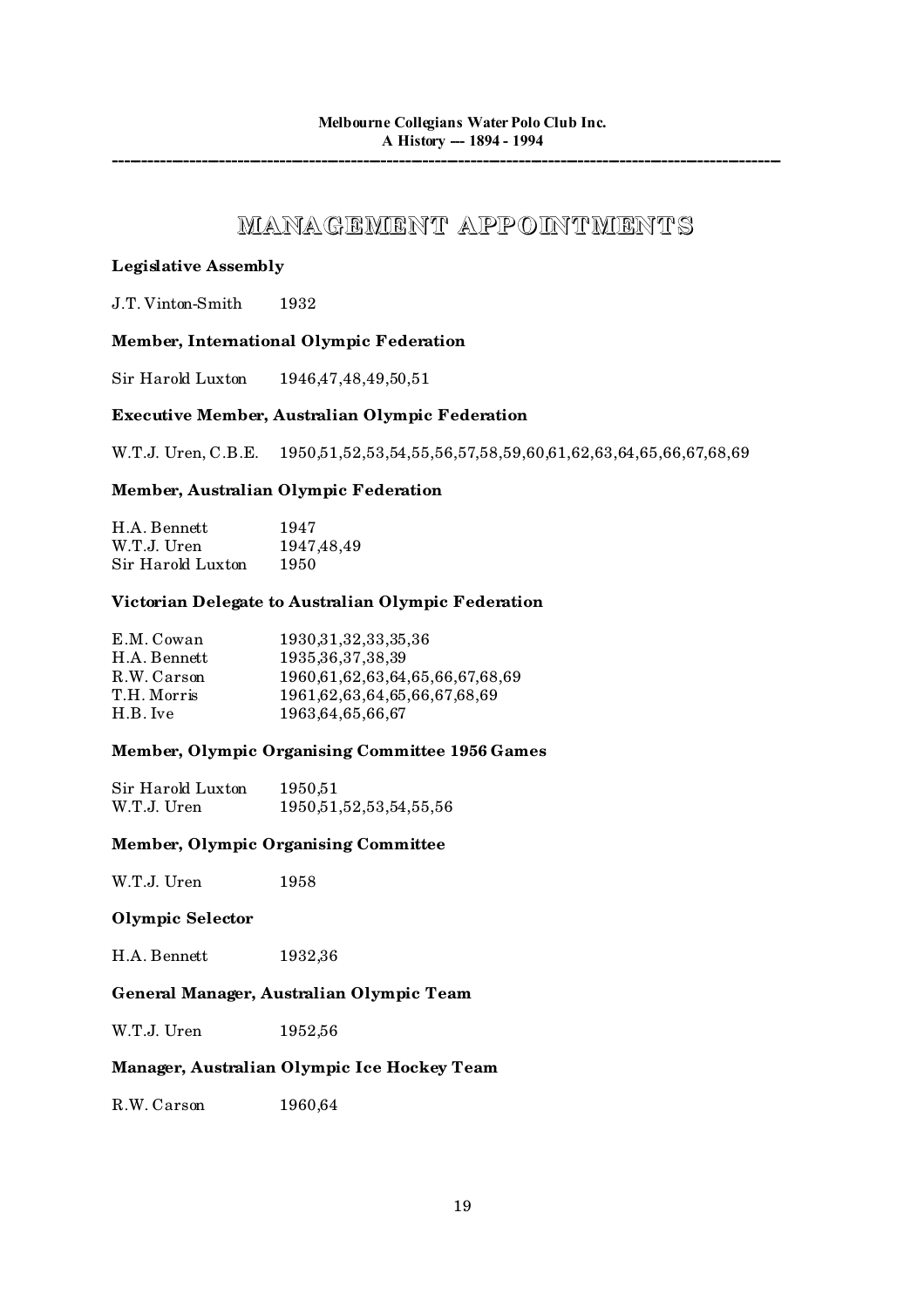# MANAGEMENT APPOINTMENTS

**Legislative Assembly**

J.T. Vinton-Smith 1932

**Member, International Olympic Federation**

Sir Harold Luxton 1946,47,48,49,50,51

**Executive Member, Australian Olympic Federation**

W.T.J. Uren, C.B.E. 1950,51,52,53,54,55,56,57,58,59,60,61,62,63,64,65,66,67,68,69

**Member, Australian Olympic Federation**

| | |
|---|---|
| H.A. Bennett | 1947 |
| W.T.J. Uren | 1947,48,49 |
| Sir Harold Luxton | 1950 |

**Victorian Delegate to Australian Olympic Federation**

| | |
|---|---|
| E.M. Cowan | 1930,31,32,33,35,36 |
| H.A. Bennett | 1935,36,37,38,39 |
| R.W. Carson | 1960,61,62,63,64,65,66,67,68,69 |
| T.H. Morris | 1961,62,63,64,65,66,67,68,69 |
| H.B. Ive | 1963,64,65,66,67 |

**Member, Olympic Organising Committee 1956 Games**

| | |
|---|---|
| Sir Harold Luxton | 1950,51 |
| W.T.J. Uren | 1950,51,52,53,54,55,56 |

**Member, Olympic Organising Committee**

W.T.J. Uren 1958

**Olympic Selector**

H.A. Bennett 1932,36

**General Manager, Australian Olympic Team**

W.T.J. Uren 1952,56

**Manager, Australian Olympic Ice Hockey Team**

R.W. Carson 1960,64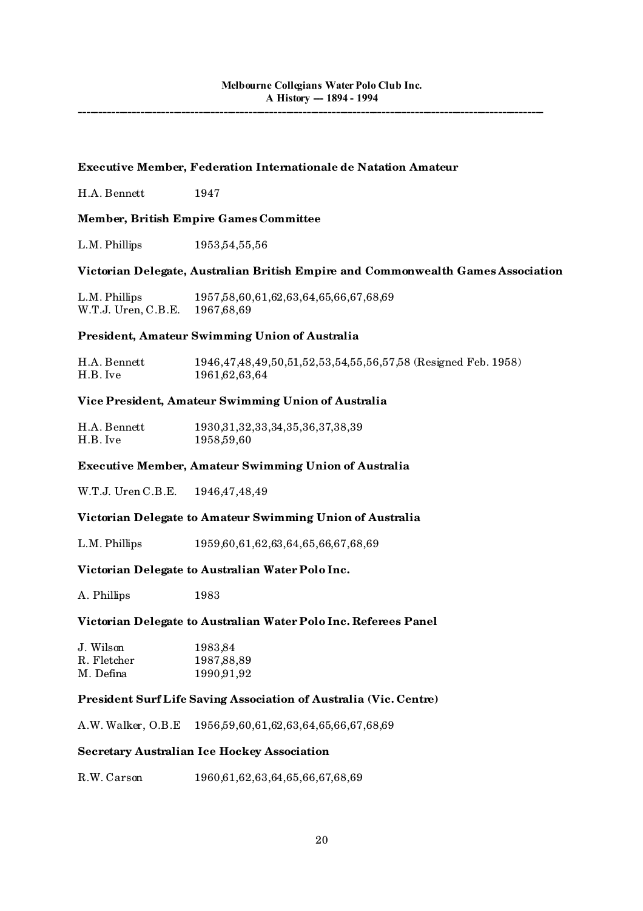### Executive Member, Federation Internationale de Natation Amateur

H.A. Bennett 1947

### Member, British Empire Games Committee

L.M. Phillips 1953,54,55,56

### Victorian Delegate, Australian British Empire and Commonwealth Games Association

L.M. Phillips 1957,58,60,61,62,63,64,65,66,67,68,69
W.T.J. Uren, C.B.E. 1967,68,69

### President, Amateur Swimming Union of Australia

H.A. Bennett 1946,47,48,49,50,51,52,53,54,55,56,57,58 (Resigned Feb. 1958)
H.B. Ive 1961,62,63,64

### Vice President, Amateur Swimming Union of Australia

H.A. Bennett 1930,31,32,33,34,35,36,37,38,39
H.B. Ive 1958,59,60

### Executive Member, Amateur Swimming Union of Australia

W.T.J. Uren C.B.E. 1946,47,48,49

### Victorian Delegate to Amateur Swimming Union of Australia

L.M. Phillips 1959,60,61,62,63,64,65,66,67,68,69

### Victorian Delegate to Australian Water Polo Inc.

A. Phillips 1983

### Victorian Delegate to Australian Water Polo Inc. Referees Panel

J. Wilson 1983,84
R. Fletcher 1987,88,89
M. Defina 1990,91,92

### President Surf Life Saving Association of Australia (Vic. Centre)

A.W. Walker, O.B.E 1956,59,60,61,62,63,64,65,66,67,68,69

### Secretary Australian Ice Hockey Association

R.W. Carson 1960,61,62,63,64,65,66,67,68,69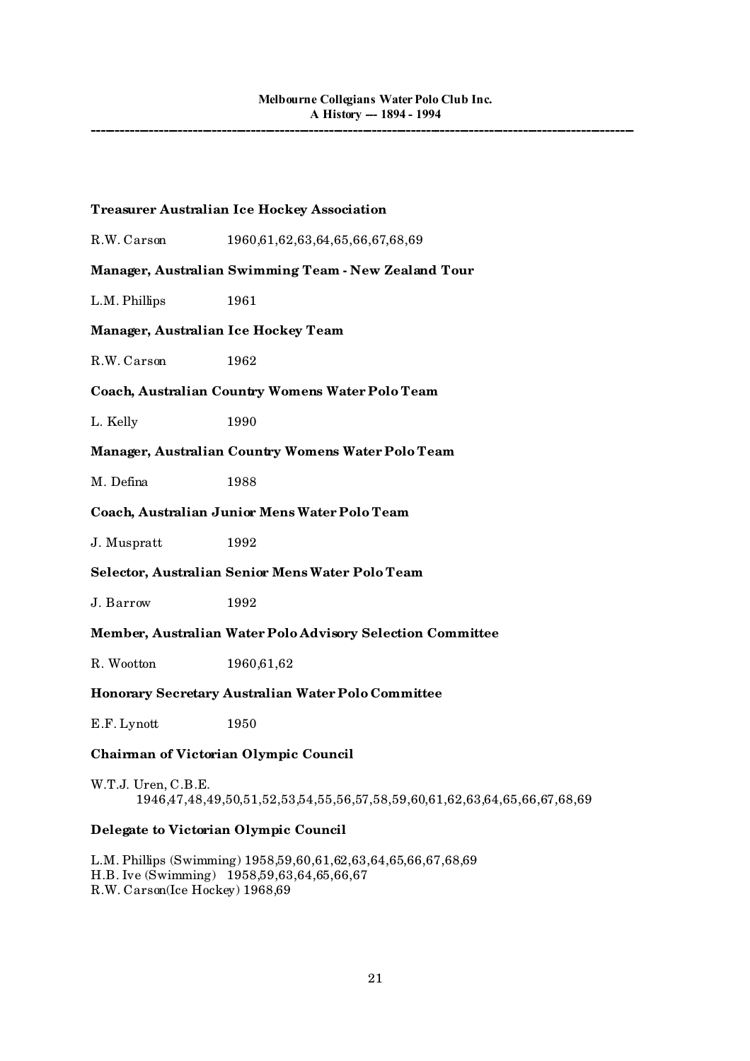**Treasurer Australian Ice Hockey Association**

R.W. Carson 1960,61,62,63,64,65,66,67,68,69

**Manager, Australian Swimming Team - New Zealand Tour**

L.M. Phillips 1961

**Manager, Australian Ice Hockey Team**

R.W. Carson 1962

**Coach, Australian Country Womens Water Polo Team**

L. Kelly 1990

**Manager, Australian Country Womens Water Polo Team**

M. Defina 1988

**Coach, Australian Junior Mens Water Polo Team**

J. Muspratt 1992

**Selector, Australian Senior Mens Water Polo Team**

J. Barrow 1992

**Member, Australian Water Polo Advisory Selection Committee**

R. Wootton 1960,61,62

**Honorary Secretary Australian Water Polo Committee**

E.F. Lynott 1950

**Chairman of Victorian Olympic Council**

W.T.J. Uren, C.B.E.
1946,47,48,49,50,51,52,53,54,55,56,57,58,59,60,61,62,63,64,65,66,67,68,69

**Delegate to Victorian Olympic Council**

L.M. Phillips (Swimming) 1958,59,60,61,62,63,64,65,66,67,68,69
H.B. Ive (Swimming) 1958,59,63,64,65,66,67
R.W. Carson(Ice Hockey) 1968,69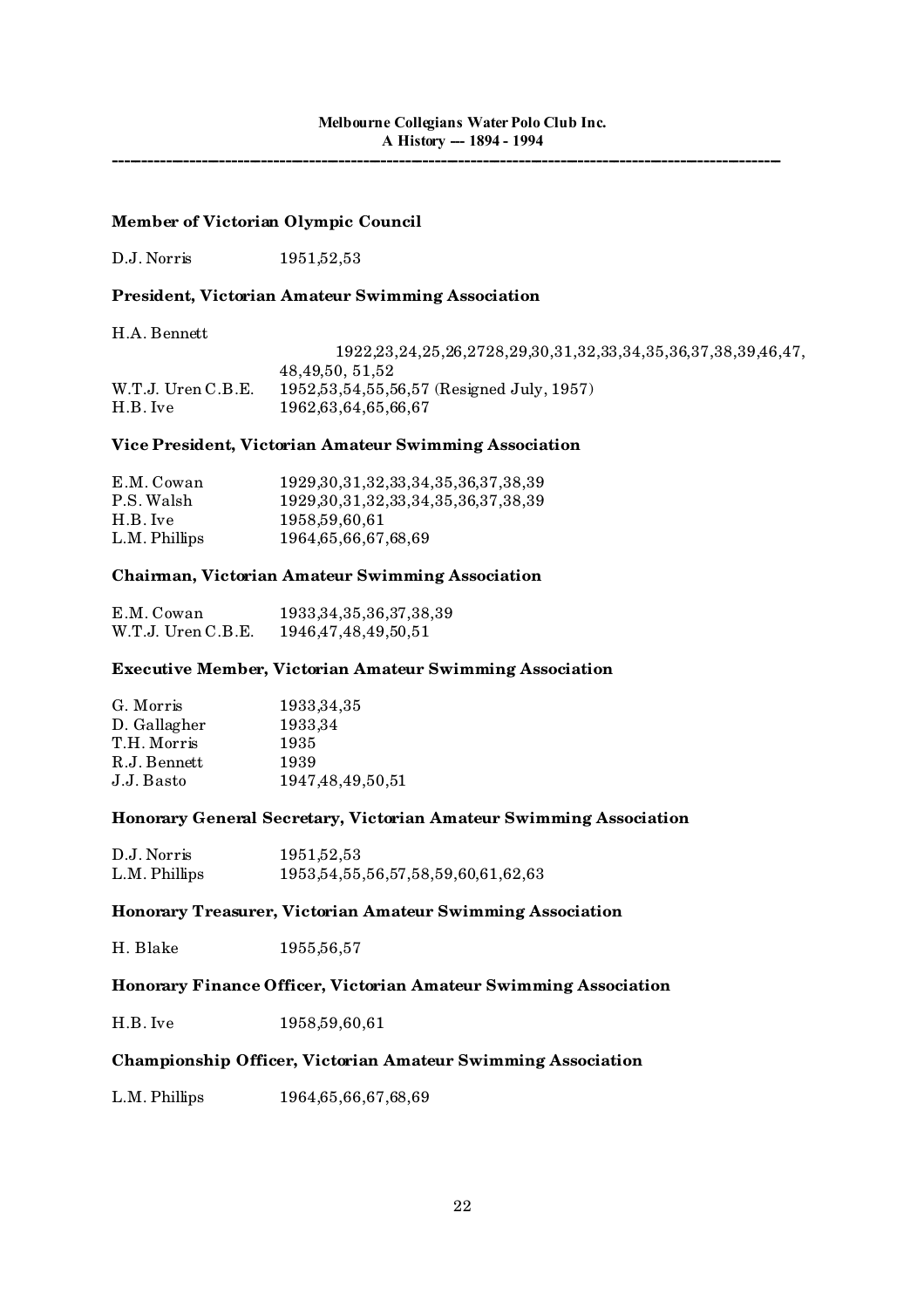### Member of Victorian Olympic Council

| | |
|---|---|
| D.J. Norris | 1951,52,53 |

### President, Victorian Amateur Swimming Association

| | |
|---|---|
| H.A. Bennett | 1922,23,24,25,26,2728,29,30,31,32,33,34,35,36,37,38,39,46,47, 48,49,50, 51,52 |
| W.T.J. Uren C.B.E. | 1952,53,54,55,56,57 (Resigned July, 1957) |
| H.B. Ive | 1962,63,64,65,66,67 |

### Vice President, Victorian Amateur Swimming Association

| | |
|---|---|
| E.M. Cowan | 1929,30,31,32,33,34,35,36,37,38,39 |
| P.S. Walsh | 1929,30,31,32,33,34,35,36,37,38,39 |
| H.B. Ive | 1958,59,60,61 |
| L.M. Phillips | 1964,65,66,67,68,69 |

### Chairman, Victorian Amateur Swimming Association

| | |
|---|---|
| E.M. Cowan | 1933,34,35,36,37,38,39 |
| W.T.J. Uren C.B.E. | 1946,47,48,49,50,51 |

### Executive Member, Victorian Amateur Swimming Association

| | |
|---|---|
| G. Morris | 1933,34,35 |
| D. Gallagher | 1933,34 |
| T.H. Morris | 1935 |
| R.J. Bennett | 1939 |
| J.J. Basto | 1947,48,49,50,51 |

### Honorary General Secretary, Victorian Amateur Swimming Association

| | |
|---|---|
| D.J. Norris | 1951,52,53 |
| L.M. Phillips | 1953,54,55,56,57,58,59,60,61,62,63 |

### Honorary Treasurer, Victorian Amateur Swimming Association

| | |
|---|---|
| H. Blake | 1955,56,57 |

### Honorary Finance Officer, Victorian Amateur Swimming Association

| | |
|---|---|
| H.B. Ive | 1958,59,60,61 |

### Championship Officer, Victorian Amateur Swimming Association

| | |
|---|---|
| L.M. Phillips | 1964,65,66,67,68,69 |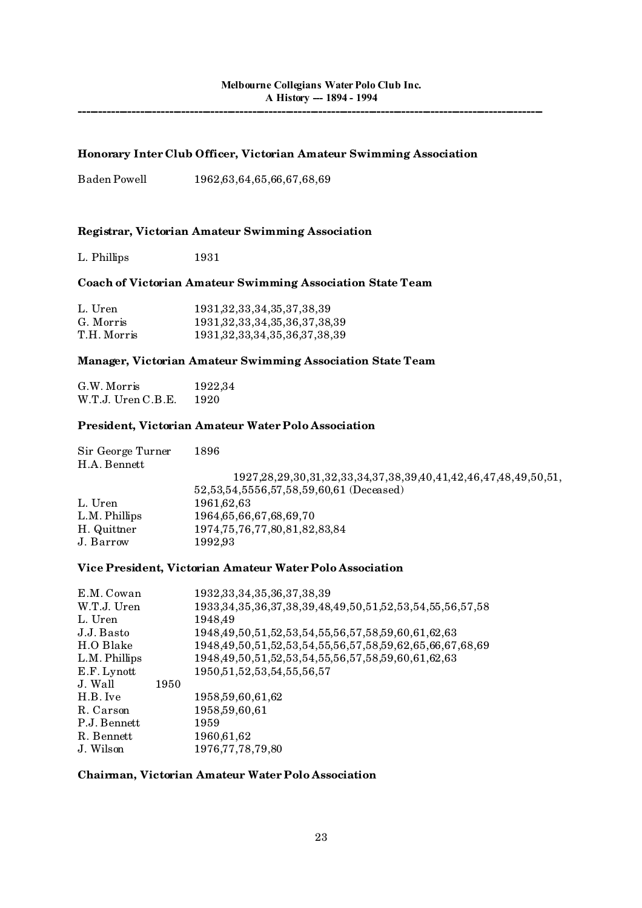### Honorary Inter Club Officer, Victorian Amateur Swimming Association

| | |
|---|---|
| Baden Powell | 1962,63,64,65,66,67,68,69 |

### Registrar, Victorian Amateur Swimming Association

| | |
|---|---|
| L. Phillips | 1931 |

### Coach of Victorian Amateur Swimming Association State Team

| | |
|---|---|
| L. Uren | 1931,32,33,34,35,37,38,39 |
| G. Morris | 1931,32,33,34,35,36,37,38,39 |
| T.H. Morris | 1931,32,33,34,35,36,37,38,39 |

### Manager, Victorian Amateur Swimming Association State Team

| | |
|---|---|
| G.W. Morris | 1922,34 |
| W.T.J. Uren C.B.E. | 1920 |

### President, Victorian Amateur Water Polo Association

| | |
|---|---|
| Sir George Turner | 1896 |
| H.A. Bennett | 1927,28,29,30,31,32,33,34,37,38,39,40,41,42,46,47,48,49,50,51, 52,53,54,5556,57,58,59,60,61 (Deceased) |
| L. Uren | 1961,62,63 |
| L.M. Phillips | 1964,65,66,67,68,69,70 |
| H. Quittner | 1974,75,76,77,80,81,82,83,84 |
| J. Barrow | 1992,93 |

### Vice President, Victorian Amateur Water Polo Association

| | |
|---|---|
| E.M. Cowan | 1932,33,34,35,36,37,38,39 |
| W.T.J. Uren | 1933,34,35,36,37,38,39,48,49,50,51,52,53,54,55,56,57,58 |
| L. Uren | 1948,49 |
| J.J. Basto | 1948,49,50,51,52,53,54,55,56,57,58,59,60,61,62,63 |
| H.O Blake | 1948,49,50,51,52,53,54,55,56,57,58,59,62,65,66,67,68,69 |
| L.M. Phillips | 1948,49,50,51,52,53,54,55,56,57,58,59,60,61,62,63 |
| E.F. Lynott | 1950,51,52,53,54,55,56,57 |
| J. Wall | 1950 |
| H.B. Ive | 1958,59,60,61,62 |
| R. Carson | 1958,59,60,61 |
| P.J. Bennett | 1959 |
| R. Bennett | 1960,61,62 |
| J. Wilson | 1976,77,78,79,80 |

### Chairman, Victorian Amateur Water Polo Association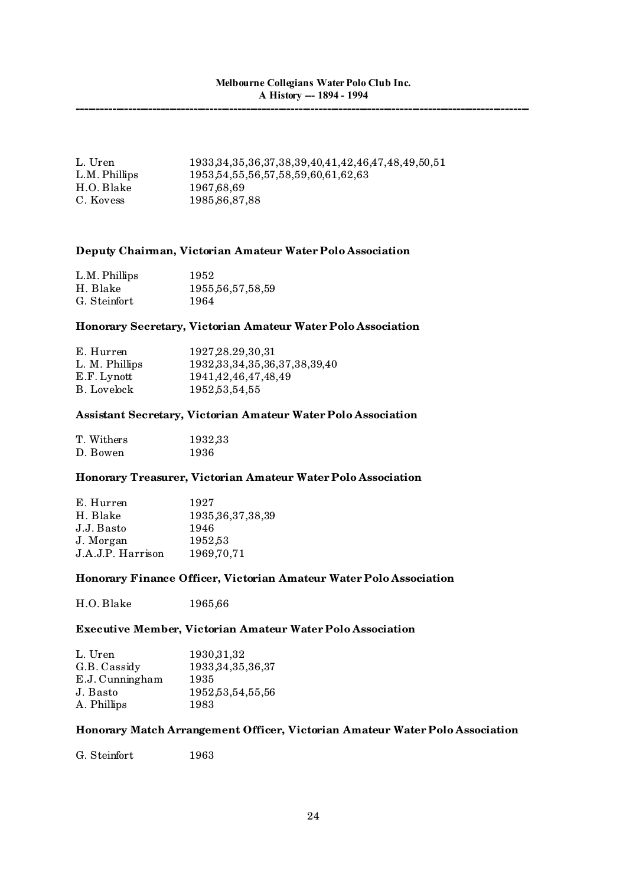| | |
|---|---|
| L. Uren | 1933,34,35,36,37,38,39,40,41,42,46,47,48,49,50,51 |
| L.M. Phillips | 1953,54,55,56,57,58,59,60,61,62,63 |
| H.O. Blake | 1967,68,69 |
| C. Kovess | 1985,86,87,88 |

**Deputy Chairman, Victorian Amateur Water Polo Association**

| | |
|---|---|
| L.M. Phillips | 1952 |
| H. Blake | 1955,56,57,58,59 |
| G. Steinfort | 1964 |

**Honorary Secretary, Victorian Amateur Water Polo Association**

| | |
|---|---|
| E. Hurren | 1927,28.29,30,31 |
| L. M. Phillips | 1932,33,34,35,36,37,38,39,40 |
| E.F. Lynott | 1941,42,46,47,48,49 |
| B. Lovelock | 1952,53,54,55 |

**Assistant Secretary, Victorian Amateur Water Polo Association**

| | |
|---|---|
| T. Withers | 1932,33 |
| D. Bowen | 1936 |

**Honorary Treasurer, Victorian Amateur Water Polo Association**

| | |
|---|---|
| E. Hurren | 1927 |
| H. Blake | 1935,36,37,38,39 |
| J.J. Basto | 1946 |
| J. Morgan | 1952,53 |
| J.A.J.P. Harrison | 1969,70,71 |

**Honorary Finance Officer, Victorian Amateur Water Polo Association**

| | |
|---|---|
| H.O. Blake | 1965,66 |

**Executive Member, Victorian Amateur Water Polo Association**

| | |
|---|---|
| L. Uren | 1930,31,32 |
| G.B. Cassidy | 1933,34,35,36,37 |
| E.J. Cunningham | 1935 |
| J. Basto | 1952,53,54,55,56 |
| A. Phillips | 1983 |

**Honorary Match Arrangement Officer, Victorian Amateur Water Polo Association**

| | |
|---|---|
| G. Steinfort | 1963 |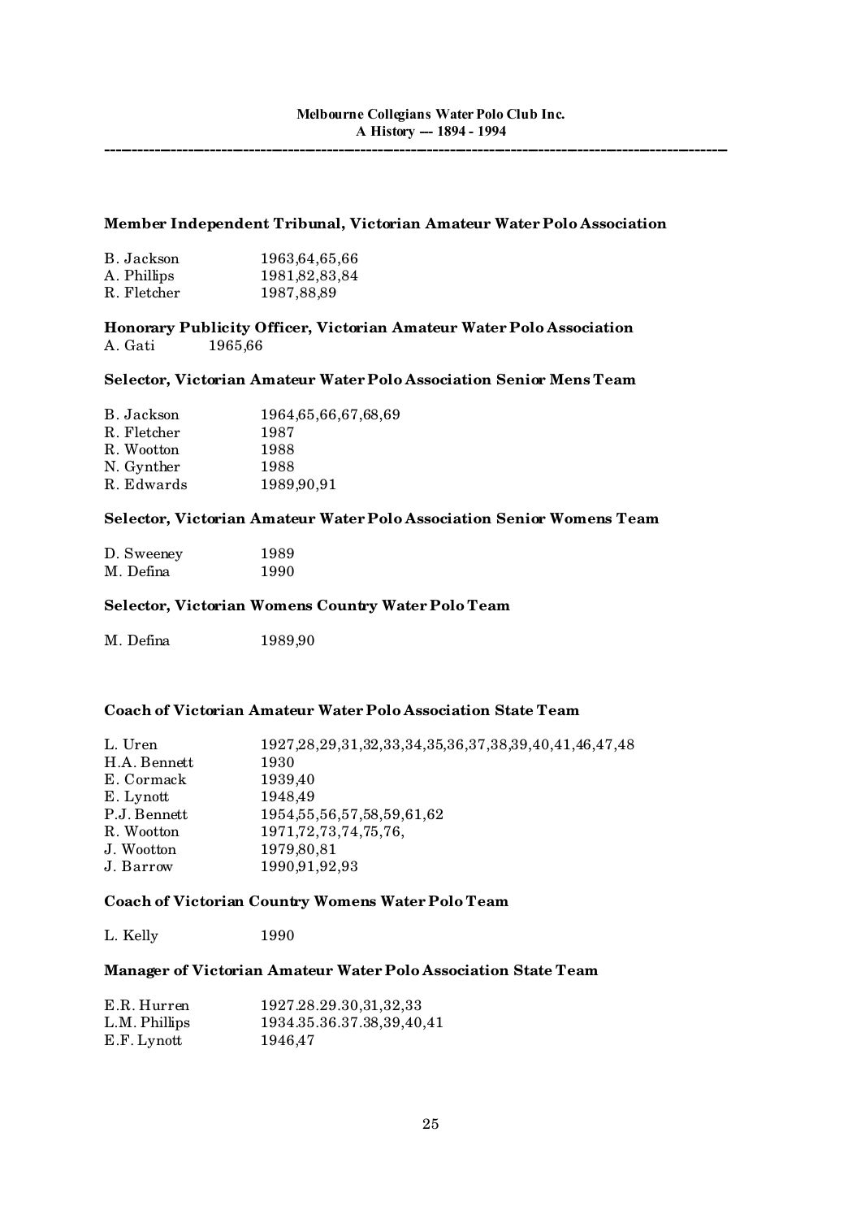**Member Independent Tribunal, Victorian Amateur Water Polo Association**

| | |
|---|---|
| B. Jackson | 1963,64,65,66 |
| A. Phillips | 1981,82,83,84 |
| R. Fletcher | 1987,88,89 |

**Honorary Publicity Officer, Victorian Amateur Water Polo Association**

A. Gati 1965,66

**Selector, Victorian Amateur Water Polo Association Senior Mens Team**

| | |
|---|---|
| B. Jackson | 1964,65,66,67,68,69 |
| R. Fletcher | 1987 |
| R. Wootton | 1988 |
| N. Gynther | 1988 |
| R. Edwards | 1989,90,91 |

**Selector, Victorian Amateur Water Polo Association Senior Womens Team**

| | |
|---|---|
| D. Sweeney | 1989 |
| M. Defina | 1990 |

**Selector, Victorian Womens Country Water Polo Team**

| | |
|---|---|
| M. Defina | 1989,90 |

**Coach of Victorian Amateur Water Polo Association State Team**

| | |
|---|---|
| L. Uren | 1927,28,29,31,32,33,34,35,36,37,38,39,40,41,46,47,48 |
| H.A. Bennett | 1930 |
| E. Cormack | 1939,40 |
| E. Lynott | 1948,49 |
| P.J. Bennett | 1954,55,56,57,58,59,61,62 |
| R. Wootton | 1971,72,73,74,75,76, |
| J. Wootton | 1979,80,81 |
| J. Barrow | 1990,91,92,93 |

**Coach of Victorian Country Womens Water Polo Team**

| | |
|---|---|
| L. Kelly | 1990 |

**Manager of Victorian Amateur Water Polo Association State Team**

| | |
|---|---|
| E.R. Hurren | 1927.28.29.30,31,32,33 |
| L.M. Phillips | 1934.35.36.37.38,39,40,41 |
| E.F. Lynott | 1946,47 |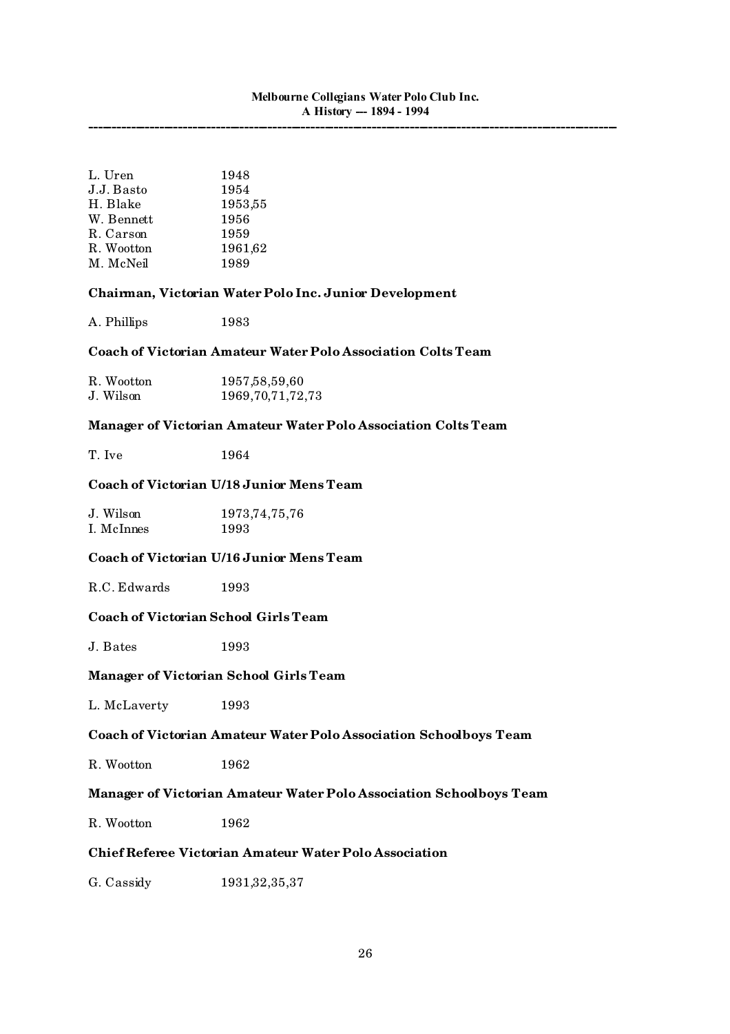| | |
|---|---|
| L. Uren | 1948 |
| J.J. Basto | 1954 |
| H. Blake | 1953,55 |
| W. Bennett | 1956 |
| R. Carson | 1959 |
| R. Wootton | 1961,62 |
| M. McNeil | 1989 |

**Chairman, Victorian Water Polo Inc. Junior Development**

| | |
|---|---|
| A. Phillips | 1983 |

**Coach of Victorian Amateur Water Polo Association Colts Team**

| | |
|---|---|
| R. Wootton | 1957,58,59,60 |
| J. Wilson | 1969,70,71,72,73 |

**Manager of Victorian Amateur Water Polo Association Colts Team**

| | |
|---|---|
| T. Ive | 1964 |

**Coach of Victorian U/18 Junior Mens Team**

| | |
|---|---|
| J. Wilson | 1973,74,75,76 |
| I. McInnes | 1993 |

**Coach of Victorian U/16 Junior Mens Team**

| | |
|---|---|
| R.C. Edwards | 1993 |

**Coach of Victorian School Girls Team**

| | |
|---|---|
| J. Bates | 1993 |

**Manager of Victorian School Girls Team**

| | |
|---|---|
| L. McLaverty | 1993 |

**Coach of Victorian Amateur Water Polo Association Schoolboys Team**

| | |
|---|---|
| R. Wootton | 1962 |

**Manager of Victorian Amateur Water Polo Association Schoolboys Team**

| | |
|---|---|
| R. Wootton | 1962 |

**Chief Referee Victorian Amateur Water Polo Association**

| | |
|---|---|
| G. Cassidy | 1931,32,35,37 |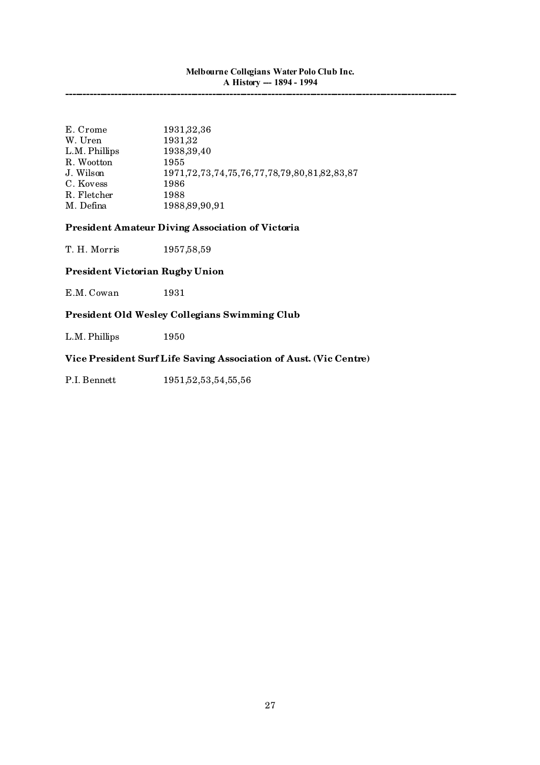| | |
|---|---|
| E. Crome | 1931,32,36 |
| W. Uren | 1931,32 |
| L.M. Phillips | 1938,39,40 |
| R. Wootton | 1955 |
| J. Wilson | 1971,72,73,74,75,76,77,78,79,80,81,82,83,87 |
| C. Kovess | 1986 |
| R. Fletcher | 1988 |
| M. Defina | 1988,89,90,91 |

### President Amateur Diving Association of Victoria

| | |
|---|---|
| T. H. Morris | 1957,58,59 |

### President Victorian Rugby Union

| | |
|---|---|
| E.M. Cowan | 1931 |

### President Old Wesley Collegians Swimming Club

| | |
|---|---|
| L.M. Phillips | 1950 |

### Vice President Surf Life Saving Association of Aust. (Vic Centre)

| | |
|---|---|
| P.I. Bennett | 1951,52,53,54,55,56 |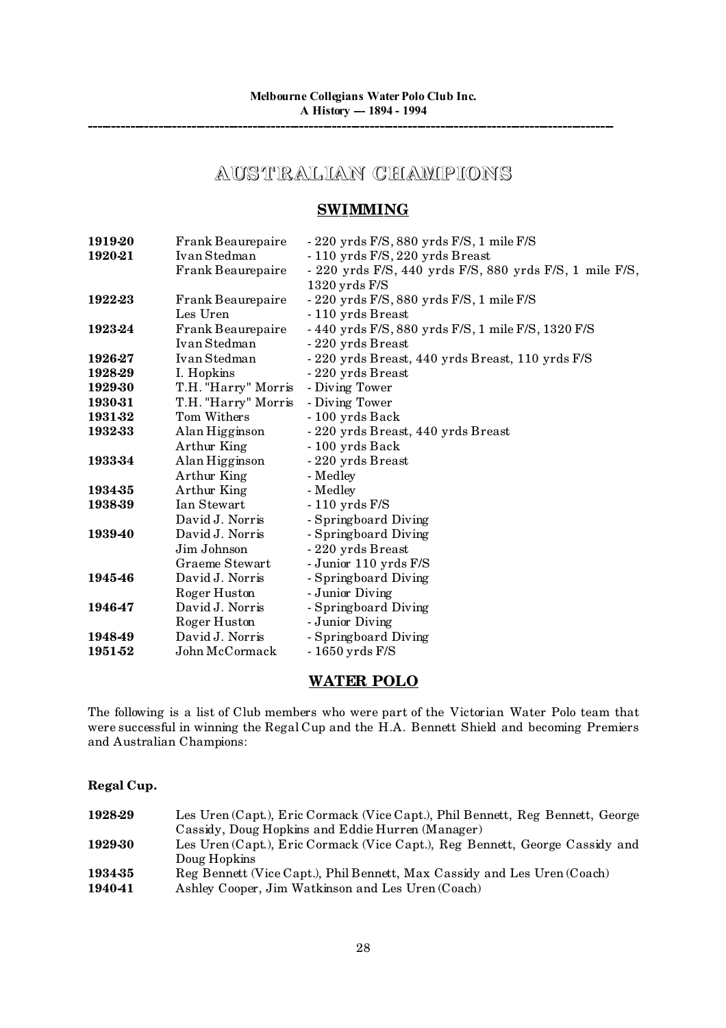# AUSTRALIAN CHAMPIONS

## SWIMMING

| | | |
|---|---|---|
| **1919-20** | Frank Beaurepaire | - 220 yrds F/S, 880 yrds F/S, 1 mile F/S |
| **1920-21** | Ivan Stedman | - 110 yrds F/S, 220 yrds Breast |
| | Frank Beaurepaire | - 220 yrds F/S, 440 yrds F/S, 880 yrds F/S, 1 mile F/S, 1320 yrds F/S |
| **1922-23** | Frank Beaurepaire | - 220 yrds F/S, 880 yrds F/S, 1 mile F/S |
| | Les Uren | - 110 yrds Breast |
| **1923-24** | Frank Beaurepaire | - 440 yrds F/S, 880 yrds F/S, 1 mile F/S, 1320 F/S |
| | Ivan Stedman | - 220 yrds Breast |
| **1926-27** | Ivan Stedman | - 220 yrds Breast, 440 yrds Breast, 110 yrds F/S |
| **1928-29** | I. Hopkins | - 220 yrds Breast |
| **1929-30** | T.H. "Harry" Morris | - Diving Tower |
| **1930-31** | T.H. "Harry" Morris | - Diving Tower |
| **1931-32** | Tom Withers | - 100 yrds Back |
| **1932-33** | Alan Higginson | - 220 yrds Breast, 440 yrds Breast |
| | Arthur King | - 100 yrds Back |
| **1933-34** | Alan Higginson | - 220 yrds Breast |
| | Arthur King | - Medley |
| **1934-35** | Arthur King | - Medley |
| **1938-39** | Ian Stewart | - 110 yrds F/S |
| | David J. Norris | - Springboard Diving |
| **1939-40** | David J. Norris | - Springboard Diving |
| | Jim Johnson | - 220 yrds Breast |
| | Graeme Stewart | - Junior 110 yrds F/S |
| **1945-46** | David J. Norris | - Springboard Diving |
| | Roger Huston | - Junior Diving |
| **1946-47** | David J. Norris | - Springboard Diving |
| | Roger Huston | - Junior Diving |
| **1948-49** | David J. Norris | - Springboard Diving |
| **1951-52** | John McCormack | - 1650 yrds F/S |

## WATER POLO

The following is a list of Club members who were part of the Victorian Water Polo team that were successful in winning the Regal Cup and the H.A. Bennett Shield and becoming Premiers and Australian Champions:

### Regal Cup.

| | |
|---|---|
| **1928-29** | Les Uren (Capt.), Eric Cormack (Vice Capt.), Phil Bennett, Reg Bennett, George Cassidy, Doug Hopkins and Eddie Hurren (Manager) |
| **1929-30** | Les Uren (Capt.), Eric Cormack (Vice Capt.), Reg Bennett, George Cassidy and Doug Hopkins |
| **1934-35** | Reg Bennett (Vice Capt.), Phil Bennett, Max Cassidy and Les Uren (Coach) |
| **1940-41** | Ashley Cooper, Jim Watkinson and Les Uren (Coach) |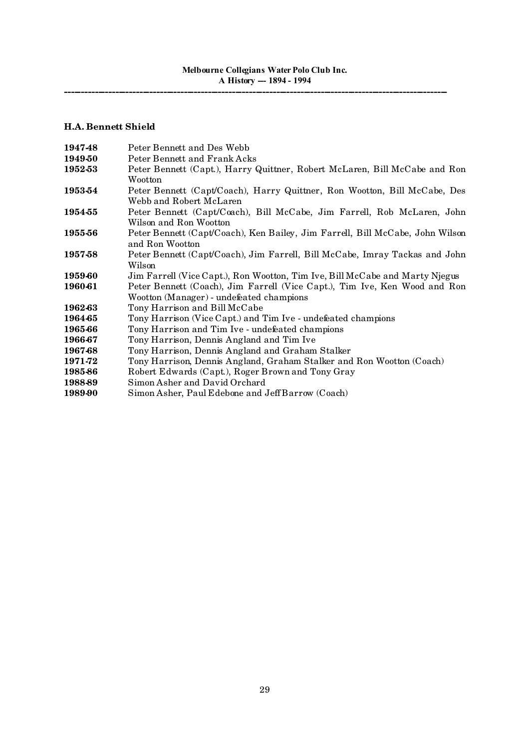### H.A. Bennett Shield

**1947-48** Peter Bennett and Des Webb

**1949-50** Peter Bennett and Frank Acks

**1952-53** Peter Bennett (Capt.), Harry Quittner, Robert McLaren, Bill McCabe and Ron Wootton

**1953-54** Peter Bennett (Capt/Coach), Harry Quittner, Ron Wootton, Bill McCabe, Des Webb and Robert McLaren

**1954-55** Peter Bennett (Capt/Coach), Bill McCabe, Jim Farrell, Rob McLaren, John Wilson and Ron Wootton

**1955-56** Peter Bennett (Capt/Coach), Ken Bailey, Jim Farrell, Bill McCabe, John Wilson and Ron Wootton

**1957-58** Peter Bennett (Capt/Coach), Jim Farrell, Bill McCabe, Imray Tackas and John Wilson

**1959-60** Jim Farrell (Vice Capt.), Ron Wootton, Tim Ive, Bill McCabe and Marty Njegus

**1960-61** Peter Bennett (Coach), Jim Farrell (Vice Capt.), Tim Ive, Ken Wood and Ron Wootton (Manager) - undefeated champions

**1962-63** Tony Harrison and Bill McCabe

**1964-65** Tony Harrison (Vice Capt.) and Tim Ive - undefeated champions

**1965-66** Tony Harrison and Tim Ive - undefeated champions

**1966-67** Tony Harrison, Dennis Angland and Tim Ive

**1967-68** Tony Harrison, Dennis Angland and Graham Stalker

**1971-72** Tony Harrison, Dennis Angland, Graham Stalker and Ron Wootton (Coach)

**1985-86** Robert Edwards (Capt.), Roger Brown and Tony Gray

**1988-89** Simon Asher and David Orchard

**1989-90** Simon Asher, Paul Edebone and Jeff Barrow (Coach)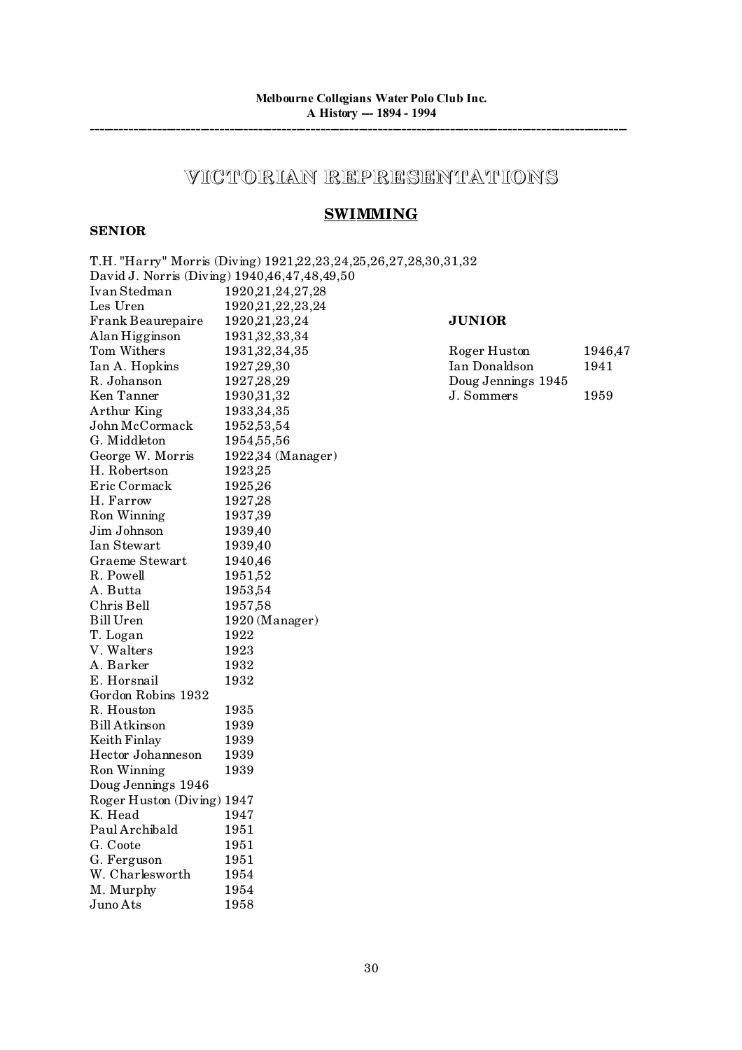# VICTORIAN REPRESENTATIONS

## SWIMMING

### SENIOR

T.H. "Harry" Morris (Diving) 1921,22,23,24,25,26,27,28,30,31,32
David J. Norris (Diving) 1940,46,47,48,49,50

| | |
|---|---|
| Ivan Stedman | 1920,21,24,27,28 |
| Les Uren | 1920,21,22,23,24 |
| Frank Beaurepaire | 1920,21,23,24 |
| Alan Higginson | 1931,32,33,34 |
| Tom Withers | 1931,32,34,35 |
| Ian A. Hopkins | 1927,29,30 |
| R. Johanson | 1927,28,29 |
| Ken Tanner | 1930,31,32 |
| Arthur King | 1933,34,35 |
| John McCormack | 1952,53,54 |
| G. Middleton | 1954,55,56 |
| George W. Morris | 1922,34 (Manager) |
| H. Robertson | 1923,25 |
| Eric Cormack | 1925,26 |
| H. Farrow | 1927,28 |
| Ron Winning | 1937,39 |
| Jim Johnson | 1939,40 |
| Ian Stewart | 1939,40 |
| Graeme Stewart | 1940,46 |
| R. Powell | 1951,52 |
| A. Butta | 1953,54 |
| Chris Bell | 1957,58 |
| Bill Uren | 1920 (Manager) |
| T. Logan | 1922 |
| V. Walters | 1923 |
| A. Barker | 1932 |
| E. Horsnail | 1932 |
| Gordon Robins | 1932 |
| R. Houston | 1935 |
| Bill Atkinson | 1939 |
| Keith Finlay | 1939 |
| Hector Johanneson | 1939 |
| Ron Winning | 1939 |
| Doug Jennings | 1946 |
| Roger Huston (Diving) | 1947 |
| K. Head | 1947 |
| Paul Archibald | 1951 |
| G. Coote | 1951 |
| G. Ferguson | 1951 |
| W. Charlesworth | 1954 |
| M. Murphy | 1954 |
| Juno Ats | 1958 |

### JUNIOR

| | |
|---|---|
| Roger Huston | 1946,47 |
| Ian Donaldson | 1941 |
| Doug Jennings | 1945 |
| J. Sommers | 1959 |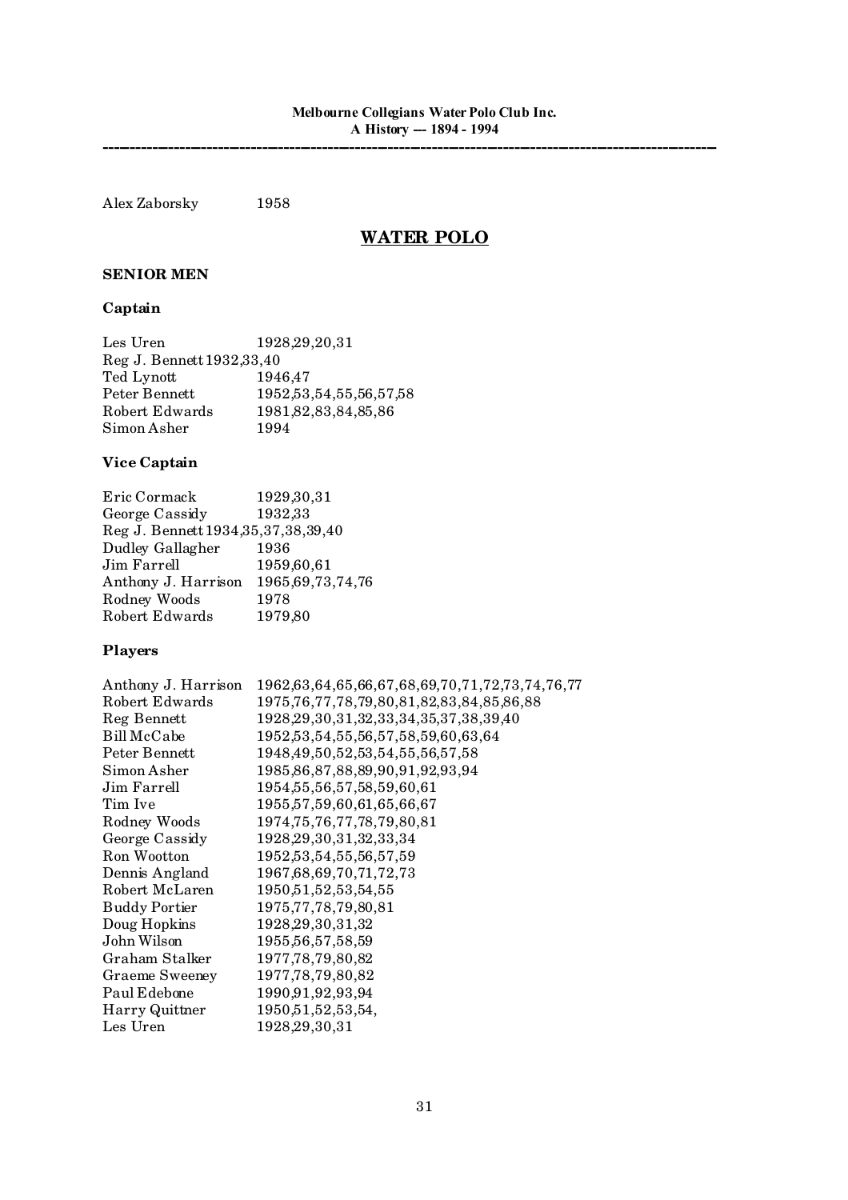Alex Zaborsky 1958

## WATER POLO

### SENIOR MEN

#### Captain

| | |
|---|---|
| Les Uren | 1928,29,20,31 |
| Reg J. Bennett | 1932,33,40 |
| Ted Lynott | 1946,47 |
| Peter Bennett | 1952,53,54,55,56,57,58 |
| Robert Edwards | 1981,82,83,84,85,86 |
| Simon Asher | 1994 |

#### Vice Captain

| | |
|---|---|
| Eric Cormack | 1929,30,31 |
| George Cassidy | 1932,33 |
| Reg J. Bennett | 1934,35,37,38,39,40 |
| Dudley Gallagher | 1936 |
| Jim Farrell | 1959,60,61 |
| Anthony J. Harrison | 1965,69,73,74,76 |
| Rodney Woods | 1978 |
| Robert Edwards | 1979,80 |

#### Players

| | |
|---|---|
| Anthony J. Harrison | 1962,63,64,65,66,67,68,69,70,71,72,73,74,76,77 |
| Robert Edwards | 1975,76,77,78,79,80,81,82,83,84,85,86,88 |
| Reg Bennett | 1928,29,30,31,32,33,34,35,37,38,39,40 |
| Bill McCabe | 1952,53,54,55,56,57,58,59,60,63,64 |
| Peter Bennett | 1948,49,50,52,53,54,55,56,57,58 |
| Simon Asher | 1985,86,87,88,89,90,91,92,93,94 |
| Jim Farrell | 1954,55,56,57,58,59,60,61 |
| Tim Ive | 1955,57,59,60,61,65,66,67 |
| Rodney Woods | 1974,75,76,77,78,79,80,81 |
| George Cassidy | 1928,29,30,31,32,33,34 |
| Ron Wootton | 1952,53,54,55,56,57,59 |
| Dennis Angland | 1967,68,69,70,71,72,73 |
| Robert McLaren | 1950,51,52,53,54,55 |
| Buddy Portier | 1975,77,78,79,80,81 |
| Doug Hopkins | 1928,29,30,31,32 |
| John Wilson | 1955,56,57,58,59 |
| Graham Stalker | 1977,78,79,80,82 |
| Graeme Sweeney | 1977,78,79,80,82 |
| Paul Edebone | 1990,91,92,93,94 |
| Harry Quittner | 1950,51,52,53,54, |
| Les Uren | 1928,29,30,31 |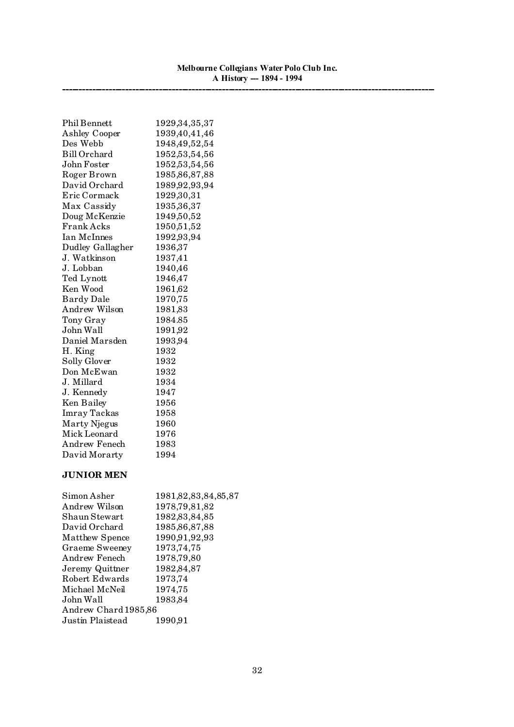| | |
|---|---|
| Phil Bennett | 1929,34,35,37 |
| Ashley Cooper | 1939,40,41,46 |
| Des Webb | 1948,49,52,54 |
| Bill Orchard | 1952,53,54,56 |
| John Foster | 1952,53,54,56 |
| Roger Brown | 1985,86,87,88 |
| David Orchard | 1989,92,93,94 |
| Eric Cormack | 1929,30,31 |
| Max Cassidy | 1935,36,37 |
| Doug McKenzie | 1949,50,52 |
| Frank Acks | 1950,51,52 |
| Ian McInnes | 1992,93,94 |
| Dudley Gallagher | 1936,37 |
| J. Watkinson | 1937,41 |
| J. Lobban | 1940,46 |
| Ted Lynott | 1946,47 |
| Ken Wood | 1961,62 |
| Bardy Dale | 1970,75 |
| Andrew Wilson | 1981,83 |
| Tony Gray | 1984.85 |
| John Wall | 1991,92 |
| Daniel Marsden | 1993,94 |
| H. King | 1932 |
| Solly Glover | 1932 |
| Don McEwan | 1932 |
| J. Millard | 1934 |
| J. Kennedy | 1947 |
| Ken Bailey | 1956 |
| Imray Tackas | 1958 |
| Marty Njegus | 1960 |
| Mick Leonard | 1976 |
| Andrew Fenech | 1983 |
| David Morarty | 1994 |

**JUNIOR MEN**

| | |
|---|---|
| Simon Asher | 1981,82,83,84,85,87 |
| Andrew Wilson | 1978,79,81,82 |
| Shaun Stewart | 1982,83,84,85 |
| David Orchard | 1985,86,87,88 |
| Matthew Spence | 1990,91,92,93 |
| Graeme Sweeney | 1973,74,75 |
| Andrew Fenech | 1978,79,80 |
| Jeremy Quittner | 1982,84,87 |
| Robert Edwards | 1973,74 |
| Michael McNeil | 1974,75 |
| John Wall | 1983,84 |
| Andrew Chard | 1985,86 |
| Justin Plaistead | 1990,91 |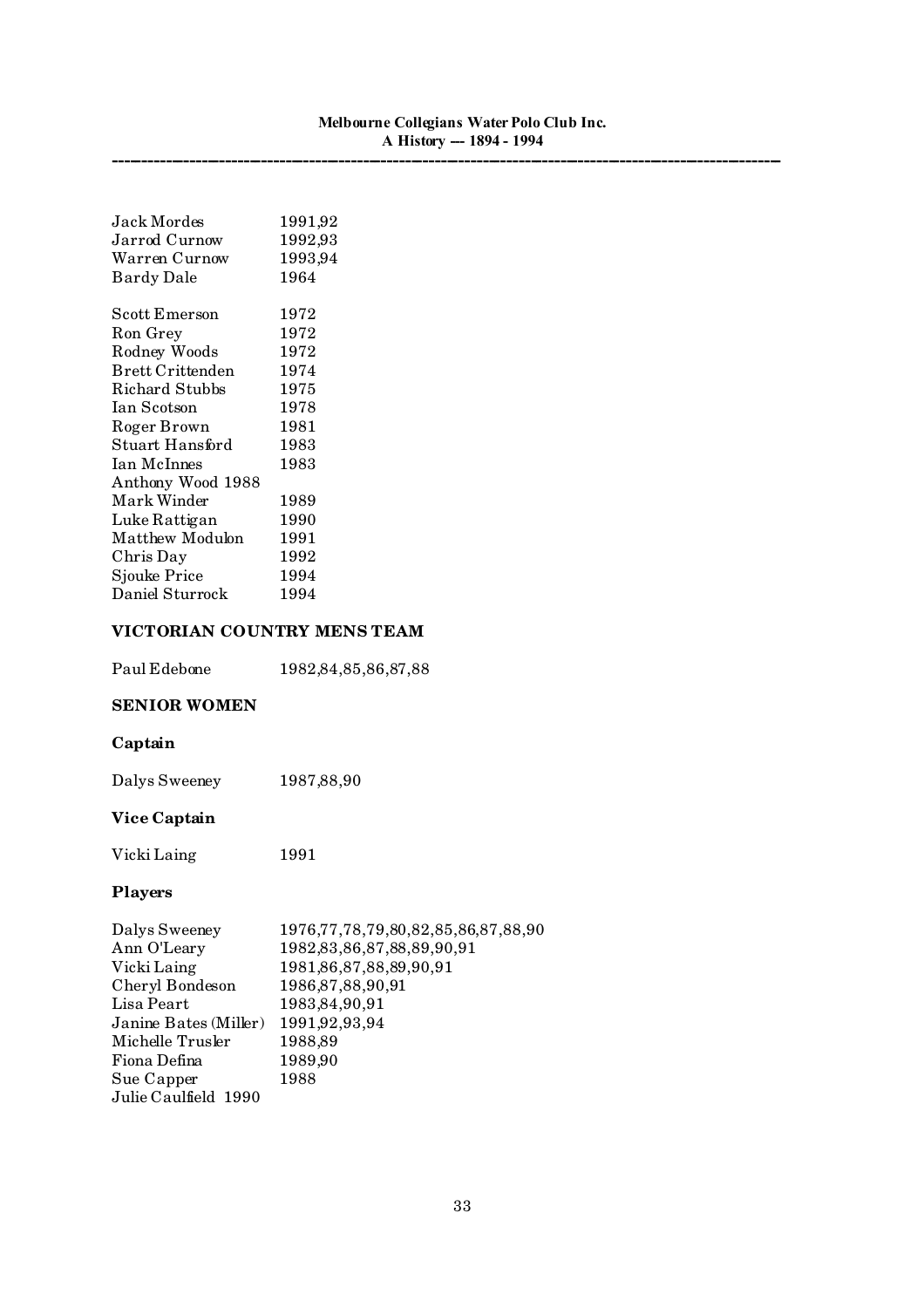Jack Mordes 1991,92
Jarrod Curnow 1992,93
Warren Curnow 1993,94
Bardy Dale 1964

Scott Emerson 1972
Ron Grey 1972
Rodney Woods 1972
Brett Crittenden 1974
Richard Stubbs 1975
Ian Scotson 1978
Roger Brown 1981
Stuart Hansford 1983
Ian McInnes 1983
Anthony Wood 1988
Mark Winder 1989
Luke Rattigan 1990
Matthew Modulon 1991
Chris Day 1992
Sjouke Price 1994
Daniel Sturrock 1994

### VICTORIAN COUNTRY MENS TEAM

Paul Edebone 1982,84,85,86,87,88

### SENIOR WOMEN

#### Captain

Dalys Sweeney 1987,88,90

#### Vice Captain

Vicki Laing 1991

#### Players

Dalys Sweeney 1976,77,78,79,80,82,85,86,87,88,90
Ann O'Leary 1982,83,86,87,88,89,90,91
Vicki Laing 1981,86,87,88,89,90,91
Cheryl Bondeson 1986,87,88,90,91
Lisa Peart 1983,84,90,91
Janine Bates (Miller) 1991,92,93,94
Michelle Trusler 1988,89
Fiona Defina 1989,90
Sue Capper 1988
Julie Caulfield 1990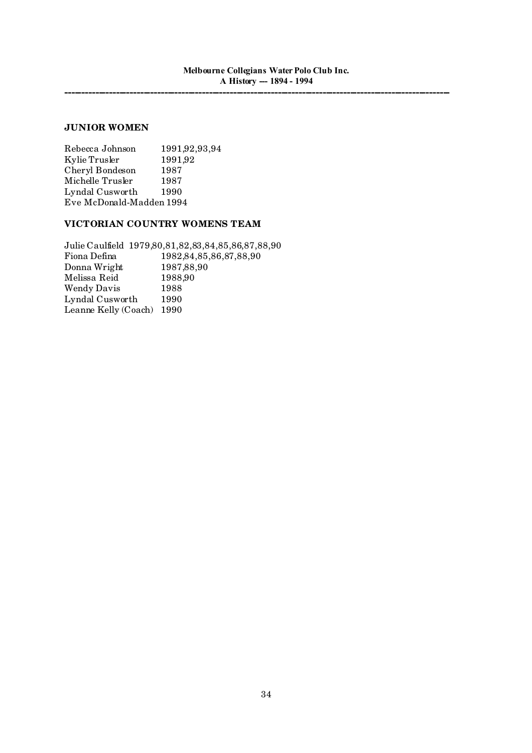## JUNIOR WOMEN

| | |
|---|---|
| Rebecca Johnson | 1991,92,93,94 |
| Kylie Trusler | 1991,92 |
| Cheryl Bondeson | 1987 |
| Michelle Trusler | 1987 |
| Lyndal Cusworth | 1990 |
| Eve McDonald-Madden | 1994 |

## VICTORIAN COUNTRY WOMENS TEAM

| | |
|---|---|
| Julie Caulfield | 1979,80,81,82,83,84,85,86,87,88,90 |
| Fiona Defina | 1982,84,85,86,87,88,90 |
| Donna Wright | 1987,88,90 |
| Melissa Reid | 1988,90 |
| Wendy Davis | 1988 |
| Lyndal Cusworth | 1990 |
| Leanne Kelly (Coach) | 1990 |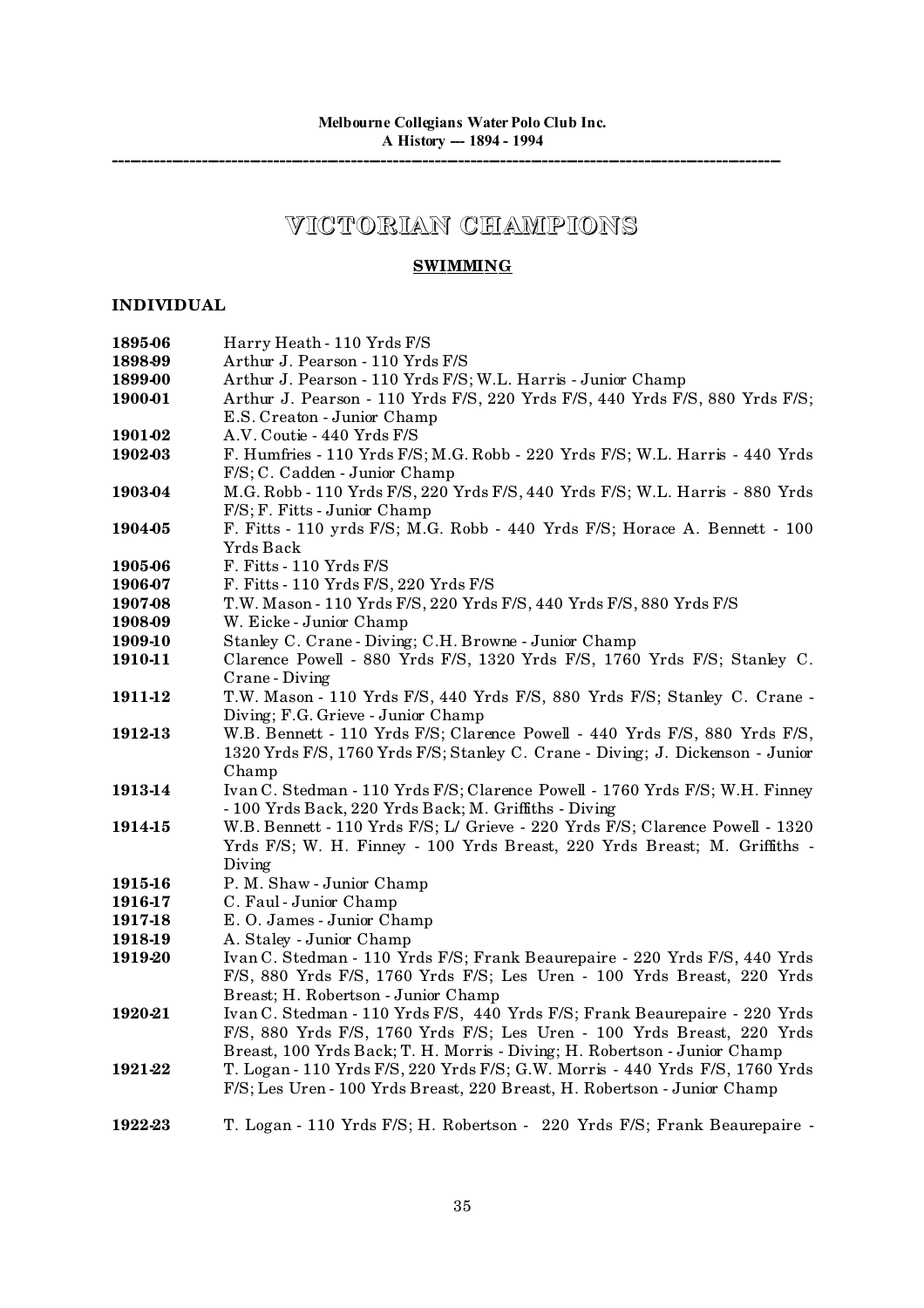# VICTORIAN CHAMPIONS

## SWIMMING

### INDIVIDUAL

**1895-06** Harry Heath - 110 Yrds F/S

**1898-99** Arthur J. Pearson - 110 Yrds F/S

**1899-00** Arthur J. Pearson - 110 Yrds F/S; W.L. Harris - Junior Champ

**1900-01** Arthur J. Pearson - 110 Yrds F/S, 220 Yrds F/S, 440 Yrds F/S, 880 Yrds F/S; E.S. Creaton - Junior Champ

**1901-02** A.V. Coutie - 440 Yrds F/S

**1902-03** F. Humfries - 110 Yrds F/S; M.G. Robb - 220 Yrds F/S; W.L. Harris - 440 Yrds F/S; C. Cadden - Junior Champ

**1903-04** M.G. Robb - 110 Yrds F/S, 220 Yrds F/S, 440 Yrds F/S; W.L. Harris - 880 Yrds F/S; F. Fitts - Junior Champ

**1904-05** F. Fitts - 110 yrds F/S; M.G. Robb - 440 Yrds F/S; Horace A. Bennett - 100 Yrds Back

**1905-06** F. Fitts - 110 Yrds F/S

**1906-07** F. Fitts - 110 Yrds F/S, 220 Yrds F/S

**1907-08** T.W. Mason - 110 Yrds F/S, 220 Yrds F/S, 440 Yrds F/S, 880 Yrds F/S

**1908-09** W. Eicke - Junior Champ

**1909-10** Stanley C. Crane - Diving; C.H. Browne - Junior Champ

**1910-11** Clarence Powell - 880 Yrds F/S, 1320 Yrds F/S, 1760 Yrds F/S; Stanley C. Crane - Diving

**1911-12** T.W. Mason - 110 Yrds F/S, 440 Yrds F/S, 880 Yrds F/S; Stanley C. Crane - Diving; F.G. Grieve - Junior Champ

**1912-13** W.B. Bennett - 110 Yrds F/S; Clarence Powell - 440 Yrds F/S, 880 Yrds F/S, 1320 Yrds F/S, 1760 Yrds F/S; Stanley C. Crane - Diving; J. Dickenson - Junior Champ

**1913-14** Ivan C. Stedman - 110 Yrds F/S; Clarence Powell - 1760 Yrds F/S; W.H. Finney - 100 Yrds Back, 220 Yrds Back; M. Griffiths - Diving

**1914-15** W.B. Bennett - 110 Yrds F/S; L/ Grieve - 220 Yrds F/S; Clarence Powell - 1320 Yrds F/S; W. H. Finney - 100 Yrds Breast, 220 Yrds Breast; M. Griffiths - Diving

**1915-16** P. M. Shaw - Junior Champ

**1916-17** C. Faul - Junior Champ

**1917-18** E. O. James - Junior Champ

**1918-19** A. Staley - Junior Champ

**1919-20** Ivan C. Stedman - 110 Yrds F/S; Frank Beaurepaire - 220 Yrds F/S, 440 Yrds F/S, 880 Yrds F/S, 1760 Yrds F/S; Les Uren - 100 Yrds Breast, 220 Yrds Breast; H. Robertson - Junior Champ

**1920-21** Ivan C. Stedman - 110 Yrds F/S, 440 Yrds F/S; Frank Beaurepaire - 220 Yrds F/S, 880 Yrds F/S, 1760 Yrds F/S; Les Uren - 100 Yrds Breast, 220 Yrds Breast, 100 Yrds Back; T. H. Morris - Diving; H. Robertson - Junior Champ

**1921-22** T. Logan - 110 Yrds F/S, 220 Yrds F/S; G.W. Morris - 440 Yrds F/S, 1760 Yrds F/S; Les Uren - 100 Yrds Breast, 220 Breast, H. Robertson - Junior Champ

**1922-23** T. Logan - 110 Yrds F/S; H. Robertson - 220 Yrds F/S; Frank Beaurepaire -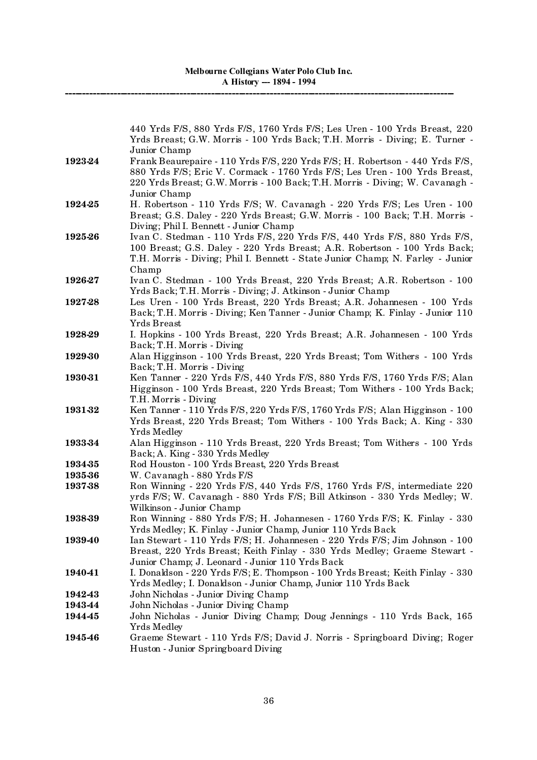| | |
|---|---|
| | 440 Yrds F/S, 880 Yrds F/S, 1760 Yrds F/S; Les Uren - 100 Yrds Breast, 220 Yrds Breast; G.W. Morris - 100 Yrds Back; T.H. Morris - Diving; E. Turner - Junior Champ |
| **1923-24** | Frank Beaurepaire - 110 Yrds F/S, 220 Yrds F/S; H. Robertson - 440 Yrds F/S, 880 Yrds F/S; Eric V. Cormack - 1760 Yrds F/S; Les Uren - 100 Yrds Breast, 220 Yrds Breast; G.W. Morris - 100 Back; T.H. Morris - Diving; W. Cavanagh - Junior Champ |
| **1924-25** | H. Robertson - 110 Yrds F/S; W. Cavanagh - 220 Yrds F/S; Les Uren - 100 Breast; G.S. Daley - 220 Yrds Breast; G.W. Morris - 100 Back; T.H. Morris - Diving; Phil I. Bennett - Junior Champ |
| **1925-26** | Ivan C. Stedman - 110 Yrds F/S, 220 Yrds F/S, 440 Yrds F/S, 880 Yrds F/S, 100 Breast; G.S. Daley - 220 Yrds Breast; A.R. Robertson - 100 Yrds Back; T.H. Morris - Diving; Phil I. Bennett - State Junior Champ; N. Farley - Junior Champ |
| **1926-27** | Ivan C. Stedman - 100 Yrds Breast, 220 Yrds Breast; A.R. Robertson - 100 Yrds Back; T.H. Morris - Diving; J. Atkinson - Junior Champ |
| **1927-28** | Les Uren - 100 Yrds Breast, 220 Yrds Breast; A.R. Johannesen - 100 Yrds Back; T.H. Morris - Diving; Ken Tanner - Junior Champ; K. Finlay - Junior 110 Yrds Breast |
| **1928-29** | I. Hopkins - 100 Yrds Breast, 220 Yrds Breast; A.R. Johannesen - 100 Yrds Back; T.H. Morris - Diving |
| **1929-30** | Alan Higginson - 100 Yrds Breast, 220 Yrds Breast; Tom Withers - 100 Yrds Back; T.H. Morris - Diving |
| **1930-31** | Ken Tanner - 220 Yrds F/S, 440 Yrds F/S, 880 Yrds F/S, 1760 Yrds F/S; Alan Higginson - 100 Yrds Breast, 220 Yrds Breast; Tom Withers - 100 Yrds Back; T.H. Morris - Diving |
| **1931-32** | Ken Tanner - 110 Yrds F/S, 220 Yrds F/S, 1760 Yrds F/S; Alan Higginson - 100 Yrds Breast, 220 Yrds Breast; Tom Withers - 100 Yrds Back; A. King - 330 Yrds Medley |
| **1933-34** | Alan Higginson - 110 Yrds Breast, 220 Yrds Breast; Tom Withers - 100 Yrds Back; A. King - 330 Yrds Medley |
| **1934-35** | Rod Houston - 100 Yrds Breast, 220 Yrds Breast |
| **1935-36** | W. Cavanagh - 880 Yrds F/S |
| **1937-38** | Ron Winning - 220 Yrds F/S, 440 Yrds F/S, 1760 Yrds F/S, intermediate 220 yrds F/S; W. Cavanagh - 880 Yrds F/S; Bill Atkinson - 330 Yrds Medley; W. Wilkinson - Junior Champ |
| **1938-39** | Ron Winning - 880 Yrds F/S; H. Johannesen - 1760 Yrds F/S; K. Finlay - 330 Yrds Medley; K. Finlay - Junior Champ, Junior 110 Yrds Back |
| **1939-40** | Ian Stewart - 110 Yrds F/S; H. Johannesen - 220 Yrds F/S; Jim Johnson - 100 Breast, 220 Yrds Breast; Keith Finlay - 330 Yrds Medley; Graeme Stewart - Junior Champ; J. Leonard - Junior 110 Yrds Back |
| **1940-41** | I. Donaldson - 220 Yrds F/S; E. Thompson - 100 Yrds Breast; Keith Finlay - 330 Yrds Medley; I. Donaldson - Junior Champ, Junior 110 Yrds Back |
| **1942-43** | John Nicholas - Junior Diving Champ |
| **1943-44** | John Nicholas - Junior Diving Champ |
| **1944-45** | John Nicholas - Junior Diving Champ; Doug Jennings - 110 Yrds Back, 165 Yrds Medley |
| **1945-46** | Graeme Stewart - 110 Yrds F/S; David J. Norris - Springboard Diving; Roger Huston - Junior Springboard Diving |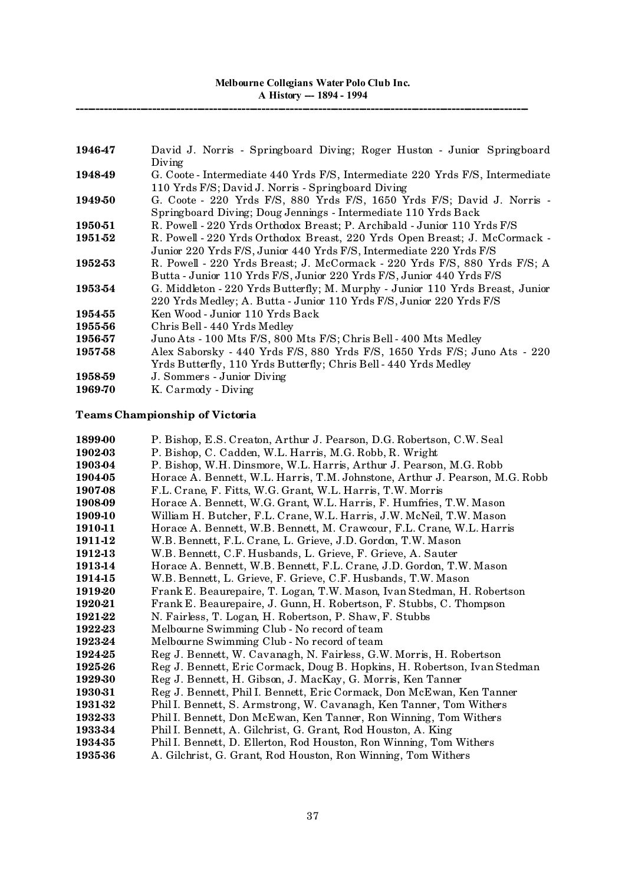| | |
|---|---|
| **1946-47** | David J. Norris - Springboard Diving; Roger Huston - Junior Springboard Diving |
| **1948-49** | G. Coote - Intermediate 440 Yrds F/S, Intermediate 220 Yrds F/S, Intermediate 110 Yrds F/S; David J. Norris - Springboard Diving |
| **1949-50** | G. Coote - 220 Yrds F/S, 880 Yrds F/S, 1650 Yrds F/S; David J. Norris - Springboard Diving; Doug Jennings - Intermediate 110 Yrds Back |
| **1950-51** | R. Powell - 220 Yrds Orthodox Breast; P. Archibald - Junior 110 Yrds F/S |
| **1951-52** | R. Powell - 220 Yrds Orthodox Breast, 220 Yrds Open Breast; J. McCormack - Junior 220 Yrds F/S, Junior 440 Yrds F/S, Intermediate 220 Yrds F/S |
| **1952-53** | R. Powell - 220 Yrds Breast; J. McCormack - 220 Yrds F/S, 880 Yrds F/S; A Butta - Junior 110 Yrds F/S, Junior 220 Yrds F/S, Junior 440 Yrds F/S |
| **1953-54** | G. Middleton - 220 Yrds Butterfly; M. Murphy - Junior 110 Yrds Breast, Junior 220 Yrds Medley; A. Butta - Junior 110 Yrds F/S, Junior 220 Yrds F/S |
| **1954-55** | Ken Wood - Junior 110 Yrds Back |
| **1955-56** | Chris Bell - 440 Yrds Medley |
| **1956-57** | Juno Ats - 100 Mts F/S, 800 Mts F/S; Chris Bell - 400 Mts Medley |
| **1957-58** | Alex Saborsky - 440 Yrds F/S, 880 Yrds F/S, 1650 Yrds F/S; Juno Ats - 220 Yrds Butterfly, 110 Yrds Butterfly; Chris Bell - 440 Yrds Medley |
| **1958-59** | J. Sommers - Junior Diving |
| **1969-70** | K. Carmody - Diving |

**Teams Championship of Victoria**

| | |
|---|---|
| **1899-00** | P. Bishop, E.S. Creaton, Arthur J. Pearson, D.G. Robertson, C.W. Seal |
| **1902-03** | P. Bishop, C. Cadden, W.L. Harris, M.G. Robb, R. Wright |
| **1903-04** | P. Bishop, W.H. Dinsmore, W.L. Harris, Arthur J. Pearson, M.G. Robb |
| **1904-05** | Horace A. Bennett, W.L. Harris, T.M. Johnstone, Arthur J. Pearson, M.G. Robb |
| **1907-08** | F.L. Crane, F. Fitts, W.G. Grant, W.L. Harris, T.W. Morris |
| **1908-09** | Horace A. Bennett, W.G. Grant, W.L. Harris, F. Humfries, T.W. Mason |
| **1909-10** | William H. Butcher, F.L. Crane, W.L. Harris, J.W. McNeil, T.W. Mason |
| **1910-11** | Horace A. Bennett, W.B. Bennett, M. Crawcour, F.L. Crane, W.L. Harris |
| **1911-12** | W.B. Bennett, F.L. Crane, L. Grieve, J.D. Gordon, T.W. Mason |
| **1912-13** | W.B. Bennett, C.F. Husbands, L. Grieve, F. Grieve, A. Sauter |
| **1913-14** | Horace A. Bennett, W.B. Bennett, F.L. Crane, J.D. Gordon, T.W. Mason |
| **1914-15** | W.B. Bennett, L. Grieve, F. Grieve, C.F. Husbands, T.W. Mason |
| **1919-20** | Frank E. Beaurepaire, T. Logan, T.W. Mason, Ivan Stedman, H. Robertson |
| **1920-21** | Frank E. Beaurepaire, J. Gunn, H. Robertson, F. Stubbs, C. Thompson |
| **1921-22** | N. Fairless, T. Logan, H. Robertson, P. Shaw, F. Stubbs |
| **1922-23** | Melbourne Swimming Club - No record of team |
| **1923-24** | Melbourne Swimming Club - No record of team |
| **1924-25** | Reg J. Bennett, W. Cavanagh, N. Fairless, G.W. Morris, H. Robertson |
| **1925-26** | Reg J. Bennett, Eric Cormack, Doug B. Hopkins, H. Robertson, Ivan Stedman |
| **1929-30** | Reg J. Bennett, H. Gibson, J. MacKay, G. Morris, Ken Tanner |
| **1930-31** | Reg J. Bennett, Phil I. Bennett, Eric Cormack, Don McEwan, Ken Tanner |
| **1931-32** | Phil I. Bennett, S. Armstrong, W. Cavanagh, Ken Tanner, Tom Withers |
| **1932-33** | Phil I. Bennett, Don McEwan, Ken Tanner, Ron Winning, Tom Withers |
| **1933-34** | Phil I. Bennett, A. Gilchrist, G. Grant, Rod Houston, A. King |
| **1934-35** | Phil I. Bennett, D. Ellerton, Rod Houston, Ron Winning, Tom Withers |
| **1935-36** | A. Gilchrist, G. Grant, Rod Houston, Ron Winning, Tom Withers |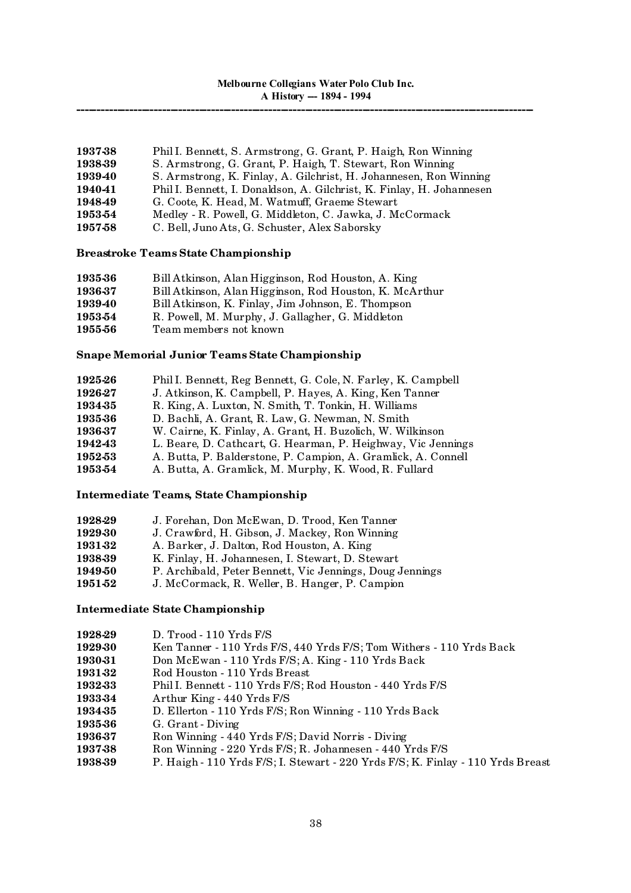**1937-38** Phil I. Bennett, S. Armstrong, G. Grant, P. Haigh, Ron Winning
**1938-39** S. Armstrong, G. Grant, P. Haigh, T. Stewart, Ron Winning
**1939-40** S. Armstrong, K. Finlay, A. Gilchrist, H. Johannesen, Ron Winning
**1940-41** Phil I. Bennett, I. Donaldson, A. Gilchrist, K. Finlay, H. Johannesen
**1948-49** G. Coote, K. Head, M. Watmuff, Graeme Stewart
**1953-54** Medley - R. Powell, G. Middleton, C. Jawka, J. McCormack
**1957-58** C. Bell, Juno Ats, G. Schuster, Alex Saborsky

### Breastroke Teams State Championship

**1935-36** Bill Atkinson, Alan Higginson, Rod Houston, A. King
**1936-37** Bill Atkinson, Alan Higginson, Rod Houston, K. McArthur
**1939-40** Bill Atkinson, K. Finlay, Jim Johnson, E. Thompson
**1953-54** R. Powell, M. Murphy, J. Gallagher, G. Middleton
**1955-56** Team members not known

### Snape Memorial Junior Teams State Championship

**1925-26** Phil I. Bennett, Reg Bennett, G. Cole, N. Farley, K. Campbell
**1926-27** J. Atkinson, K. Campbell, P. Hayes, A. King, Ken Tanner
**1934-35** R. King, A. Luxton, N. Smith, T. Tonkin, H. Williams
**1935-36** D. Bachli, A. Grant, R. Law, G. Newman, N. Smith
**1936-37** W. Cairne, K. Finlay, A. Grant, H. Buzolich, W. Wilkinson
**1942-43** L. Beare, D. Cathcart, G. Hearman, P. Heighway, Vic Jennings
**1952-53** A. Butta, P. Balderstone, P. Campion, A. Gramlick, A. Connell
**1953-54** A. Butta, A. Gramlick, M. Murphy, K. Wood, R. Fullard

### Intermediate Teams, State Championship

**1928-29** J. Forehan, Don McEwan, D. Trood, Ken Tanner
**1929-30** J. Crawford, H. Gibson, J. Mackey, Ron Winning
**1931-32** A. Barker, J. Dalton, Rod Houston, A. King
**1938-39** K. Finlay, H. Johannesen, I. Stewart, D. Stewart
**1949-50** P. Archibald, Peter Bennett, Vic Jennings, Doug Jennings
**1951-52** J. McCormack, R. Weller, B. Hanger, P. Campion

### Intermediate State Championship

**1928-29** D. Trood - 110 Yrds F/S
**1929-30** Ken Tanner - 110 Yrds F/S, 440 Yrds F/S; Tom Withers - 110 Yrds Back
**1930-31** Don McEwan - 110 Yrds F/S; A. King - 110 Yrds Back
**1931-32** Rod Houston - 110 Yrds Breast
**1932-33** Phil I. Bennett - 110 Yrds F/S; Rod Houston - 440 Yrds F/S
**1933-34** Arthur King - 440 Yrds F/S
**1934-35** D. Ellerton - 110 Yrds F/S; Ron Winning - 110 Yrds Back
**1935-36** G. Grant - Diving
**1936-37** Ron Winning - 440 Yrds F/S; David Norris - Diving
**1937-38** Ron Winning - 220 Yrds F/S; R. Johannesen - 440 Yrds F/S
**1938-39** P. Haigh - 110 Yrds F/S; I. Stewart - 220 Yrds F/S; K. Finlay - 110 Yrds Breast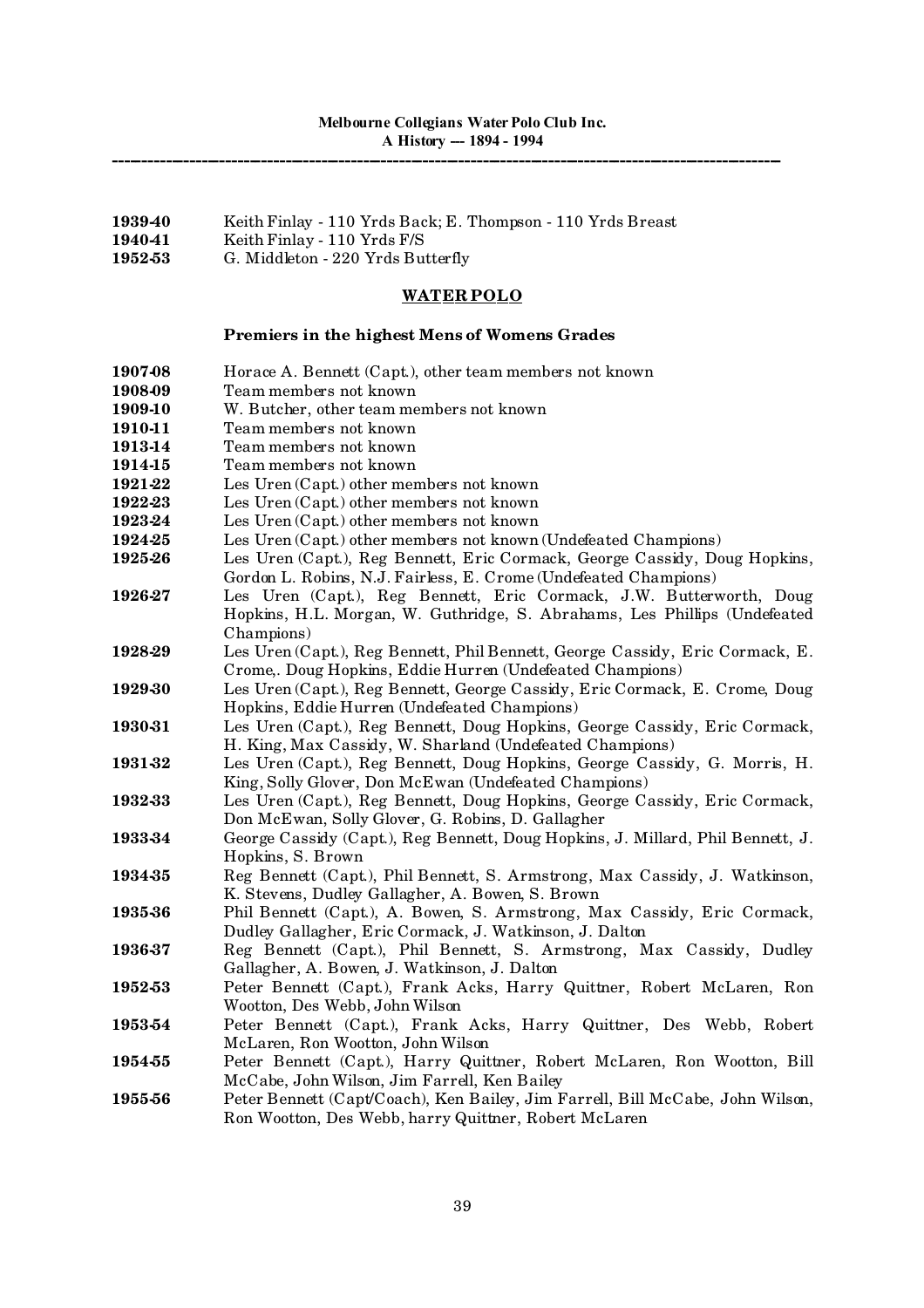1939-40 Keith Finlay - 110 Yrds Back; E. Thompson - 110 Yrds Breast
1940-41 Keith Finlay - 110 Yrds F/S
1952-53 G. Middleton - 220 Yrds Butterfly

## WATER POLO

### Premiers in the highest Mens of Womens Grades

| | |
|---|---|
| **1907-08** | Horace A. Bennett (Capt.), other team members not known |
| **1908-09** | Team members not known |
| **1909-10** | W. Butcher, other team members not known |
| **1910-11** | Team members not known |
| **1913-14** | Team members not known |
| **1914-15** | Team members not known |
| **1921-22** | Les Uren (Capt.) other members not known |
| **1922-23** | Les Uren (Capt.) other members not known |
| **1923-24** | Les Uren (Capt.) other members not known |
| **1924-25** | Les Uren (Capt.) other members not known (Undefeated Champions) |
| **1925-26** | Les Uren (Capt.), Reg Bennett, Eric Cormack, George Cassidy, Doug Hopkins, Gordon L. Robins, N.J. Fairless, E. Crome (Undefeated Champions) |
| **1926-27** | Les Uren (Capt.), Reg Bennett, Eric Cormack, J.W. Butterworth, Doug Hopkins, H.L. Morgan, W. Guthridge, S. Abrahams, Les Phillips (Undefeated Champions) |
| **1928-29** | Les Uren (Capt.), Reg Bennett, Phil Bennett, George Cassidy, Eric Cormack, E. Crome,. Doug Hopkins, Eddie Hurren (Undefeated Champions) |
| **1929-30** | Les Uren (Capt.), Reg Bennett, George Cassidy, Eric Cormack, E. Crome, Doug Hopkins, Eddie Hurren (Undefeated Champions) |
| **1930-31** | Les Uren (Capt.), Reg Bennett, Doug Hopkins, George Cassidy, Eric Cormack, H. King, Max Cassidy, W. Sharland (Undefeated Champions) |
| **1931-32** | Les Uren (Capt.), Reg Bennett, Doug Hopkins, George Cassidy, G. Morris, H. King, Solly Glover, Don McEwan (Undefeated Champions) |
| **1932-33** | Les Uren (Capt.), Reg Bennett, Doug Hopkins, George Cassidy, Eric Cormack, Don McEwan, Solly Glover, G. Robins, D. Gallagher |
| **1933-34** | George Cassidy (Capt.), Reg Bennett, Doug Hopkins, J. Millard, Phil Bennett, J. Hopkins, S. Brown |
| **1934-35** | Reg Bennett (Capt.), Phil Bennett, S. Armstrong, Max Cassidy, J. Watkinson, K. Stevens, Dudley Gallagher, A. Bowen, S. Brown |
| **1935-36** | Phil Bennett (Capt.), A. Bowen, S. Armstrong, Max Cassidy, Eric Cormack, Dudley Gallagher, Eric Cormack, J. Watkinson, J. Dalton |
| **1936-37** | Reg Bennett (Capt.), Phil Bennett, S. Armstrong, Max Cassidy, Dudley Gallagher, A. Bowen, J. Watkinson, J. Dalton |
| **1952-53** | Peter Bennett (Capt.), Frank Acks, Harry Quittner, Robert McLaren, Ron Wootton, Des Webb, John Wilson |
| **1953-54** | Peter Bennett (Capt.), Frank Acks, Harry Quittner, Des Webb, Robert McLaren, Ron Wootton, John Wilson |
| **1954-55** | Peter Bennett (Capt.), Harry Quittner, Robert McLaren, Ron Wootton, Bill McCabe, John Wilson, Jim Farrell, Ken Bailey |
| **1955-56** | Peter Bennett (Capt/Coach), Ken Bailey, Jim Farrell, Bill McCabe, John Wilson, Ron Wootton, Des Webb, harry Quittner, Robert McLaren |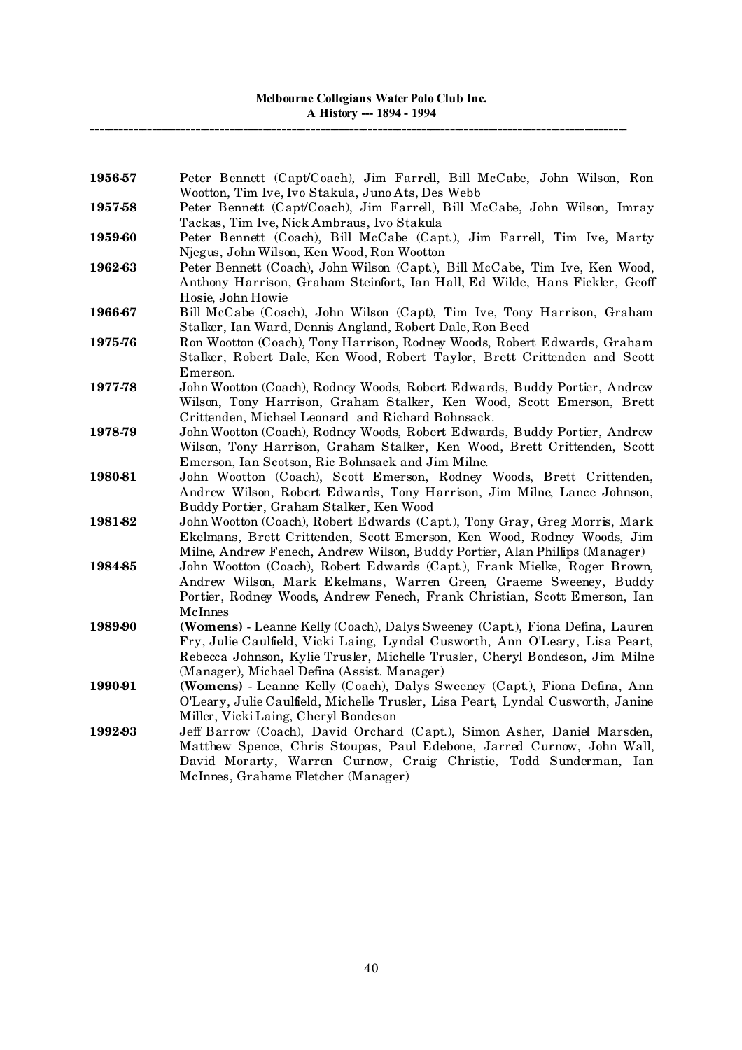| | |
|---|---|
| **1956-57** | Peter Bennett (Capt/Coach), Jim Farrell, Bill McCabe, John Wilson, Ron Wootton, Tim Ive, Ivo Stakula, Juno Ats, Des Webb |
| **1957-58** | Peter Bennett (Capt/Coach), Jim Farrell, Bill McCabe, John Wilson, Imray Tackas, Tim Ive, Nick Ambraus, Ivo Stakula |
| **1959-60** | Peter Bennett (Coach), Bill McCabe (Capt.), Jim Farrell, Tim Ive, Marty Njegus, John Wilson, Ken Wood, Ron Wootton |
| **1962-63** | Peter Bennett (Coach), John Wilson (Capt.), Bill McCabe, Tim Ive, Ken Wood, Anthony Harrison, Graham Steinfort, Ian Hall, Ed Wilde, Hans Fickler, Geoff Hosie, John Howie |
| **1966-67** | Bill McCabe (Coach), John Wilson (Capt), Tim Ive, Tony Harrison, Graham Stalker, Ian Ward, Dennis Angland, Robert Dale, Ron Beed |
| **1975-76** | Ron Wootton (Coach), Tony Harrison, Rodney Woods, Robert Edwards, Graham Stalker, Robert Dale, Ken Wood, Robert Taylor, Brett Crittenden and Scott Emerson. |
| **1977-78** | John Wootton (Coach), Rodney Woods, Robert Edwards, Buddy Portier, Andrew Wilson, Tony Harrison, Graham Stalker, Ken Wood, Scott Emerson, Brett Crittenden, Michael Leonard and Richard Bohnsack. |
| **1978-79** | John Wootton (Coach), Rodney Woods, Robert Edwards, Buddy Portier, Andrew Wilson, Tony Harrison, Graham Stalker, Ken Wood, Brett Crittenden, Scott Emerson, Ian Scotson, Ric Bohnsack and Jim Milne. |
| **1980-81** | John Wootton (Coach), Scott Emerson, Rodney Woods, Brett Crittenden, Andrew Wilson, Robert Edwards, Tony Harrison, Jim Milne, Lance Johnson, Buddy Portier, Graham Stalker, Ken Wood |
| **1981-82** | John Wootton (Coach), Robert Edwards (Capt.), Tony Gray, Greg Morris, Mark Ekelmans, Brett Crittenden, Scott Emerson, Ken Wood, Rodney Woods, Jim Milne, Andrew Fenech, Andrew Wilson, Buddy Portier, Alan Phillips (Manager) |
| **1984-85** | John Wootton (Coach), Robert Edwards (Capt.), Frank Mielke, Roger Brown, Andrew Wilson, Mark Ekelmans, Warren Green, Graeme Sweeney, Buddy Portier, Rodney Woods, Andrew Fenech, Frank Christian, Scott Emerson, Ian McInnes |
| **1989-90** | **(Womens)** - Leanne Kelly (Coach), Dalys Sweeney (Capt.), Fiona Defina, Lauren Fry, Julie Caulfield, Vicki Laing, Lyndal Cusworth, Ann O'Leary, Lisa Peart, Rebecca Johnson, Kylie Trusler, Michelle Trusler, Cheryl Bondeson, Jim Milne (Manager), Michael Defina (Assist. Manager) |
| **1990-91** | **(Womens)** - Leanne Kelly (Coach), Dalys Sweeney (Capt.), Fiona Defina, Ann O'Leary, Julie Caulfield, Michelle Trusler, Lisa Peart, Lyndal Cusworth, Janine Miller, Vicki Laing, Cheryl Bondeson |
| **1992-93** | Jeff Barrow (Coach), David Orchard (Capt.), Simon Asher, Daniel Marsden, Matthew Spence, Chris Stoupas, Paul Edebone, Jarred Curnow, John Wall, David Morarty, Warren Curnow, Craig Christie, Todd Sunderman, Ian McInnes, Grahame Fletcher (Manager) |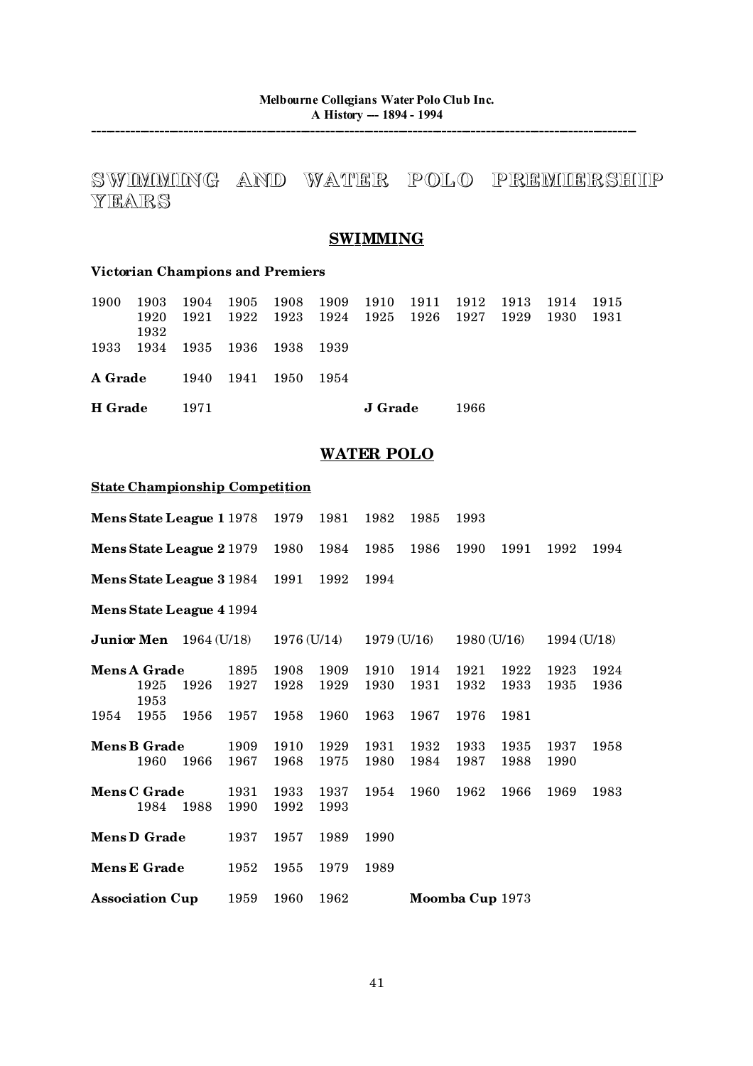# SWIMMING AND WATER POLO PREMIERSHIP YEARS

## SWIMMING

**Victorian Champions and Premiers**

1900 1903 1904 1905 1908 1909 1910 1911 1912 1913 1914 1915 1920 1921 1922 1923 1924 1925 1926 1927 1929 1930 1931 1932 1933 1934 1935 1936 1938 1939

**A Grade** 1940 1941 1950 1954

**H Grade** 1971 **J Grade** 1966

## WATER POLO

**State Championship Competition**

**Mens State League 1** 1978 1979 1981 1982 1985 1993

**Mens State League 2** 1979 1980 1984 1985 1986 1990 1991 1992 1994

**Mens State League 3** 1984 1991 1992 1994

**Mens State League 4** 1994

**Junior Men** 1964 (U/18) 1976 (U/14) 1979 (U/16) 1980 (U/16) 1994 (U/18)

**Mens A Grade** 1895 1908 1909 1910 1914 1921 1922 1923 1924 1925 1926 1927 1928 1929 1930 1931 1932 1933 1935 1936 1953 1954 1955 1956 1957 1958 1960 1963 1967 1976 1981

**Mens B Grade** 1909 1910 1929 1931 1932 1933 1935 1937 1958 1960 1966 1967 1968 1975 1980 1984 1987 1988 1990

**Mens C Grade** 1931 1933 1937 1954 1960 1962 1966 1969 1983 1984 1988 1990 1992 1993

**Mens D Grade** 1937 1957 1989 1990

**Mens E Grade** 1952 1955 1979 1989

**Association Cup** 1959 1960 1962 **Moomba Cup** 1973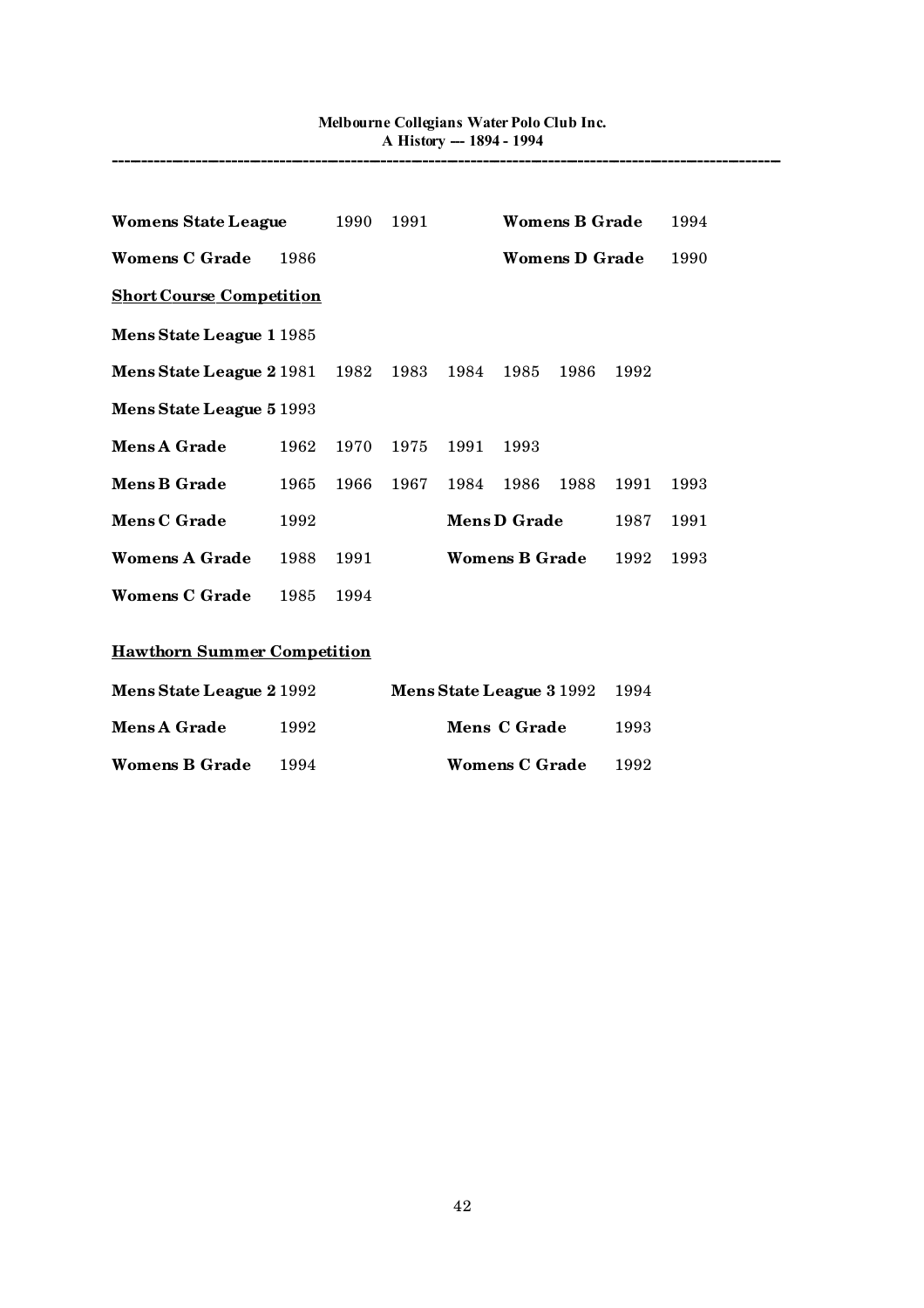**Womens State League** 1990 1991 **Womens B Grade** 1994

**Womens C Grade** 1986 **Womens D Grade** 1990

**Short Course Competition**

**Mens State League 1** 1985

**Mens State League 2** 1981 1982 1983 1984 1985 1986 1992

**Mens State League 5** 1993

**Mens A Grade** 1962 1970 1975 1991 1993

**Mens B Grade** 1965 1966 1967 1984 1986 1988 1991 1993

**Mens C Grade** 1992 **Mens D Grade** 1987 1991

**Womens A Grade** 1988 1991 **Womens B Grade** 1992 1993

**Womens C Grade** 1985 1994

**Hawthorn Summer Competition**

**Mens State League 2** 1992 **Mens State League 3** 1992 1994

**Mens A Grade** 1992 **Mens C Grade** 1993

**Womens B Grade** 1994 **Womens C Grade** 1992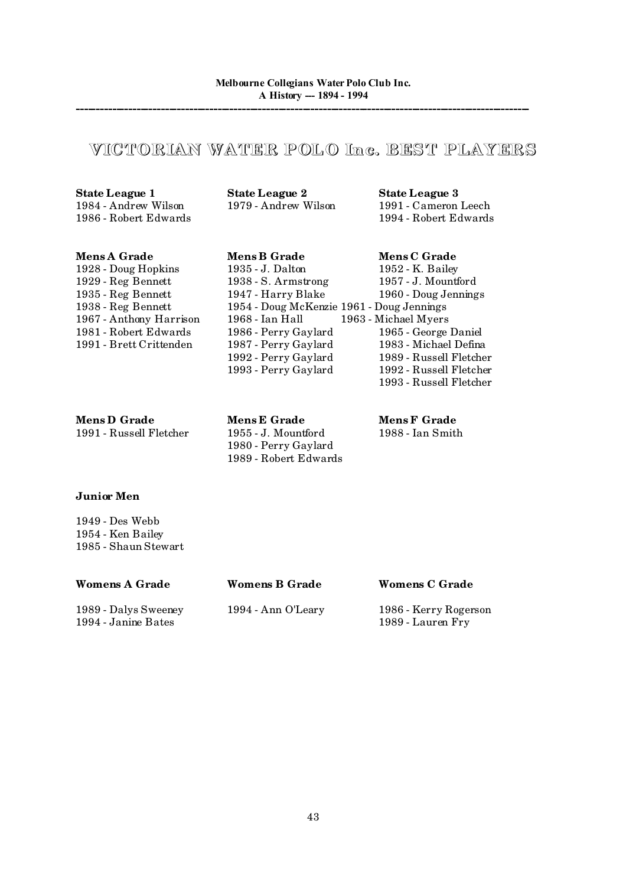# VICTORIAN WATER POLO Inc. BEST PLAYERS

**State League 1**
1984 - Andrew Wilson
1986 - Robert Edwards

**State League 2**
1979 - Andrew Wilson

**State League 3**
1991 - Cameron Leech
1994 - Robert Edwards

**Mens A Grade**
1928 - Doug Hopkins
1929 - Reg Bennett
1935 - Reg Bennett
1938 - Reg Bennett
1967 - Anthony Harrison
1981 - Robert Edwards
1991 - Brett Crittenden

**Mens B Grade**
1935 - J. Dalton
1938 - S. Armstrong
1947 - Harry Blake
1954 - Doug McKenzie
1968 - Ian Hall
1986 - Perry Gaylard
1987 - Perry Gaylard
1992 - Perry Gaylard
1993 - Perry Gaylard

**Mens C Grade**
1952 - K. Bailey
1957 - J. Mountford
1960 - Doug Jennings
1961 - Doug Jennings
1963 - Michael Myers
1965 - George Daniel
1983 - Michael Defina
1989 - Russell Fletcher
1992 - Russell Fletcher
1993 - Russell Fletcher

**Mens D Grade**
1991 - Russell Fletcher

**Mens E Grade**
1955 - J. Mountford
1980 - Perry Gaylard
1989 - Robert Edwards

**Mens F Grade**
1988 - Ian Smith

**Junior Men**

1949 - Des Webb
1954 - Ken Bailey
1985 - Shaun Stewart

**Womens A Grade**

1989 - Dalys Sweeney
1994 - Janine Bates

**Womens B Grade**

1994 - Ann O'Leary

**Womens C Grade**

1986 - Kerry Rogerson
1989 - Lauren Fry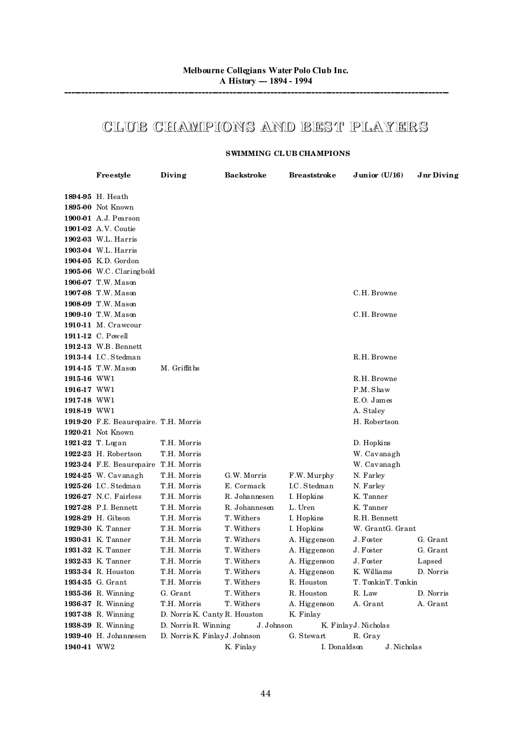# CLUB CHAMPIONS AND BEST PLAYERS

### SWIMMING CLUB CHAMPIONS

| | Freestyle | Diving | Backstroke | Breaststroke | Junior (U/16) | Jnr Diving |
|---|---|---|---|---|---|---|
| **1894-95** | H. Heath | | | | | |
| **1895-00** | Not Known | | | | | |
| **1900-01** | A.J. Pearson | | | | | |
| **1901-02** | A.V. Coutie | | | | | |
| **1902-03** | W.L. Harris | | | | | |
| **1903-04** | W.L. Harris | | | | | |
| **1904-05** | K.D. Gordon | | | | | |
| **1905-06** | W.C. Claringbold | | | | | |
| **1906-07** | T.W. Mason | | | | | |
| **1907-08** | T.W. Mason | | | | C.H. Browne | |
| **1908-09** | T.W. Mason | | | | | |
| **1909-10** | T.W. Mason | | | | C.H. Browne | |
| **1910-11** | M. Crawcour | | | | | |
| **1911-12** | C. Powell | | | | | |
| **1912-13** | W.B. Bennett | | | | | |
| **1913-14** | I.C. Stedman | | | | R.H. Browne | |
| **1914-15** | T.W. Mason | M. Griffiths | | | | |
| **1915-16** | WW1 | | | | R.H. Browne | |
| **1916-17** | WW1 | | | | P.M. Shaw | |
| **1917-18** | WW1 | | | | E.O. James | |
| **1918-19** | WW1 | | | | A. Staley | |
| **1919-20** | F.E. Beaurepaire. | T.H. Morris | | | H. Robertson | |
| **1920-21** | Not Known | | | | | |
| **1921-22** | T. Logan | T.H. Morris | | | D. Hopkins | |
| **1922-23** | H. Robertson | T.H. Morris | | | W. Cavanagh | |
| **1923-24** | F.E. Beaurepaire | T.H. Morris | | | W. Cavanagh | |
| **1924-25** | W. Cavanagh | T.H. Morris | G.W. Morris | F.W. Murphy | N. Farley | |
| **1925-26** | I.C. Stedman | T.H. Morris | E. Cormack | I.C. Stedman | N. Farley | |
| **1926-27** | N.C. Fairless | T.H. Morris | R. Johannesen | I. Hopkins | K. Tanner | |
| **1927-28** | P.I. Bennett | T.H. Morris | R. Johannesen | L. Uren | K. Tanner | |
| **1928-29** | H. Gibson | T.H. Morris | T. Withers | I. Hopkins | R.H. Bennett | |
| **1929-30** | K. Tanner | T.H. Morris | T. Withers | I. Hopkins | W. Grant | G. Grant |
| **1930-31** | K. Tanner | T.H. Morris | T. Withers | A. Higgenson | J. Foster | G. Grant |
| **1931-32** | K. Tanner | T.H. Morris | T. Withers | A. Higgenson | J. Foster | G. Grant |
| **1932-33** | K. Tanner | T.H. Morris | T. Withers | A. Higgenson | J. Foster | Lapsed |
| **1933-34** | R. Houston | T.H. Morris | T. Withers | A. Higgenson | K. Williams | D. Norris |
| **1934-35** | G. Grant | T.H. Morris | T. Withers | R. Houston | T. Tonkin | T. Tonkin |
| **1935-36** | R. Winning | G. Grant | T. Withers | R. Houston | R. Law | D. Norris |
| **1936-37** | R. Winning | T.H. Morris | T. Withers | A. Higgenson | A. Grant | A. Grant |
| **1937-38** | R. Winning | D. Norris | K. Canty | R. Houston | K. Finlay | |
| **1938-39** | R. Winning | D. Norris | R. Winning | J. Johnson | K. Finlay | J. Nicholas |
| **1939-40** | H. Johannesen | D. Norris | K. Finlay | J. Johnson | G. Stewart | R. Gray |
| **1940-41** | WW2 | | K. Finlay | I. Donaldson | J. Nicholas | |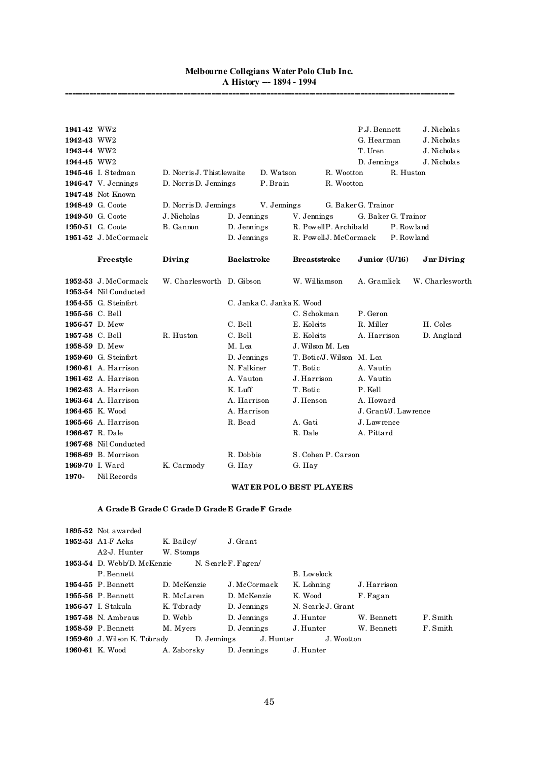| | | | | | | |
|---|---|---|---|---|---|---|
| **1941-42** | WW2 | | | | P.J. Bennett | J. Nicholas |
| **1942-43** | WW2 | | | | G. Hearman | J. Nicholas |
| **1943-44** | WW2 | | | | T. Uren | J. Nicholas |
| **1944-45** | WW2 | | | | D. Jennings | J. Nicholas |
| **1945-46** | I. Stedman | D. Norris | J. Thistlewaite | D. Watson | R. Wootton | R. Huston |
| **1946-47** | V. Jennings | D. Norris | D. Jennings | P. Brain | R. Wootton | |
| **1947-48** | Not Known | | | | | |
| **1948-49** | G. Coote | D. Norris | D. Jennings | V. Jennings | G. Baker | G. Trainor |
| **1949-50** | G. Coote | J. Nicholas | D. Jennings | V. Jennings | G. Baker | G. Trainor |
| **1950-51** | G. Coote | B. Gannon | D. Jennings | R. Powell | P. Archibald | P. Rowland |
| **1951-52** | J. McCormack | | D. Jennings | R. Powell | J. McCormack | P. Rowland |
| | **Freestyle** | **Diving** | **Backstroke** | **Breaststroke** | **Junior (U/16)** | **Jnr Diving** |
| **1952-53** | J. McCormack | W. Charlesworth | D. Gibson | W. Williamson | A. Gramlick | W. Charlesworth |
| **1953-54** | Nil Conducted | | | | | |
| **1954-55** | G. Steinfort | | C. Janka | C. Janka | K. Wood | |
| **1955-56** | C. Bell | | | C. Schokman | P. Geron | |
| **1956-57** | D. Mew | | C. Bell | E. Koleits | R. Miller | H. Coles |
| **1957-58** | C. Bell | R. Huston | C. Bell | E. Koleits | A. Harrison | D. Angland |
| **1958-59** | D. Mew | | M. Lea | J. Wilson | M. Lea | |
| **1959-60** | G. Steinfort | | D. Jennings | T. Botic/J. Wilson | M. Lea | |
| **1960-61** | A. Harrison | | N. Falkiner | T. Botic | A. Vautin | |
| **1961-62** | A. Harrison | | A. Vauton | J. Harrison | A. Vautin | |
| **1962-63** | A. Harrison | | K. Luff | T. Botic | P. Kell | |
| **1963-64** | A. Harrison | | A. Harrison | J. Henson | A. Howard | |
| **1964-65** | K. Wood | | A. Harrison | | J. Grant/J. Lawrence | |
| **1965-66** | A. Harrison | | R. Bead | A. Gati | J. Lawrence | |
| **1966-67** | R. Dale | | | R. Dale | A. Pittard | |
| **1967-68** | Nil Conducted | | | | | |
| **1968-69** | B. Morrison | | R. Dobbie | S. Cohen | P. Carson | |
| **1969-70** | I. Ward | K. Carmody | G. Hay | G. Hay | | |
| **1970-** | Nil Records | | | | | |

## WATER POLO BEST PLAYERS

| | A Grade | B Grade | C Grade | D Grade | E Grade | F Grade |
|---|---|---|---|---|---|---|
| **1895-52** | Not awarded | | | | | |
| **1952-53** | A1-F Acks<br>A2-J. Hunter | K. Bailey/<br>W. Stomps | J. Grant | | | |
| **1953-54** | D. Webb/D. McKenzie<br>P. Bennett | N. Searle | F. Fagen/ | B. Lovelock | | |
| **1954-55** | P. Bennett | D. McKenzie | J. McCormack | K. Lohning | J. Harrison | |
| **1955-56** | P. Bennett | R. McLaren | D. McKenzie | K. Wood | F. Fagan | |
| **1956-57** | I. Stakula | K. Tobrady | D. Jennings | N. Searle | J. Grant | |
| **1957-58** | N. Ambraus | D. Webb | D. Jennings | J. Hunter | W. Bennett | F. Smith |
| **1958-59** | P. Bennett | M. Myers | D. Jennings | J. Hunter | W. Bennett | F. Smith |
| **1959-60** | J. Wilson | K. Tobrady | D. Jennings | J. Hunter | J. Wootton | |
| **1960-61** | K. Wood | A. Zaborsky | D. Jennings | J. Hunter | | |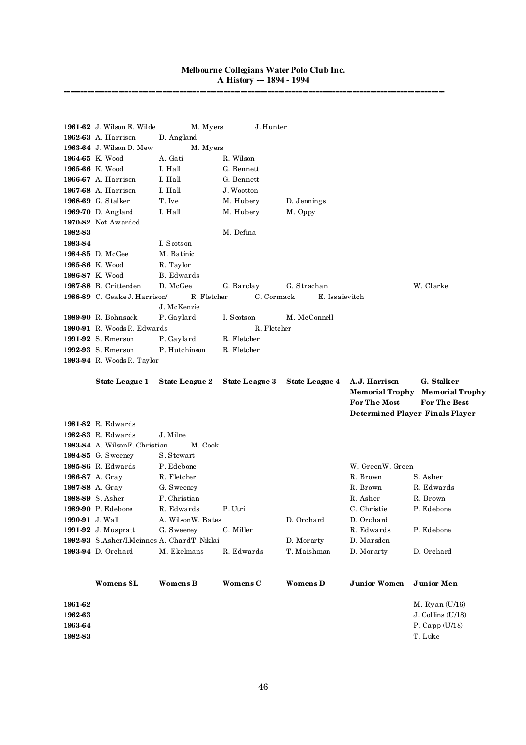| | | | | | | |
|---|---|---|---|---|---|---|
| **1961-62** | J. Wilson | E. Wilde | M. Myers | J. Hunter | | |
| **1962-63** | A. Harrison | D. Angland | | | | |
| **1963-64** | J. Wilson | D. Mew | M. Myers | | | |
| **1964-65** | K. Wood | A. Gati | R. Wilson | | | |
| **1965-66** | K. Wood | I. Hall | G. Bennett | | | |
| **1966-67** | A. Harrison | I. Hall | G. Bennett | | | |
| **1967-68** | A. Harrison | I. Hall | J. Wootton | | | |
| **1968-69** | G. Stalker | T. Ive | M. Hubery | D. Jennings | | |
| **1969-70** | D. Angland | I. Hall | M. Hubery | M. Oppy | | |
| **1970-82** | Not Awarded | | | | | |
| **1982-83** | | | M. Defina | | | |
| **1983-84** | | I. Scotson | | | | |
| **1984-85** | D. McGee | M. Batinic | | | | |
| **1985-86** | K. Wood | R. Taylor | | | | |
| **1986-87** | K. Wood | B. Edwards | | | | |
| **1987-88** | B. Crittenden | D. McGee | G. Barclay | G. Strachan | | W. Clarke |
| **1988-89** | C. Geake | J. Harrison/ J. McKenzie | R. Fletcher | C. Cormack | E. Issaievitch | |
| **1989-90** | R. Bohnsack | P. Gaylard | I. Scotson | M. McConnell | | |
| **1990-91** | R. Woods | R. Edwards | | R. Fletcher | | |
| **1991-92** | S. Emerson | P. Gaylard | R. Fletcher | | | |
| **1992-93** | S. Emerson | P. Hutchinson | R. Fletcher | | | |
| **1993-94** | R. Woods | R. Taylor | | | | |

| | **State League 1** | **State League 2** | **State League 3** | **State League 4** | **A.J. Harrison Memorial Trophy For The Most Determined Player** | **G. Stalker Memorial Trophy For The Best Finals Player** |
|---|---|---|---|---|---|---|
| **1981-82** | R. Edwards | | | | | |
| **1982-83** | R. Edwards | J. Milne | | | | |
| **1983-84** | A. Wilson | F. Christian | M. Cook | | | |
| **1984-85** | G. Sweeney | S. Stewart | | | | |
| **1985-86** | R. Edwards | P. Edebone | | | W. Green | W. Green |
| **1986-87** | A. Gray | R. Fletcher | | | R. Brown | S. Asher |
| **1987-88** | A. Gray | G. Sweeney | | | R. Brown | R. Edwards |
| **1988-89** | S. Asher | F. Christian | | | R. Asher | R. Brown |
| **1989-90** | P. Edebone | R. Edwards | P. Utri | | C. Christie | P. Edebone |
| **1990-91** | J. Wall | A. Wilson | W. Bates | D. Orchard | D. Orchard | |
| **1991-92** | J. Muspratt | G. Sweeney | C. Miller | | R. Edwards | P. Edebone |
| **1992-93** | S.Asher/I.Mcinnes | A. Chard | T. Niklai | D. Morarty | D. Marsden | |
| **1993-94** | D. Orchard | M. Ekelmans | R. Edwards | T. Maishman | D. Morarty | D. Orchard |

| | **Womens SL** | **Womens B** | **Womens C** | **Womens D** | **Junior Women** | **Junior Men** |
|---|---|---|---|---|---|---|
| **1961-62** | | | | | | M. Ryan (U/16) |
| **1962-63** | | | | | | J. Collins (U/18) |
| **1963-64** | | | | | | P. Capp (U/18) |
| **1982-83** | | | | | | T. Luke |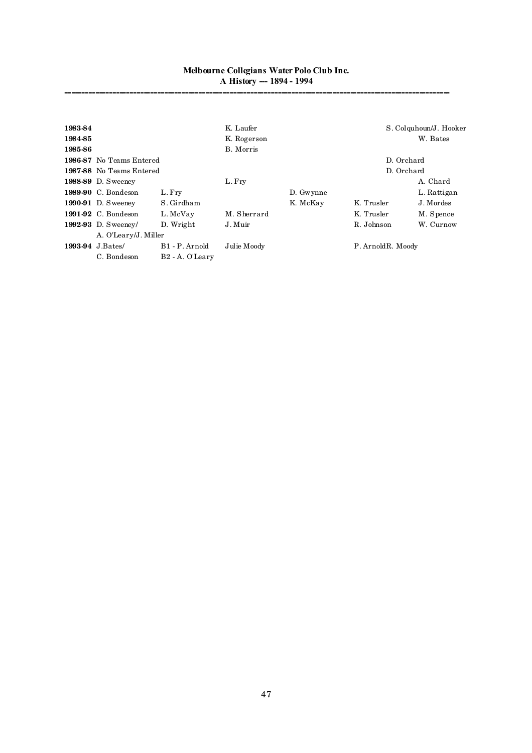| | | | | | | |
|---|---|---|---|---|---|---|
| **1983-84** | | | K. Laufer | | | S. Colquhoun/J. Hooker |
| **1984-85** | | | K. Rogerson | | | W. Bates |
| **1985-86** | | | B. Morris | | | |
| **1986-87** | No Teams Entered | | | | | D. Orchard |
| **1987-88** | No Teams Entered | | | | | D. Orchard |
| **1988-89** | D. Sweeney | | L. Fry | | | A. Chard |
| **1989-90** | C. Bondeson | L. Fry | | D. Gwynne | | L. Rattigan |
| **1990-91** | D. Sweeney | S. Girdham | | K. McKay | K. Trusler | J. Mordes |
| **1991-92** | C. Bondeson | L. McVay | M. Sherrard | | K. Trusler | M. Spence |
| **1992-93** | D. Sweeney/ A. O'Leary/J. Miller | D. Wright | J. Muir | | R. Johnson | W. Curnow |
| **1993-94** | J.Bates/ C. Bondeson | B1 - P. Arnold B2 - A. O'Leary | Julie Moody | | P. ArnoldR. Moody | |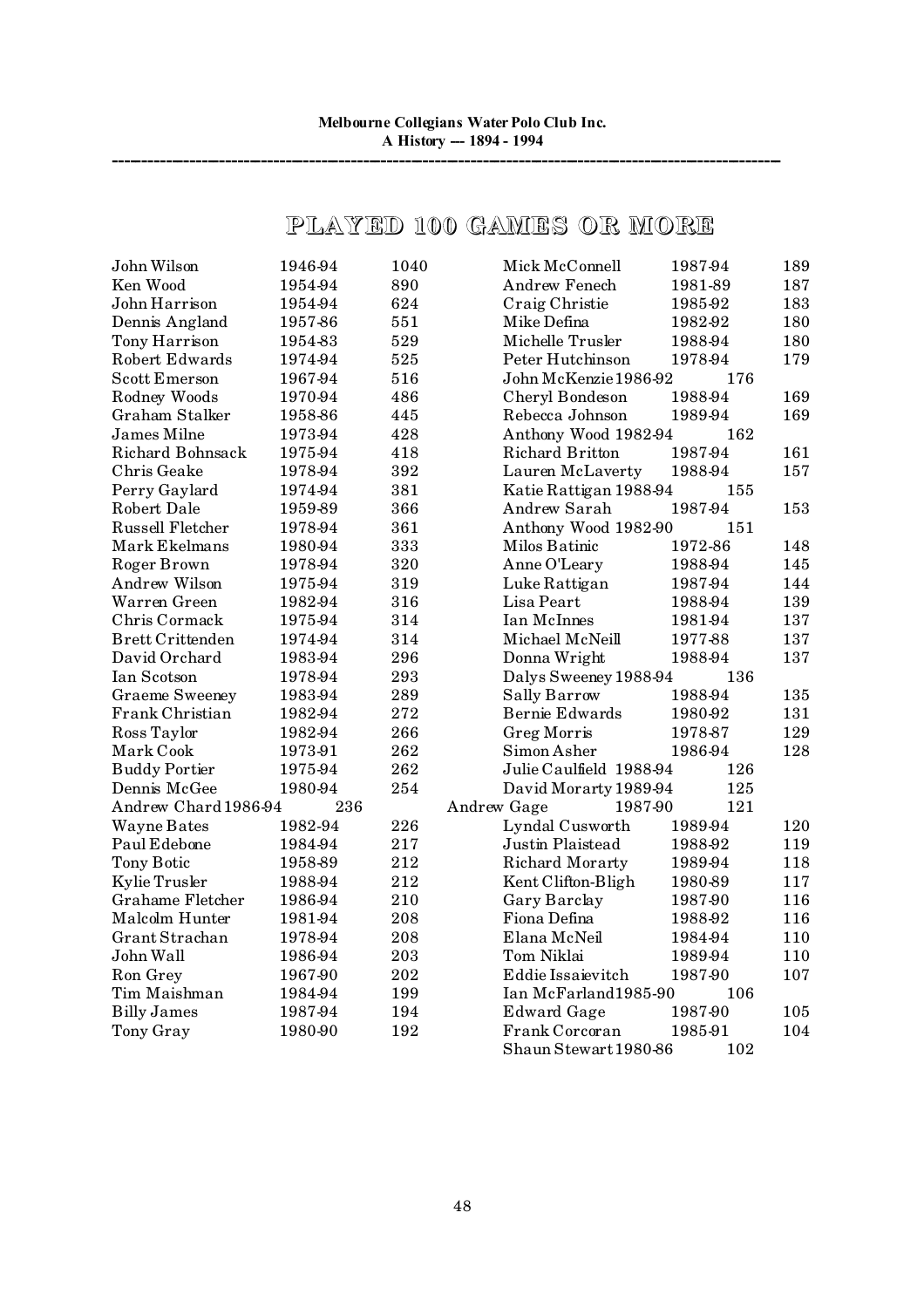# PLAYED 100 GAMES OR MORE

| | | |
|---|---|---|
| John Wilson | 1946-94 | 1040 |
| Ken Wood | 1954-94 | 890 |
| John Harrison | 1954-94 | 624 |
| Dennis Angland | 1957-86 | 551 |
| Tony Harrison | 1954-83 | 529 |
| Robert Edwards | 1974-94 | 525 |
| Scott Emerson | 1967-94 | 516 |
| Rodney Woods | 1970-94 | 486 |
| Graham Stalker | 1958-86 | 445 |
| James Milne | 1973-94 | 428 |
| Richard Bohnsack | 1975-94 | 418 |
| Chris Geake | 1978-94 | 392 |
| Perry Gaylard | 1974-94 | 381 |
| Robert Dale | 1959-89 | 366 |
| Russell Fletcher | 1978-94 | 361 |
| Mark Ekelmans | 1980-94 | 333 |
| Roger Brown | 1978-94 | 320 |
| Andrew Wilson | 1975-94 | 319 |
| Warren Green | 1982-94 | 316 |
| Chris Cormack | 1975-94 | 314 |
| Brett Crittenden | 1974-94 | 314 |
| David Orchard | 1983-94 | 296 |
| Ian Scotson | 1978-94 | 293 |
| Graeme Sweeney | 1983-94 | 289 |
| Frank Christian | 1982-94 | 272 |
| Ross Taylor | 1982-94 | 266 |
| Mark Cook | 1973-91 | 262 |
| Buddy Portier | 1975-94 | 262 |
| Dennis McGee | 1980-94 | 254 |
| Andrew Chard | 1986-94 | 236 |
| Wayne Bates | 1982-94 | 226 |
| Paul Edebone | 1984-94 | 217 |
| Tony Botic | 1958-89 | 212 |
| Kylie Trusler | 1988-94 | 212 |
| Grahame Fletcher | 1986-94 | 210 |
| Malcolm Hunter | 1981-94 | 208 |
| Grant Strachan | 1978-94 | 208 |
| John Wall | 1986-94 | 203 |
| Ron Grey | 1967-90 | 202 |
| Tim Maishman | 1984-94 | 199 |
| Billy James | 1987-94 | 194 |
| Tony Gray | 1980-90 | 192 |
| Mick McConnell | 1987-94 | 189 |
| Andrew Fenech | 1981-89 | 187 |
| Craig Christie | 1985-92 | 183 |
| Mike Defina | 1982-92 | 180 |
| Michelle Trusler | 1988-94 | 180 |
| Peter Hutchinson | 1978-94 | 179 |
| John McKenzie | 1986-92 | 176 |
| Cheryl Bondeson | 1988-94 | 169 |
| Rebecca Johnson | 1989-94 | 169 |
| Anthony Wood | 1982-94 | 162 |
| Richard Britton | 1987-94 | 161 |
| Lauren McLaverty | 1988-94 | 157 |
| Katie Rattigan | 1988-94 | 155 |
| Andrew Sarah | 1987-94 | 153 |
| Anthony Wood | 1982-90 | 151 |
| Milos Batinic | 1972-86 | 148 |
| Anne O'Leary | 1988-94 | 145 |
| Luke Rattigan | 1987-94 | 144 |
| Lisa Peart | 1988-94 | 139 |
| Ian McInnes | 1981-94 | 137 |
| Michael McNeill | 1977-88 | 137 |
| Donna Wright | 1988-94 | 137 |
| Dalys Sweeney | 1988-94 | 136 |
| Sally Barrow | 1988-94 | 135 |
| Bernie Edwards | 1980-92 | 131 |
| Greg Morris | 1978-87 | 129 |
| Simon Asher | 1986-94 | 128 |
| Julie Caulfield | 1988-94 | 126 |
| David Morarty | 1989-94 | 125 |
| Andrew Gage | 1987-90 | 121 |
| Lyndal Cusworth | 1989-94 | 120 |
| Justin Plaistead | 1988-92 | 119 |
| Richard Morarty | 1989-94 | 118 |
| Kent Clifton-Bligh | 1980-89 | 117 |
| Gary Barclay | 1987-90 | 116 |
| Fiona Defina | 1988-92 | 116 |
| Elana McNeil | 1984-94 | 110 |
| Tom Niklai | 1989-94 | 110 |
| Eddie Issaievitch | 1987-90 | 107 |
| Ian McFarland | 1985-90 | 106 |
| Edward Gage | 1987-90 | 105 |
| Frank Corcoran | 1985-91 | 104 |
| Shaun Stewart | 1980-86 | 102 |